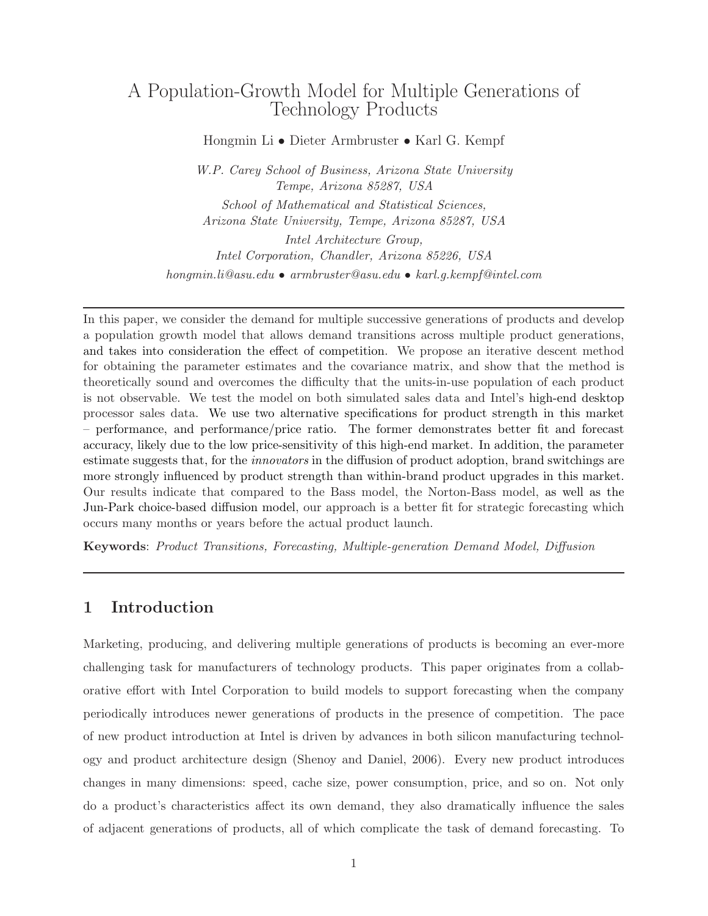# A Population-Growth Model for Multiple Generations of Technology Products

Hongmin Li • Dieter Armbruster • Karl G. Kempf

*W.P. Carey School of Business, Arizona State University*
*Tempe, Arizona 85287, USA*

*School of Mathematical and Statistical Sciences,*
*Arizona State University, Tempe, Arizona 85287, USA*

*Intel Architecture Group,*
*Intel Corporation, Chandler, Arizona 85226, USA*

*hongmin.li@asu.edu • armbruster@asu.edu • karl.g.kempf@intel.com*

---

In this paper, we consider the demand for multiple successive generations of products and develop a population growth model that allows demand transitions across multiple product generations, and takes into consideration the effect of competition. We propose an iterative descent method for obtaining the parameter estimates and the covariance matrix, and show that the method is theoretically sound and overcomes the difficulty that the units-in-use population of each product is not observable. We test the model on both simulated sales data and Intel's high-end desktop processor sales data. We use two alternative specifications for product strength in this market – performance, and performance/price ratio. The former demonstrates better fit and forecast accuracy, likely due to the low price-sensitivity of this high-end market. In addition, the parameter estimate suggests that, for the *innovators* in the diffusion of product adoption, brand switchings are more strongly influenced by product strength than within-brand product upgrades in this market. Our results indicate that compared to the Bass model, the Norton-Bass model, as well as the Jun-Park choice-based diffusion model, our approach is a better fit for strategic forecasting which occurs many months or years before the actual product launch.

**Keywords**: *Product Transitions, Forecasting, Multiple-generation Demand Model, Diffusion*

---

## 1 Introduction

Marketing, producing, and delivering multiple generations of products is becoming an ever-more challenging task for manufacturers of technology products. This paper originates from a collaborative effort with Intel Corporation to build models to support forecasting when the company periodically introduces newer generations of products in the presence of competition. The pace of new product introduction at Intel is driven by advances in both silicon manufacturing technology and product architecture design (Shenoy and Daniel, 2006). Every new product introduces changes in many dimensions: speed, cache size, power consumption, price, and so on. Not only do a product's characteristics affect its own demand, they also dramatically influence the sales of adjacent generations of products, all of which complicate the task of demand forecasting. To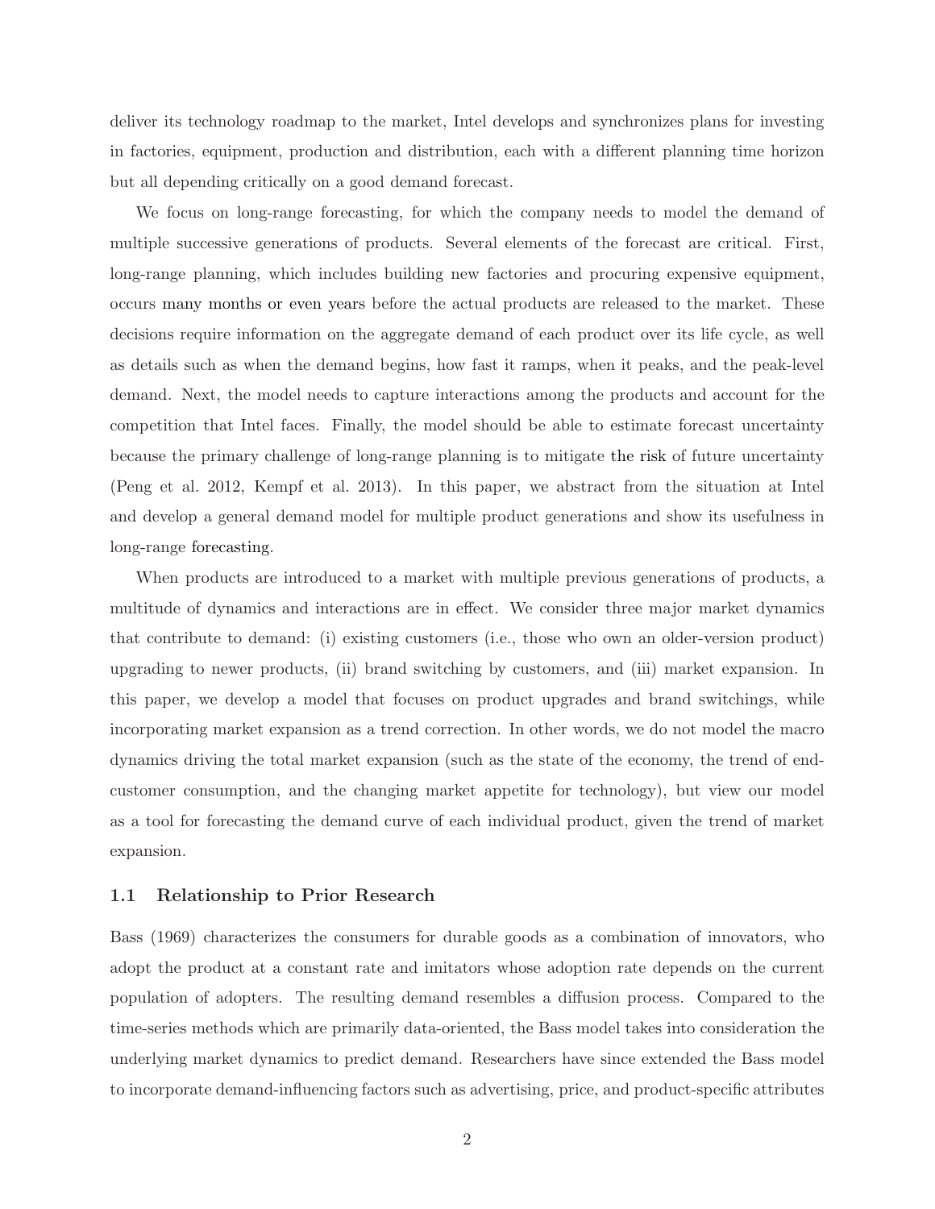deliver its technology roadmap to the market, Intel develops and synchronizes plans for investing in factories, equipment, production and distribution, each with a different planning time horizon but all depending critically on a good demand forecast.

We focus on long-range forecasting, for which the company needs to model the demand of multiple successive generations of products. Several elements of the forecast are critical. First, long-range planning, which includes building new factories and procuring expensive equipment, occurs many months or even years before the actual products are released to the market. These decisions require information on the aggregate demand of each product over its life cycle, as well as details such as when the demand begins, how fast it ramps, when it peaks, and the peak-level demand. Next, the model needs to capture interactions among the products and account for the competition that Intel faces. Finally, the model should be able to estimate forecast uncertainty because the primary challenge of long-range planning is to mitigate the risk of future uncertainty (Peng et al. 2012, Kempf et al. 2013). In this paper, we abstract from the situation at Intel and develop a general demand model for multiple product generations and show its usefulness in long-range forecasting.

When products are introduced to a market with multiple previous generations of products, a multitude of dynamics and interactions are in effect. We consider three major market dynamics that contribute to demand: (i) existing customers (i.e., those who own an older-version product) upgrading to newer products, (ii) brand switching by customers, and (iii) market expansion. In this paper, we develop a model that focuses on product upgrades and brand switchings, while incorporating market expansion as a trend correction. In other words, we do not model the macro dynamics driving the total market expansion (such as the state of the economy, the trend of end-customer consumption, and the changing market appetite for technology), but view our model as a tool for forecasting the demand curve of each individual product, given the trend of market expansion.

### 1.1 Relationship to Prior Research

Bass (1969) characterizes the consumers for durable goods as a combination of innovators, who adopt the product at a constant rate and imitators whose adoption rate depends on the current population of adopters. The resulting demand resembles a diffusion process. Compared to the time-series methods which are primarily data-oriented, the Bass model takes into consideration the underlying market dynamics to predict demand. Researchers have since extended the Bass model to incorporate demand-influencing factors such as advertising, price, and product-specific attributes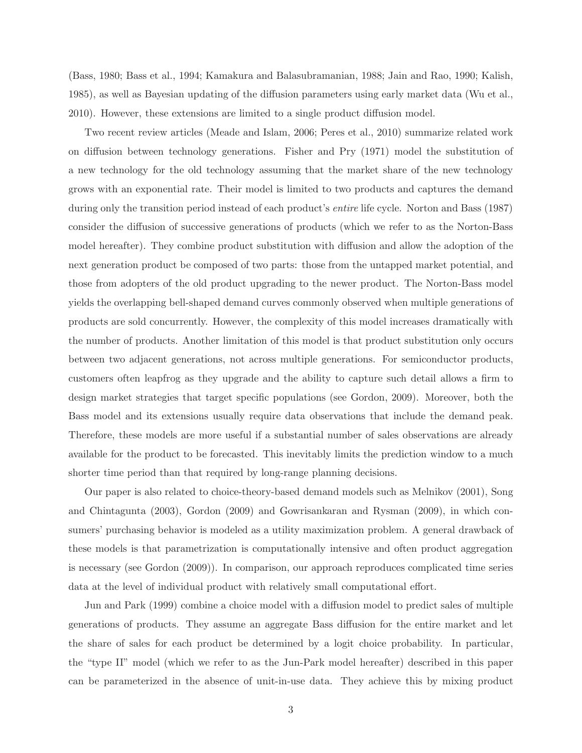(Bass, 1980; Bass et al., 1994; Kamakura and Balasubramanian, 1988; Jain and Rao, 1990; Kalish, 1985), as well as Bayesian updating of the diffusion parameters using early market data (Wu et al., 2010). However, these extensions are limited to a single product diffusion model.

Two recent review articles (Meade and Islam, 2006; Peres et al., 2010) summarize related work on diffusion between technology generations. Fisher and Pry (1971) model the substitution of a new technology for the old technology assuming that the market share of the new technology grows with an exponential rate. Their model is limited to two products and captures the demand during only the transition period instead of each product's *entire* life cycle. Norton and Bass (1987) consider the diffusion of successive generations of products (which we refer to as the Norton-Bass model hereafter). They combine product substitution with diffusion and allow the adoption of the next generation product be composed of two parts: those from the untapped market potential, and those from adopters of the old product upgrading to the newer product. The Norton-Bass model yields the overlapping bell-shaped demand curves commonly observed when multiple generations of products are sold concurrently. However, the complexity of this model increases dramatically with the number of products. Another limitation of this model is that product substitution only occurs between two adjacent generations, not across multiple generations. For semiconductor products, customers often leapfrog as they upgrade and the ability to capture such detail allows a firm to design market strategies that target specific populations (see Gordon, 2009). Moreover, both the Bass model and its extensions usually require data observations that include the demand peak. Therefore, these models are more useful if a substantial number of sales observations are already available for the product to be forecasted. This inevitably limits the prediction window to a much shorter time period than that required by long-range planning decisions.

Our paper is also related to choice-theory-based demand models such as Melnikov (2001), Song and Chintagunta (2003), Gordon (2009) and Gowrisankaran and Rysman (2009), in which consumers' purchasing behavior is modeled as a utility maximization problem. A general drawback of these models is that parametrization is computationally intensive and often product aggregation is necessary (see Gordon (2009)). In comparison, our approach reproduces complicated time series data at the level of individual product with relatively small computational effort.

Jun and Park (1999) combine a choice model with a diffusion model to predict sales of multiple generations of products. They assume an aggregate Bass diffusion for the entire market and let the share of sales for each product be determined by a logit choice probability. In particular, the "type II" model (which we refer to as the Jun-Park model hereafter) described in this paper can be parameterized in the absence of unit-in-use data. They achieve this by mixing product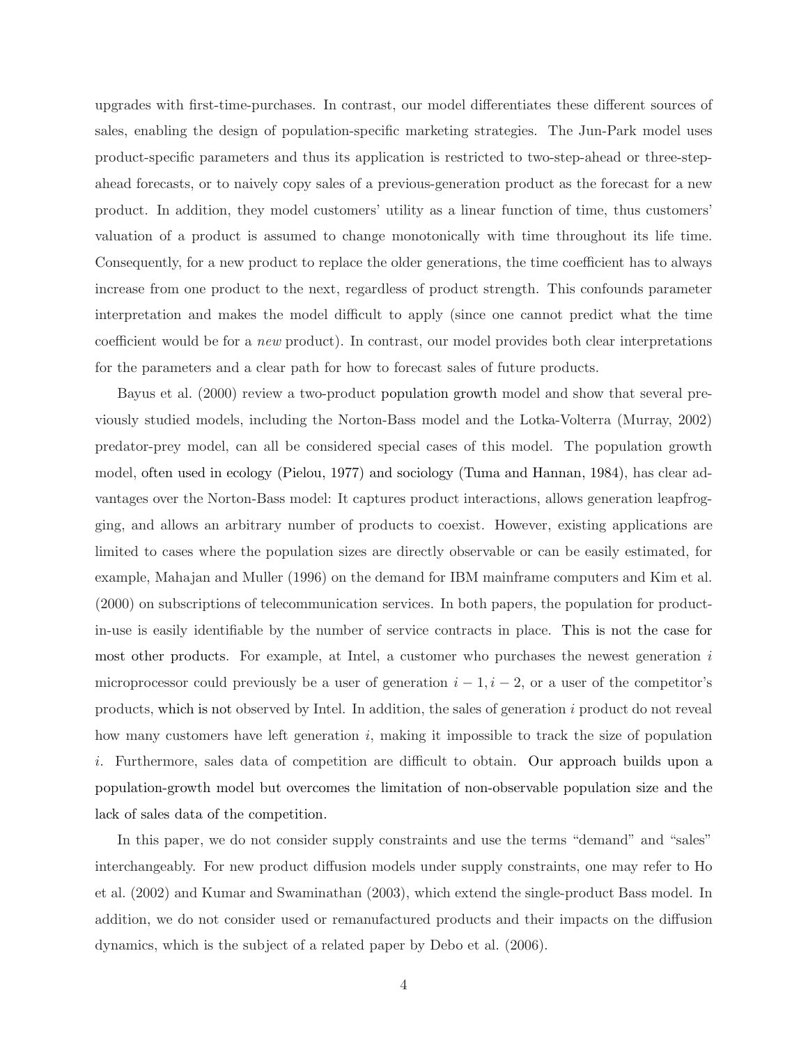upgrades with first-time-purchases. In contrast, our model differentiates these different sources of sales, enabling the design of population-specific marketing strategies. The Jun-Park model uses product-specific parameters and thus its application is restricted to two-step-ahead or three-step-ahead forecasts, or to naively copy sales of a previous-generation product as the forecast for a new product. In addition, they model customers' utility as a linear function of time, thus customers' valuation of a product is assumed to change monotonically with time throughout its life time. Consequently, for a new product to replace the older generations, the time coefficient has to always increase from one product to the next, regardless of product strength. This confounds parameter interpretation and makes the model difficult to apply (since one cannot predict what the time coefficient would be for a *new* product). In contrast, our model provides both clear interpretations for the parameters and a clear path for how to forecast sales of future products.

Bayus et al. (2000) review a two-product population growth model and show that several previously studied models, including the Norton-Bass model and the Lotka-Volterra (Murray, 2002) predator-prey model, can all be considered special cases of this model. The population growth model, often used in ecology (Pielou, 1977) and sociology (Tuma and Hannan, 1984), has clear advantages over the Norton-Bass model: It captures product interactions, allows generation leapfrogging, and allows an arbitrary number of products to coexist. However, existing applications are limited to cases where the population sizes are directly observable or can be easily estimated, for example, Mahajan and Muller (1996) on the demand for IBM mainframe computers and Kim et al. (2000) on subscriptions of telecommunication services. In both papers, the population for product-in-use is easily identifiable by the number of service contracts in place. This is not the case for most other products. For example, at Intel, a customer who purchases the newest generation $i$ microprocessor could previously be a user of generation $i-1, i-2$, or a user of the competitor's products, which is not observed by Intel. In addition, the sales of generation $i$ product do not reveal how many customers have left generation $i$, making it impossible to track the size of population $i$. Furthermore, sales data of competition are difficult to obtain. Our approach builds upon a population-growth model but overcomes the limitation of non-observable population size and the lack of sales data of the competition.

In this paper, we do not consider supply constraints and use the terms "demand" and "sales" interchangeably. For new product diffusion models under supply constraints, one may refer to Ho et al. (2002) and Kumar and Swaminathan (2003), which extend the single-product Bass model. In addition, we do not consider used or remanufactured products and their impacts on the diffusion dynamics, which is the subject of a related paper by Debo et al. (2006).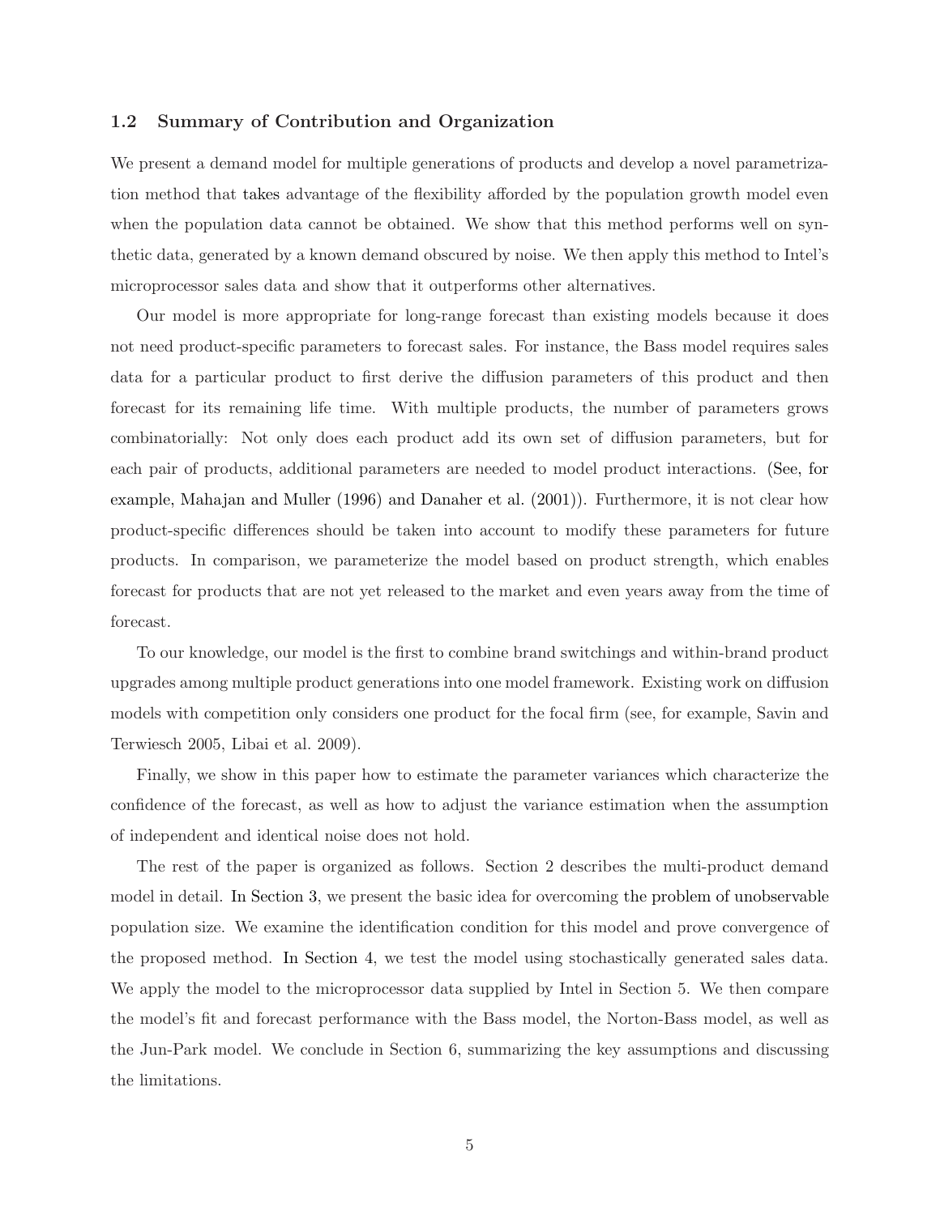### 1.2 Summary of Contribution and Organization

We present a demand model for multiple generations of products and develop a novel parametrization method that takes advantage of the flexibility afforded by the population growth model even when the population data cannot be obtained. We show that this method performs well on synthetic data, generated by a known demand obscured by noise. We then apply this method to Intel's microprocessor sales data and show that it outperforms other alternatives.

Our model is more appropriate for long-range forecast than existing models because it does not need product-specific parameters to forecast sales. For instance, the Bass model requires sales data for a particular product to first derive the diffusion parameters of this product and then forecast for its remaining life time. With multiple products, the number of parameters grows combinatorially: Not only does each product add its own set of diffusion parameters, but for each pair of products, additional parameters are needed to model product interactions. (See, for example, Mahajan and Muller (1996) and Danaher et al. (2001)). Furthermore, it is not clear how product-specific differences should be taken into account to modify these parameters for future products. In comparison, we parameterize the model based on product strength, which enables forecast for products that are not yet released to the market and even years away from the time of forecast.

To our knowledge, our model is the first to combine brand switchings and within-brand product upgrades among multiple product generations into one model framework. Existing work on diffusion models with competition only considers one product for the focal firm (see, for example, Savin and Terwiesch 2005, Libai et al. 2009).

Finally, we show in this paper how to estimate the parameter variances which characterize the confidence of the forecast, as well as how to adjust the variance estimation when the assumption of independent and identical noise does not hold.

The rest of the paper is organized as follows. Section 2 describes the multi-product demand model in detail. In Section 3, we present the basic idea for overcoming the problem of unobservable population size. We examine the identification condition for this model and prove convergence of the proposed method. In Section 4, we test the model using stochastically generated sales data. We apply the model to the microprocessor data supplied by Intel in Section 5. We then compare the model's fit and forecast performance with the Bass model, the Norton-Bass model, as well as the Jun-Park model. We conclude in Section 6, summarizing the key assumptions and discussing the limitations.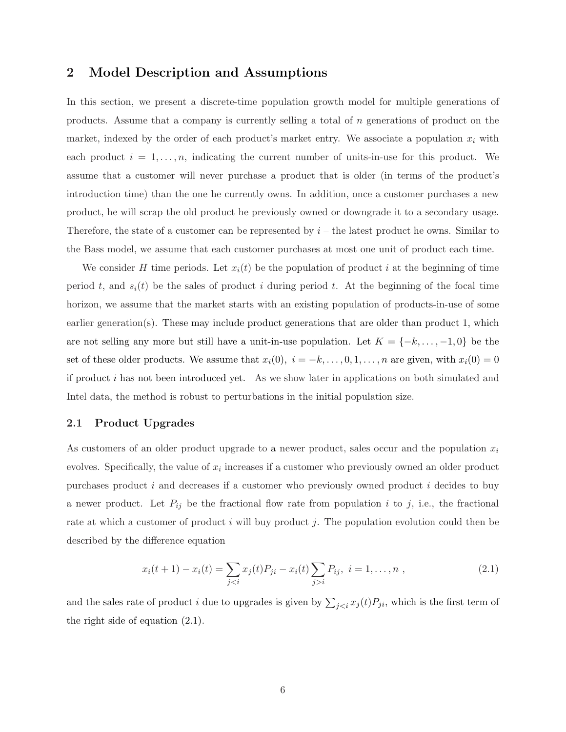## 2 Model Description and Assumptions

In this section, we present a discrete-time population growth model for multiple generations of products. Assume that a company is currently selling a total of $n$ generations of product on the market, indexed by the order of each product's market entry. We associate a population $x_i$ with each product $i = 1, \ldots, n$, indicating the current number of units-in-use for this product. We assume that a customer will never purchase a product that is older (in terms of the product's introduction time) than the one he currently owns. In addition, once a customer purchases a new product, he will scrap the old product he previously owned or downgrade it to a secondary usage. Therefore, the state of a customer can be represented by $i$ – the latest product he owns. Similar to the Bass model, we assume that each customer purchases at most one unit of product each time.

We consider $H$ time periods. Let $x_i(t)$ be the population of product $i$ at the beginning of time period $t$, and $s_i(t)$ be the sales of product $i$ during period $t$. At the beginning of the focal time horizon, we assume that the market starts with an existing population of products-in-use of some earlier generation(s). These may include product generations that are older than product 1, which are not selling any more but still have a unit-in-use population. Let $K = \{-k, \ldots, -1, 0\}$ be the set of these older products. We assume that $x_i(0),\ i = -k, \ldots, 0, 1, \ldots, n$ are given, with $x_i(0) = 0$ if product $i$ has not been introduced yet. As we show later in applications on both simulated and Intel data, the method is robust to perturbations in the initial population size.

### 2.1 Product Upgrades

As customers of an older product upgrade to a newer product, sales occur and the population $x_i$ evolves. Specifically, the value of $x_i$ increases if a customer who previously owned an older product purchases product $i$ and decreases if a customer who previously owned product $i$ decides to buy a newer product. Let $P_{ij}$ be the fractional flow rate from population $i$ to $j$, i.e., the fractional rate at which a customer of product $i$ will buy product $j$. The population evolution could then be described by the difference equation

$$x_i(t+1) - x_i(t) = \sum_{j<i} x_j(t) P_{ji} - x_i(t) \sum_{j>i} P_{ij},\ i = 1, \ldots, n\ , \tag{2.1}$$

and the sales rate of product $i$ due to upgrades is given by $\sum_{j<i} x_j(t) P_{ji}$, which is the first term of the right side of equation (2.1).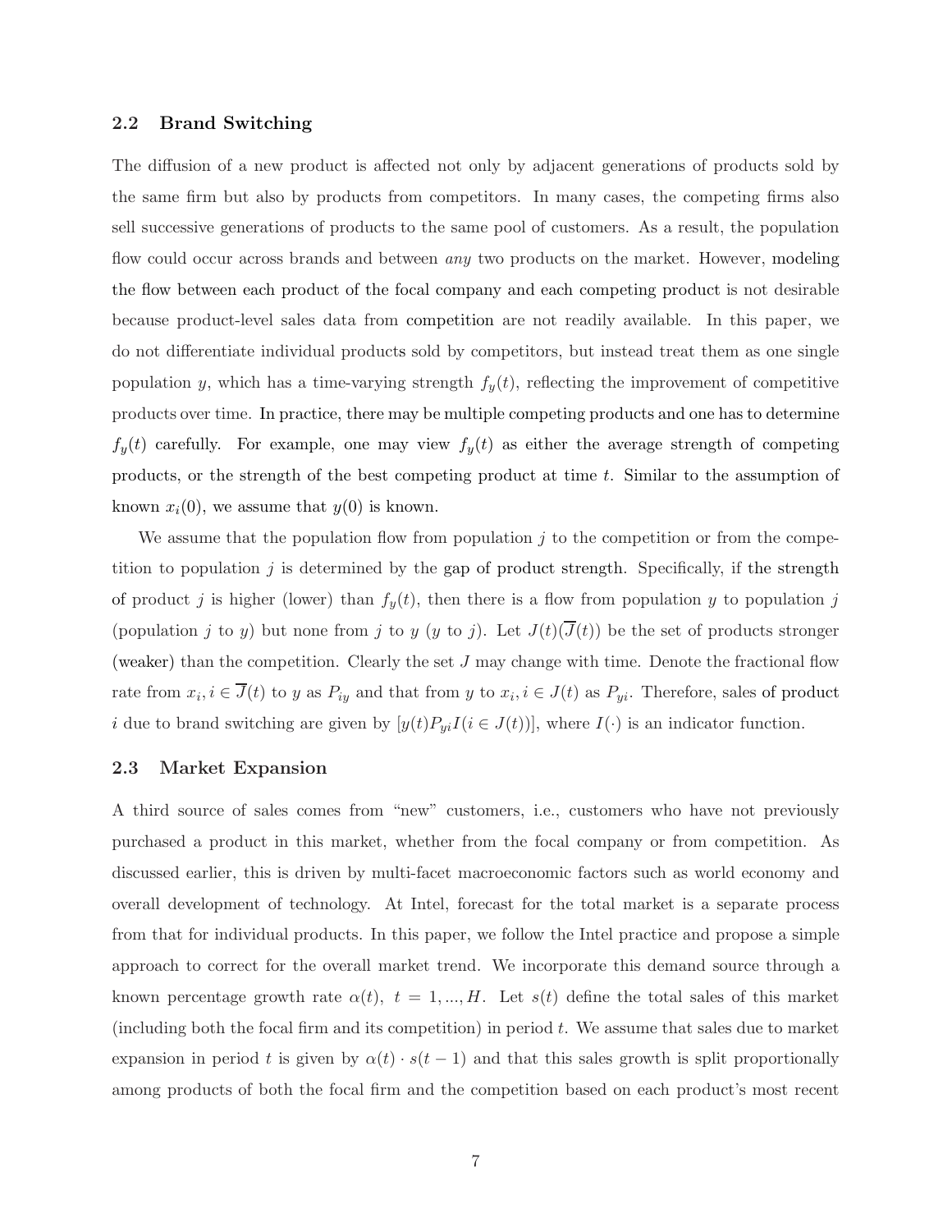### 2.2 Brand Switching

The diffusion of a new product is affected not only by adjacent generations of products sold by the same firm but also by products from competitors. In many cases, the competing firms also sell successive generations of products to the same pool of customers. As a result, the population flow could occur across brands and between *any* two products on the market. However, modeling the flow between each product of the focal company and each competing product is not desirable because product-level sales data from competition are not readily available. In this paper, we do not differentiate individual products sold by competitors, but instead treat them as one single population $y$, which has a time-varying strength $f_y(t)$, reflecting the improvement of competitive products over time. In practice, there may be multiple competing products and one has to determine $f_y(t)$ carefully. For example, one may view $f_y(t)$ as either the average strength of competing products, or the strength of the best competing product at time $t$. Similar to the assumption of known $x_i(0)$, we assume that $y(0)$ is known.

We assume that the population flow from population $j$ to the competition or from the competition to population $j$ is determined by the gap of product strength. Specifically, if the strength of product $j$ is higher (lower) than $f_y(t)$, then there is a flow from population $y$ to population $j$ (population $j$ to $y$) but none from $j$ to $y$ ($y$ to $j$). Let $J(t)(\overline{J}(t))$ be the set of products stronger (weaker) than the competition. Clearly the set $J$ may change with time. Denote the fractional flow rate from $x_i, i \in \overline{J}(t)$ to $y$ as $P_{iy}$ and that from $y$ to $x_i, i \in J(t)$ as $P_{yi}$. Therefore, sales of product $i$ due to brand switching are given by $[y(t)P_{yi}I(i \in J(t))]$, where $I(\cdot)$ is an indicator function.

### 2.3 Market Expansion

A third source of sales comes from "new" customers, i.e., customers who have not previously purchased a product in this market, whether from the focal company or from competition. As discussed earlier, this is driven by multi-facet macroeconomic factors such as world economy and overall development of technology. At Intel, forecast for the total market is a separate process from that for individual products. In this paper, we follow the Intel practice and propose a simple approach to correct for the overall market trend. We incorporate this demand source through a known percentage growth rate $\alpha(t),\ t = 1, ..., H$. Let $s(t)$ define the total sales of this market (including both the focal firm and its competition) in period $t$. We assume that sales due to market expansion in period $t$ is given by $\alpha(t) \cdot s(t-1)$ and that this sales growth is split proportionally among products of both the focal firm and the competition based on each product's most recent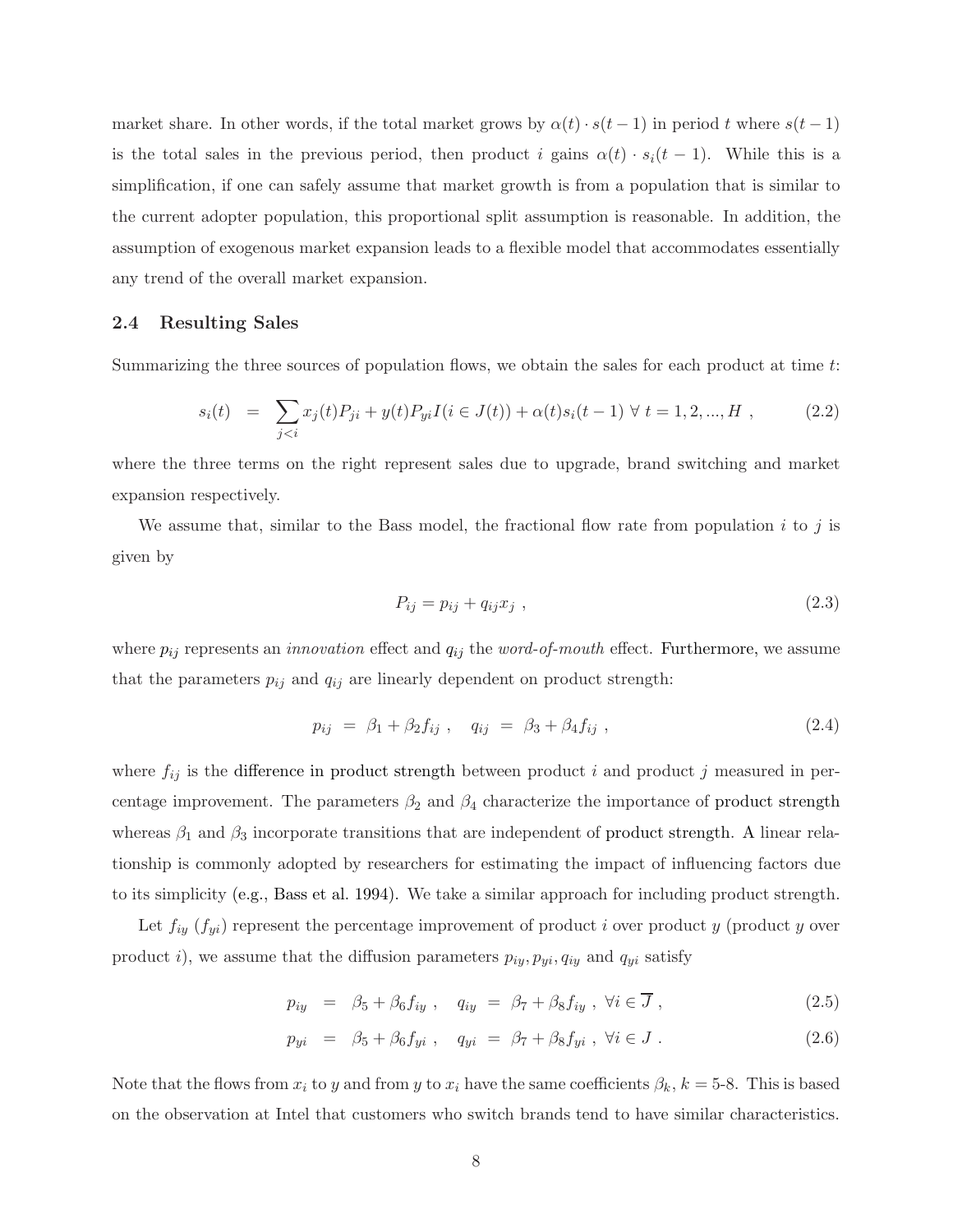market share. In other words, if the total market grows by $\alpha(t) \cdot s(t-1)$ in period $t$ where $s(t-1)$ is the total sales in the previous period, then product $i$ gains $\alpha(t) \cdot s_i(t-1)$. While this is a simplification, if one can safely assume that market growth is from a population that is similar to the current adopter population, this proportional split assumption is reasonable. In addition, the assumption of exogenous market expansion leads to a flexible model that accommodates essentially any trend of the overall market expansion.

### 2.4 Resulting Sales

Summarizing the three sources of population flows, we obtain the sales for each product at time $t$:

$$s_i(t) = \sum_{j<i} x_j(t) P_{ji} + y(t) P_{yi} I(i \in J(t)) + \alpha(t) s_i(t-1) \ \forall \ t = 1, 2, ..., H \ , \tag{2.2}$$

where the three terms on the right represent sales due to upgrade, brand switching and market expansion respectively.

We assume that, similar to the Bass model, the fractional flow rate from population $i$ to $j$ is given by

$$P_{ij} = p_{ij} + q_{ij} x_j \ , \tag{2.3}$$

where $p_{ij}$ represents an *innovation* effect and $q_{ij}$ the *word-of-mouth* effect. Furthermore, we assume that the parameters $p_{ij}$ and $q_{ij}$ are linearly dependent on product strength:

$$p_{ij} = \beta_1 + \beta_2 f_{ij} \ , \quad q_{ij} = \beta_3 + \beta_4 f_{ij} \ , \tag{2.4}$$

where $f_{ij}$ is the difference in product strength between product $i$ and product $j$ measured in percentage improvement. The parameters $\beta_2$ and $\beta_4$ characterize the importance of product strength whereas $\beta_1$ and $\beta_3$ incorporate transitions that are independent of product strength. A linear relationship is commonly adopted by researchers for estimating the impact of influencing factors due to its simplicity (e.g., Bass et al. 1994). We take a similar approach for including product strength.

Let $f_{iy}$ ($f_{yi}$) represent the percentage improvement of product $i$ over product $y$ (product $y$ over product $i$), we assume that the diffusion parameters $p_{iy}, p_{yi}, q_{iy}$ and $q_{yi}$ satisfy

$$p_{iy} = \beta_5 + \beta_6 f_{iy} \ , \quad q_{iy} = \beta_7 + \beta_8 f_{iy} \ , \ \forall i \in \overline{J} \ , \tag{2.5}$$

$$p_{yi} = \beta_5 + \beta_6 f_{yi} \ , \quad q_{yi} = \beta_7 + \beta_8 f_{yi} \ , \ \forall i \in J \ . \tag{2.6}$$

Note that the flows from $x_i$ to $y$ and from $y$ to $x_i$ have the same coefficients $\beta_k$, $k$ = 5-8. This is based on the observation at Intel that customers who switch brands tend to have similar characteristics.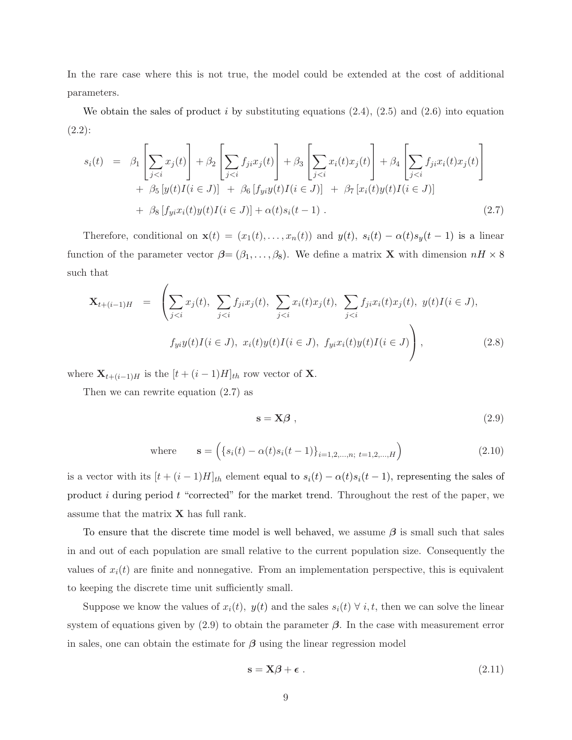In the rare case where this is not true, the model could be extended at the cost of additional parameters.

We obtain the sales of product $i$ by substituting equations (2.4), (2.5) and (2.6) into equation (2.2):

$$
\begin{aligned}
s_i(t) \quad = \quad & \beta_1 \left[ \sum_{j<i} x_j(t) \right] + \beta_2 \left[ \sum_{j<i} f_{ji} x_j(t) \right] + \beta_3 \left[ \sum_{j<i} x_i(t) x_j(t) \right] + \beta_4 \left[ \sum_{j<i} f_{ji} x_i(t) x_j(t) \right] \\
& + \ \beta_5 \left[ y(t) I(i \in J) \right] \ + \ \beta_6 \left[ f_{yi} y(t) I(i \in J) \right] \ + \ \beta_7 \left[ x_i(t) y(t) I(i \in J) \right] \\
& + \ \beta_8 \left[ f_{yi} x_i(t) y(t) I(i \in J) \right] + \alpha(t) s_i(t-1) \ . \qquad (2.7)
\end{aligned}
$$

Therefore, conditional on $\mathbf{x}(t) = (x_1(t), \ldots, x_n(t))$ and $y(t)$, $s_i(t) - \alpha(t) s_y(t-1)$ is a linear function of the parameter vector $\boldsymbol{\beta} = (\beta_1, \ldots, \beta_8)$. We define a matrix $\mathbf{X}$ with dimension $nH \times 8$ such that

$$
\begin{aligned}
\mathbf{X}_{t+(i-1)H} \quad = \quad & \Bigg( \sum_{j<i} x_j(t), \ \sum_{j<i} f_{ji} x_j(t), \ \sum_{j<i} x_i(t) x_j(t), \ \sum_{j<i} f_{ji} x_i(t) x_j(t), \ y(t) I(i \in J), \\
& f_{yi} y(t) I(i \in J), \ x_i(t) y(t) I(i \in J), \ f_{yi} x_i(t) y(t) I(i \in J) \Bigg) , \qquad (2.8)
\end{aligned}
$$

where $\mathbf{X}_{t+(i-1)H}$ is the $[t + (i-1)H]_{th}$ row vector of $\mathbf{X}$.

Then we can rewrite equation (2.7) as

$$
\mathbf{s} = \mathbf{X} \boldsymbol{\beta} \ , \qquad (2.9)
$$

$$
\text{where} \qquad \mathbf{s} = \Big( \{ s_i(t) - \alpha(t) s_i(t-1) \}_{i=1,2,\ldots,n; \ t=1,2,\ldots,H} \Big) \qquad (2.10)
$$

is a vector with its $[t + (i-1)H]_{th}$ element equal to $s_i(t) - \alpha(t) s_i(t-1)$, representing the sales of product $i$ during period $t$ "corrected" for the market trend. Throughout the rest of the paper, we assume that the matrix $\mathbf{X}$ has full rank.

To ensure that the discrete time model is well behaved, we assume $\boldsymbol{\beta}$ is small such that sales in and out of each population are small relative to the current population size. Consequently the values of $x_i(t)$ are finite and nonnegative. From an implementation perspective, this is equivalent to keeping the discrete time unit sufficiently small.

Suppose we know the values of $x_i(t)$, $y(t)$ and the sales $s_i(t)$ $\forall \ i, t$, then we can solve the linear system of equations given by (2.9) to obtain the parameter $\boldsymbol{\beta}$. In the case with measurement error in sales, one can obtain the estimate for $\boldsymbol{\beta}$ using the linear regression model

$$
\mathbf{s} = \mathbf{X} \boldsymbol{\beta} + \boldsymbol{\epsilon} \ . \qquad (2.11)
$$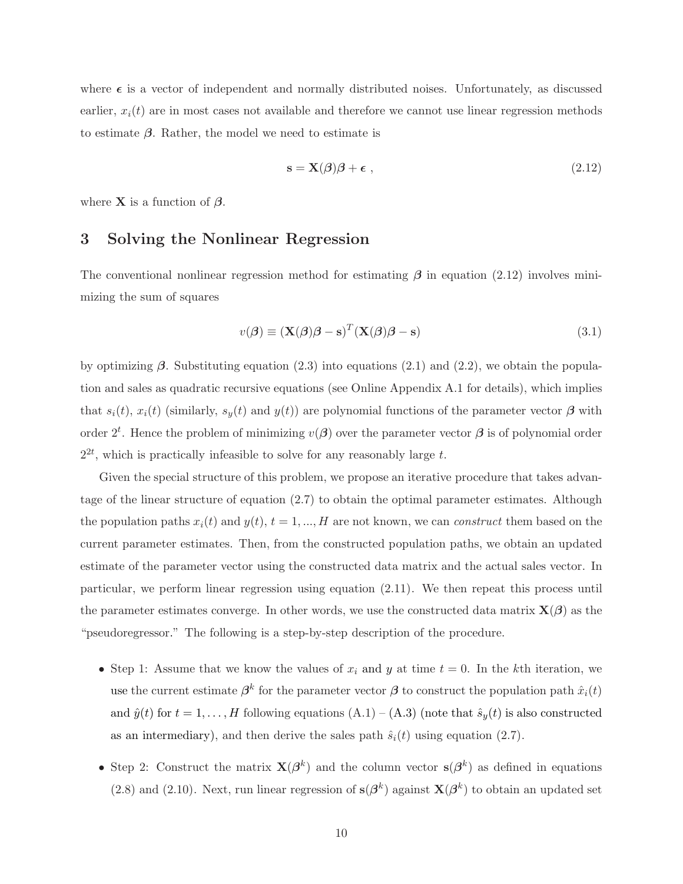where $\boldsymbol{\epsilon}$ is a vector of independent and normally distributed noises. Unfortunately, as discussed earlier, $x_i(t)$ are in most cases not available and therefore we cannot use linear regression methods to estimate $\boldsymbol{\beta}$. Rather, the model we need to estimate is

$$\mathbf{s} = \mathbf{X}(\boldsymbol{\beta})\boldsymbol{\beta} + \boldsymbol{\epsilon} \ , \tag{2.12}$$

where $\mathbf{X}$ is a function of $\boldsymbol{\beta}$.

# 3 Solving the Nonlinear Regression

The conventional nonlinear regression method for estimating $\boldsymbol{\beta}$ in equation (2.12) involves minimizing the sum of squares

$$v(\boldsymbol{\beta}) \equiv (\mathbf{X}(\boldsymbol{\beta})\boldsymbol{\beta} - \mathbf{s})^T(\mathbf{X}(\boldsymbol{\beta})\boldsymbol{\beta} - \mathbf{s}) \tag{3.1}$$

by optimizing $\boldsymbol{\beta}$. Substituting equation (2.3) into equations (2.1) and (2.2), we obtain the population and sales as quadratic recursive equations (see Online Appendix A.1 for details), which implies that $s_i(t)$, $x_i(t)$ (similarly, $s_y(t)$ and $y(t)$) are polynomial functions of the parameter vector $\boldsymbol{\beta}$ with order $2^t$. Hence the problem of minimizing $v(\boldsymbol{\beta})$ over the parameter vector $\boldsymbol{\beta}$ is of polynomial order $2^{2t}$, which is practically infeasible to solve for any reasonably large $t$.

Given the special structure of this problem, we propose an iterative procedure that takes advantage of the linear structure of equation (2.7) to obtain the optimal parameter estimates. Although the population paths $x_i(t)$ and $y(t)$, $t = 1, ..., H$ are not known, we can *construct* them based on the current parameter estimates. Then, from the constructed population paths, we obtain an updated estimate of the parameter vector using the constructed data matrix and the actual sales vector. In particular, we perform linear regression using equation (2.11). We then repeat this process until the parameter estimates converge. In other words, we use the constructed data matrix $\mathbf{X}(\boldsymbol{\beta})$ as the "pseudoregressor." The following is a step-by-step description of the procedure.

- Step 1: Assume that we know the values of $x_i$ and $y$ at time $t = 0$. In the $k$th iteration, we use the current estimate $\boldsymbol{\beta}^k$ for the parameter vector $\boldsymbol{\beta}$ to construct the population path $\hat{x}_i(t)$ and $\hat{y}(t)$ for $t = 1, \ldots, H$ following equations (A.1) – (A.3) (note that $\hat{s}_y(t)$ is also constructed as an intermediary), and then derive the sales path $\hat{s}_i(t)$ using equation (2.7).

- Step 2: Construct the matrix $\mathbf{X}(\boldsymbol{\beta}^k)$ and the column vector $\mathbf{s}(\boldsymbol{\beta}^k)$ as defined in equations (2.8) and (2.10). Next, run linear regression of $\mathbf{s}(\boldsymbol{\beta}^k)$ against $\mathbf{X}(\boldsymbol{\beta}^k)$ to obtain an updated set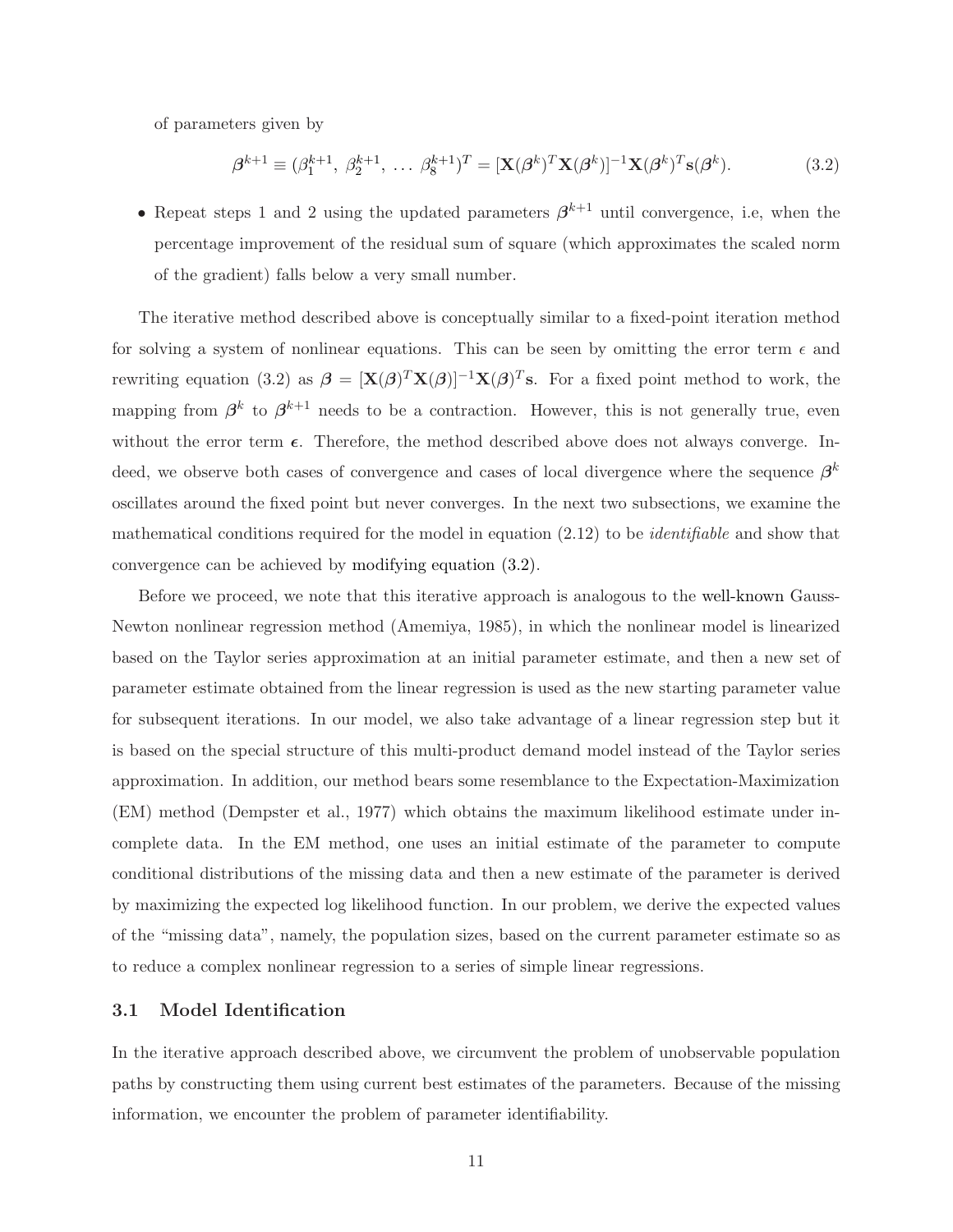of parameters given by

$$\boldsymbol{\beta}^{k+1} \equiv (\beta_1^{k+1},\ \beta_2^{k+1},\ \ldots\ \beta_8^{k+1})^T = [\mathbf{X}(\boldsymbol{\beta}^k)^T \mathbf{X}(\boldsymbol{\beta}^k)]^{-1} \mathbf{X}(\boldsymbol{\beta}^k)^T \mathbf{s}(\boldsymbol{\beta}^k). \tag{3.2}$$

- Repeat steps 1 and 2 using the updated parameters $\boldsymbol{\beta}^{k+1}$ until convergence, i.e, when the percentage improvement of the residual sum of square (which approximates the scaled norm of the gradient) falls below a very small number.

The iterative method described above is conceptually similar to a fixed-point iteration method for solving a system of nonlinear equations. This can be seen by omitting the error term $\epsilon$ and rewriting equation (3.2) as $\boldsymbol{\beta} = [\mathbf{X}(\boldsymbol{\beta})^T \mathbf{X}(\boldsymbol{\beta})]^{-1} \mathbf{X}(\boldsymbol{\beta})^T \mathbf{s}$. For a fixed point method to work, the mapping from $\boldsymbol{\beta}^k$ to $\boldsymbol{\beta}^{k+1}$ needs to be a contraction. However, this is not generally true, even without the error term $\boldsymbol{\epsilon}$. Therefore, the method described above does not always converge. Indeed, we observe both cases of convergence and cases of local divergence where the sequence $\boldsymbol{\beta}^k$ oscillates around the fixed point but never converges. In the next two subsections, we examine the mathematical conditions required for the model in equation (2.12) to be *identifiable* and show that convergence can be achieved by modifying equation (3.2).

Before we proceed, we note that this iterative approach is analogous to the well-known Gauss-Newton nonlinear regression method (Amemiya, 1985), in which the nonlinear model is linearized based on the Taylor series approximation at an initial parameter estimate, and then a new set of parameter estimate obtained from the linear regression is used as the new starting parameter value for subsequent iterations. In our model, we also take advantage of a linear regression step but it is based on the special structure of this multi-product demand model instead of the Taylor series approximation. In addition, our method bears some resemblance to the Expectation-Maximization (EM) method (Dempster et al., 1977) which obtains the maximum likelihood estimate under incomplete data. In the EM method, one uses an initial estimate of the parameter to compute conditional distributions of the missing data and then a new estimate of the parameter is derived by maximizing the expected log likelihood function. In our problem, we derive the expected values of the "missing data", namely, the population sizes, based on the current parameter estimate so as to reduce a complex nonlinear regression to a series of simple linear regressions.

## 3.1 Model Identification

In the iterative approach described above, we circumvent the problem of unobservable population paths by constructing them using current best estimates of the parameters. Because of the missing information, we encounter the problem of parameter identifiability.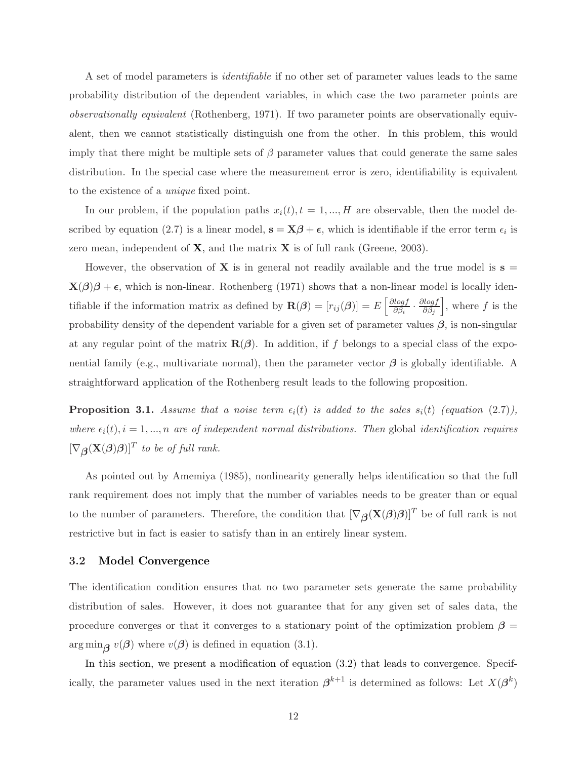A set of model parameters is *identifiable* if no other set of parameter values leads to the same probability distribution of the dependent variables, in which case the two parameter points are *observationally equivalent* (Rothenberg, 1971). If two parameter points are observationally equivalent, then we cannot statistically distinguish one from the other. In this problem, this would imply that there might be multiple sets of $\beta$ parameter values that could generate the same sales distribution. In the special case where the measurement error is zero, identifiability is equivalent to the existence of a *unique* fixed point.

In our problem, if the population paths $x_i(t), t = 1, ..., H$ are observable, then the model described by equation (2.7) is a linear model, $\mathbf{s} = \mathbf{X}\boldsymbol{\beta} + \boldsymbol{\epsilon}$, which is identifiable if the error term $\epsilon_i$ is zero mean, independent of $\mathbf{X}$, and the matrix $\mathbf{X}$ is of full rank (Greene, 2003).

However, the observation of $\mathbf{X}$ is in general not readily available and the true model is $\mathbf{s} = \mathbf{X}(\boldsymbol{\beta})\boldsymbol{\beta} + \boldsymbol{\epsilon}$, which is non-linear. Rothenberg (1971) shows that a non-linear model is locally identifiable if the information matrix as defined by $\mathbf{R}(\boldsymbol{\beta}) = [r_{ij}(\boldsymbol{\beta})] = E\left[\frac{\partial log f}{\partial \beta_i} \cdot \frac{\partial log f}{\partial \beta_j}\right]$, where $f$ is the probability density of the dependent variable for a given set of parameter values $\boldsymbol{\beta}$, is non-singular at any regular point of the matrix $\mathbf{R}(\boldsymbol{\beta})$. In addition, if $f$ belongs to a special class of the exponential family (e.g., multivariate normal), then the parameter vector $\boldsymbol{\beta}$ is globally identifiable. A straightforward application of the Rothenberg result leads to the following proposition.

**Proposition 3.1.** *Assume that a noise term $\epsilon_i(t)$ is added to the sales $s_i(t)$ (equation (2.7)), where $\epsilon_i(t), i = 1, ..., n$ are of independent normal distributions. Then* global *identification requires $[\nabla_{\boldsymbol{\beta}}(\mathbf{X}(\boldsymbol{\beta})\boldsymbol{\beta})]^T$ to be of full rank.*

As pointed out by Amemiya (1985), nonlinearity generally helps identification so that the full rank requirement does not imply that the number of variables needs to be greater than or equal to the number of parameters. Therefore, the condition that $[\nabla_{\boldsymbol{\beta}}(\mathbf{X}(\boldsymbol{\beta})\boldsymbol{\beta})]^T$ be of full rank is not restrictive but in fact is easier to satisfy than in an entirely linear system.

### 3.2 Model Convergence

The identification condition ensures that no two parameter sets generate the same probability distribution of sales. However, it does not guarantee that for any given set of sales data, the procedure converges or that it converges to a stationary point of the optimization problem $\boldsymbol{\beta} = \arg\min_{\boldsymbol{\beta}} v(\boldsymbol{\beta})$ where $v(\boldsymbol{\beta})$ is defined in equation (3.1).

In this section, we present a modification of equation (3.2) that leads to convergence. Specifically, the parameter values used in the next iteration $\boldsymbol{\beta}^{k+1}$ is determined as follows: Let $X(\boldsymbol{\beta}^k)$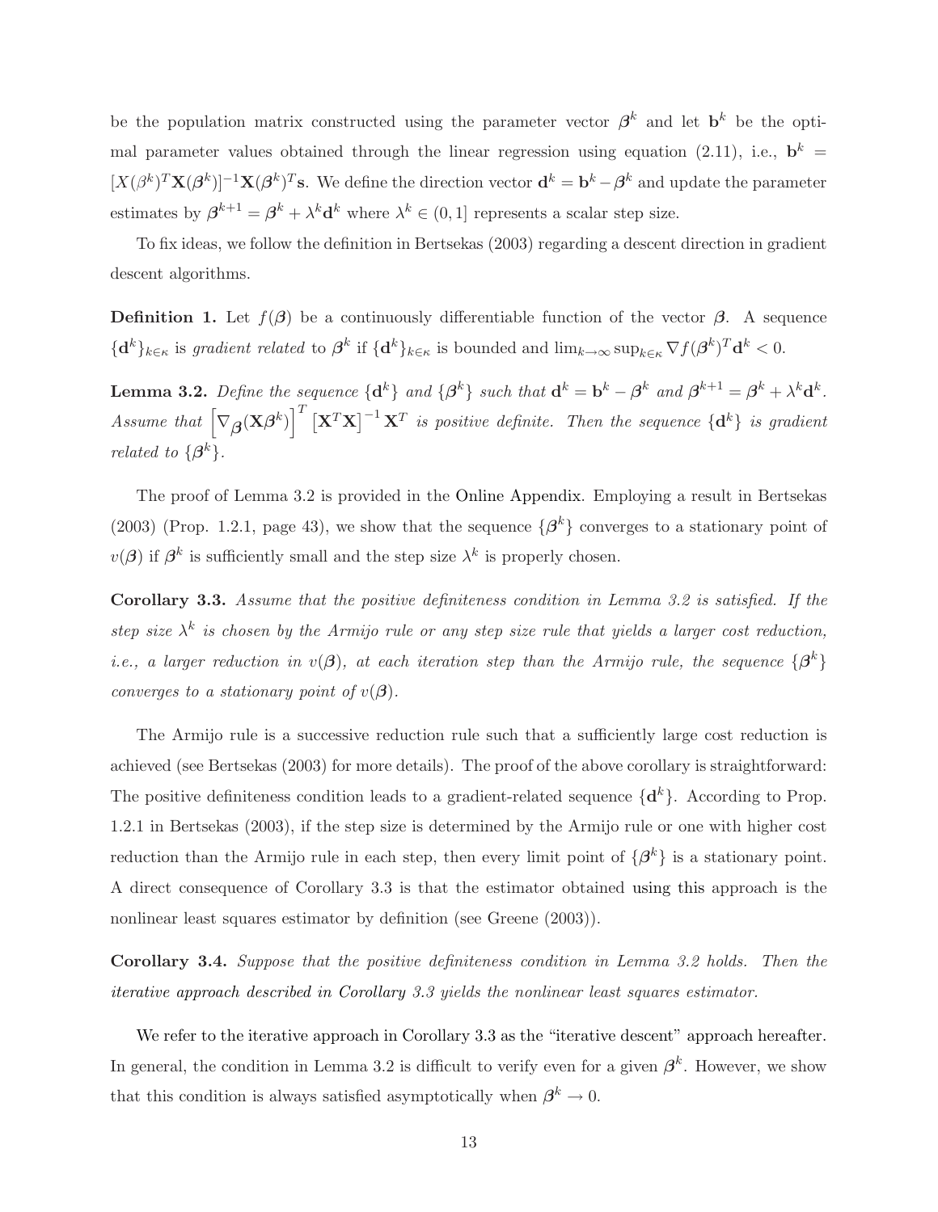be the population matrix constructed using the parameter vector $\boldsymbol{\beta}^k$ and let $\mathbf{b}^k$ be the optimal parameter values obtained through the linear regression using equation (2.11), i.e., $\mathbf{b}^k = [X(\beta^k)^T\mathbf{X}(\boldsymbol{\beta}^k)]^{-1}\mathbf{X}(\boldsymbol{\beta}^k)^T\mathbf{s}$. We define the direction vector $\mathbf{d}^k = \mathbf{b}^k - \boldsymbol{\beta}^k$ and update the parameter estimates by $\boldsymbol{\beta}^{k+1} = \boldsymbol{\beta}^k + \lambda^k\mathbf{d}^k$ where $\lambda^k \in (0, 1]$ represents a scalar step size.

To fix ideas, we follow the definition in Bertsekas (2003) regarding a descent direction in gradient descent algorithms.

**Definition 1.** Let $f(\boldsymbol{\beta})$ be a continuously differentiable function of the vector $\boldsymbol{\beta}$. A sequence $\{\mathbf{d}^k\}_{k\in\kappa}$ is *gradient related* to $\boldsymbol{\beta}^k$ if $\{\mathbf{d}^k\}_{k\in\kappa}$ is bounded and $\lim_{k\to\infty}\sup_{k\in\kappa}\nabla f(\boldsymbol{\beta}^k)^T\mathbf{d}^k < 0$.

**Lemma 3.2.** *Define the sequence $\{\mathbf{d}^k\}$ and $\{\boldsymbol{\beta}^k\}$ such that $\mathbf{d}^k = \mathbf{b}^k - \boldsymbol{\beta}^k$ and $\boldsymbol{\beta}^{k+1} = \boldsymbol{\beta}^k + \lambda^k\mathbf{d}^k$. Assume that $\left[\nabla_{\boldsymbol{\beta}}(\mathbf{X}\boldsymbol{\beta}^k)\right]^T\left[\mathbf{X}^T\mathbf{X}\right]^{-1}\mathbf{X}^T$ is positive definite. Then the sequence $\{\mathbf{d}^k\}$ is gradient related to $\{\boldsymbol{\beta}^k\}$.*

The proof of Lemma 3.2 is provided in the Online Appendix. Employing a result in Bertsekas (2003) (Prop. 1.2.1, page 43), we show that the sequence $\{\boldsymbol{\beta}^k\}$ converges to a stationary point of $v(\boldsymbol{\beta})$ if $\boldsymbol{\beta}^k$ is sufficiently small and the step size $\lambda^k$ is properly chosen.

**Corollary 3.3.** *Assume that the positive definiteness condition in Lemma 3.2 is satisfied. If the step size $\lambda^k$ is chosen by the Armijo rule or any step size rule that yields a larger cost reduction, i.e., a larger reduction in $v(\boldsymbol{\beta})$, at each iteration step than the Armijo rule, the sequence $\{\boldsymbol{\beta}^k\}$ converges to a stationary point of $v(\boldsymbol{\beta})$.*

The Armijo rule is a successive reduction rule such that a sufficiently large cost reduction is achieved (see Bertsekas (2003) for more details). The proof of the above corollary is straightforward: The positive definiteness condition leads to a gradient-related sequence $\{\mathbf{d}^k\}$. According to Prop. 1.2.1 in Bertsekas (2003), if the step size is determined by the Armijo rule or one with higher cost reduction than the Armijo rule in each step, then every limit point of $\{\boldsymbol{\beta}^k\}$ is a stationary point. A direct consequence of Corollary 3.3 is that the estimator obtained using this approach is the nonlinear least squares estimator by definition (see Greene (2003)).

**Corollary 3.4.** *Suppose that the positive definiteness condition in Lemma 3.2 holds. Then the iterative approach described in Corollary 3.3 yields the nonlinear least squares estimator.*

We refer to the iterative approach in Corollary 3.3 as the "iterative descent" approach hereafter. In general, the condition in Lemma 3.2 is difficult to verify even for a given $\boldsymbol{\beta}^k$. However, we show that this condition is always satisfied asymptotically when $\boldsymbol{\beta}^k \to 0$.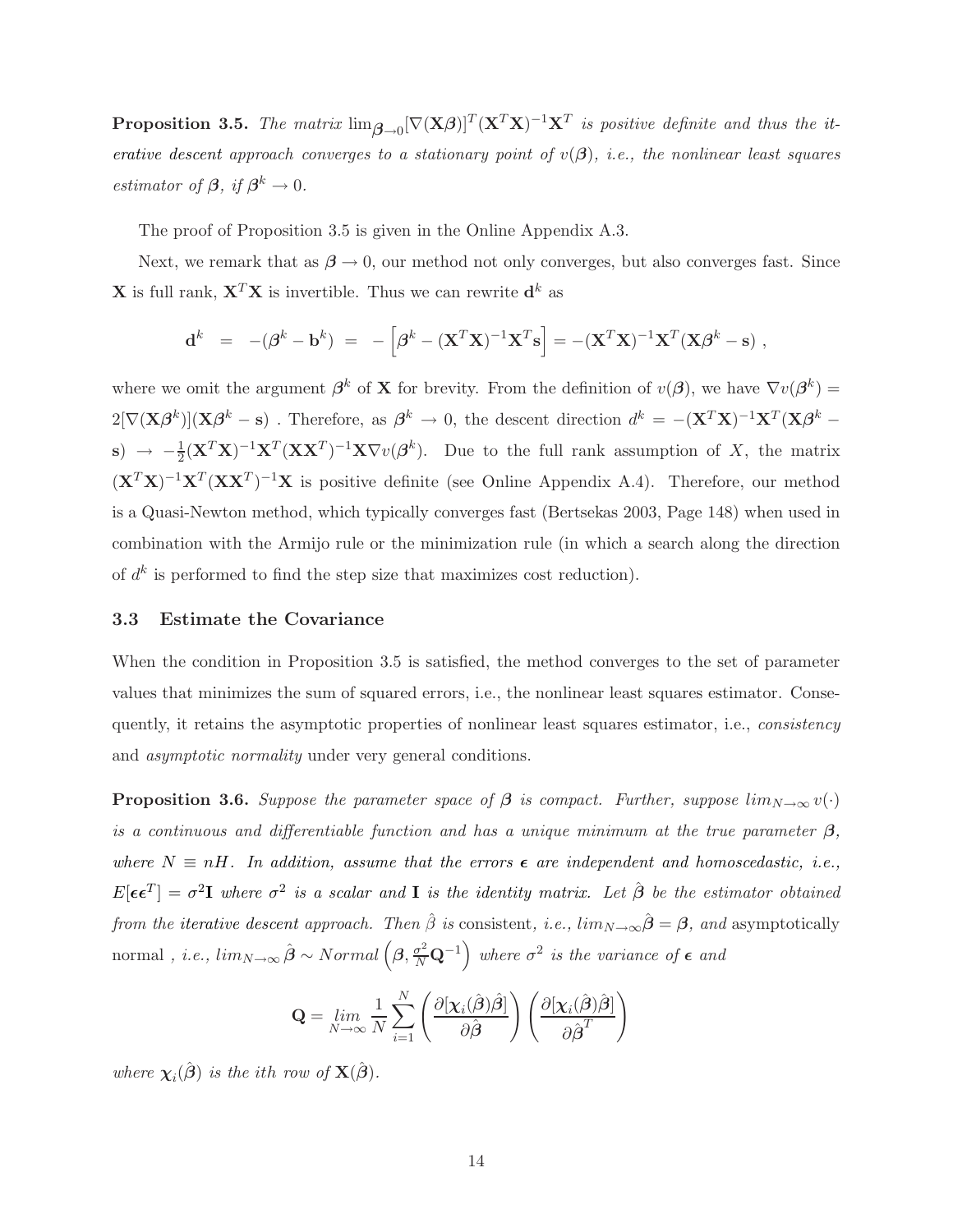**Proposition 3.5.** *The matrix* $\lim_{\boldsymbol{\beta}\to 0}[\nabla(\mathbf{X}\boldsymbol{\beta})]^T(\mathbf{X}^T\mathbf{X})^{-1}\mathbf{X}^T$ *is positive definite and thus the iterative descent approach converges to a stationary point of* $v(\boldsymbol{\beta})$*, i.e., the nonlinear least squares estimator of* $\boldsymbol{\beta}$*, if* $\boldsymbol{\beta}^k \to 0$*.*

The proof of Proposition 3.5 is given in the Online Appendix A.3.

Next, we remark that as $\boldsymbol{\beta} \to 0$, our method not only converges, but also converges fast. Since $\mathbf{X}$ is full rank, $\mathbf{X}^T\mathbf{X}$ is invertible. Thus we can rewrite $\mathbf{d}^k$ as

$$\mathbf{d}^k \;=\; -(\boldsymbol{\beta}^k - \mathbf{b}^k) \;=\; -\left[\boldsymbol{\beta}^k - (\mathbf{X}^T\mathbf{X})^{-1}\mathbf{X}^T\mathbf{s}\right] = -(\mathbf{X}^T\mathbf{X})^{-1}\mathbf{X}^T(\mathbf{X}\boldsymbol{\beta}^k - \mathbf{s}) \;,$$

where we omit the argument $\boldsymbol{\beta}^k$ of $\mathbf{X}$ for brevity. From the definition of $v(\boldsymbol{\beta})$, we have $\nabla v(\boldsymbol{\beta}^k) = 2[\nabla(\mathbf{X}\boldsymbol{\beta}^k)](\mathbf{X}\boldsymbol{\beta}^k - \mathbf{s})$ . Therefore, as $\boldsymbol{\beta}^k \to 0$, the descent direction $d^k = -(\mathbf{X}^T\mathbf{X})^{-1}\mathbf{X}^T(\mathbf{X}\boldsymbol{\beta}^k - \mathbf{s}) \to -\frac{1}{2}(\mathbf{X}^T\mathbf{X})^{-1}\mathbf{X}^T(\mathbf{X}\mathbf{X}^T)^{-1}\mathbf{X}\nabla v(\boldsymbol{\beta}^k)$. Due to the full rank assumption of $X$, the matrix $(\mathbf{X}^T\mathbf{X})^{-1}\mathbf{X}^T(\mathbf{X}\mathbf{X}^T)^{-1}\mathbf{X}$ is positive definite (see Online Appendix A.4). Therefore, our method is a Quasi-Newton method, which typically converges fast (Bertsekas 2003, Page 148) when used in combination with the Armijo rule or the minimization rule (in which a search along the direction of $d^k$ is performed to find the step size that maximizes cost reduction).

### 3.3 Estimate the Covariance

When the condition in Proposition 3.5 is satisfied, the method converges to the set of parameter values that minimizes the sum of squared errors, i.e., the nonlinear least squares estimator. Consequently, it retains the asymptotic properties of nonlinear least squares estimator, i.e., *consistency* and *asymptotic normality* under very general conditions.

**Proposition 3.6.** *Suppose the parameter space of* $\boldsymbol{\beta}$ *is compact. Further, suppose* $lim_{N\to\infty} v(\cdot)$ *is a continuous and differentiable function and has a unique minimum at the true parameter* $\boldsymbol{\beta}$*, where* $N \equiv nH$*. In addition, assume that the errors* $\boldsymbol{\epsilon}$ *are independent and homoscedastic, i.e.,* $E[\boldsymbol{\epsilon}\boldsymbol{\epsilon}^T] = \sigma^2\mathbf{I}$ *where* $\sigma^2$ *is a scalar and* $\mathbf{I}$ *is the identity matrix. Let* $\hat{\boldsymbol{\beta}}$ *be the estimator obtained from the iterative descent approach. Then* $\hat{\beta}$ *is* consistent*, i.e.,* $lim_{N\to\infty}\hat{\boldsymbol{\beta}} = \boldsymbol{\beta}$*, and* asymptotically normal *, i.e.,* $lim_{N\to\infty}\,\hat{\boldsymbol{\beta}} \sim Normal\left(\boldsymbol{\beta}, \frac{\sigma^2}{N}\mathbf{Q}^{-1}\right)$ *where* $\sigma^2$ *is the variance of* $\boldsymbol{\epsilon}$ *and*

$$\mathbf{Q} = \lim_{N\to\infty} \frac{1}{N}\sum_{i=1}^{N}\left(\frac{\partial[\boldsymbol{\chi}_i(\hat{\boldsymbol{\beta}})\hat{\boldsymbol{\beta}}]}{\partial\hat{\boldsymbol{\beta}}}\right)\left(\frac{\partial[\boldsymbol{\chi}_i(\hat{\boldsymbol{\beta}})\hat{\boldsymbol{\beta}}]}{\partial\hat{\boldsymbol{\beta}}^T}\right)$$

*where* $\boldsymbol{\chi}_i(\hat{\boldsymbol{\beta}})$ *is the ith row of* $\mathbf{X}(\hat{\boldsymbol{\beta}})$*.*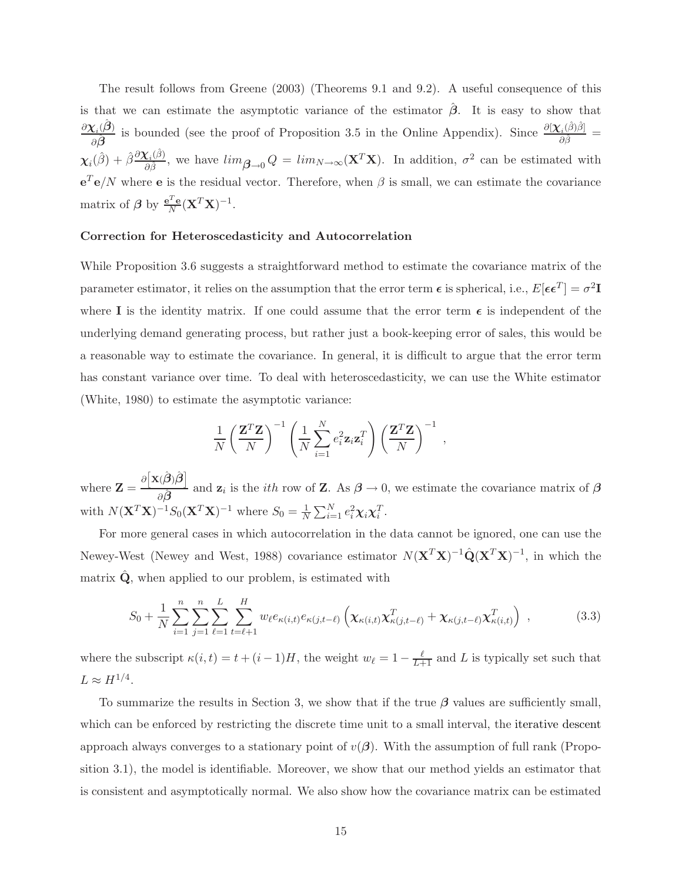The result follows from Greene (2003) (Theorems 9.1 and 9.2). A useful consequence of this is that we can estimate the asymptotic variance of the estimator $\hat{\boldsymbol{\beta}}$. It is easy to show that $\frac{\partial \boldsymbol{\chi}_i(\hat{\boldsymbol{\beta}})}{\partial \boldsymbol{\beta}}$ is bounded (see the proof of Proposition 3.5 in the Online Appendix). Since $\frac{\partial [\boldsymbol{\chi}_i(\hat{\beta})\hat{\beta}]}{\partial \hat{\beta}} = \boldsymbol{\chi}_i(\hat{\beta}) + \hat{\beta}\frac{\partial \boldsymbol{\chi}_i(\hat{\beta})}{\partial \hat{\beta}}$, we have $lim_{\boldsymbol{\beta}\to 0} Q = lim_{N\to\infty}(\mathbf{X}^T\mathbf{X})$. In addition, $\sigma^2$ can be estimated with $\mathbf{e}^T\mathbf{e}/N$ where $\mathbf{e}$ is the residual vector. Therefore, when $\beta$ is small, we can estimate the covariance matrix of $\boldsymbol{\beta}$ by $\frac{\mathbf{e}^T\mathbf{e}}{N}(\mathbf{X}^T\mathbf{X})^{-1}$.

**Correction for Heteroscedasticity and Autocorrelation**

While Proposition 3.6 suggests a straightforward method to estimate the covariance matrix of the parameter estimator, it relies on the assumption that the error term $\boldsymbol{\epsilon}$ is spherical, i.e., $E[\boldsymbol{\epsilon}\boldsymbol{\epsilon}^T] = \sigma^2\mathbf{I}$ where $\mathbf{I}$ is the identity matrix. If one could assume that the error term $\boldsymbol{\epsilon}$ is independent of the underlying demand generating process, but rather just a book-keeping error of sales, this would be a reasonable way to estimate the covariance. In general, it is difficult to argue that the error term has constant variance over time. To deal with heteroscedasticity, we can use the White estimator (White, 1980) to estimate the asymptotic variance:

$$\frac{1}{N}\left(\frac{\mathbf{Z}^T\mathbf{Z}}{N}\right)^{-1}\left(\frac{1}{N}\sum_{i=1}^{N} e_i^2 \mathbf{z}_i \mathbf{z}_i^T\right)\left(\frac{\mathbf{Z}^T\mathbf{Z}}{N}\right)^{-1},$$

where $\mathbf{Z} = \frac{\partial\left[\mathbf{X}(\hat{\boldsymbol{\beta}})\hat{\boldsymbol{\beta}}\right]}{\partial \hat{\boldsymbol{\beta}}}$ and $\mathbf{z}_i$ is the $ith$ row of $\mathbf{Z}$. As $\boldsymbol{\beta} \to 0$, we estimate the covariance matrix of $\boldsymbol{\beta}$ with $N(\mathbf{X}^T\mathbf{X})^{-1}S_0(\mathbf{X}^T\mathbf{X})^{-1}$ where $S_0 = \frac{1}{N}\sum_{i=1}^{N} e_i^2 \boldsymbol{\chi}_i \boldsymbol{\chi}_i^T$.

For more general cases in which autocorrelation in the data cannot be ignored, one can use the Newey-West (Newey and West, 1988) covariance estimator $N(\mathbf{X}^T\mathbf{X})^{-1}\hat{\mathbf{Q}}(\mathbf{X}^T\mathbf{X})^{-1}$, in which the matrix $\hat{\mathbf{Q}}$, when applied to our problem, is estimated with

$$S_0 + \frac{1}{N}\sum_{i=1}^{n}\sum_{j=1}^{n}\sum_{\ell=1}^{L}\sum_{t=\ell+1}^{H} w_\ell e_{\kappa(i,t)} e_{\kappa(j,t-\ell)}\left(\boldsymbol{\chi}_{\kappa(i,t)}\boldsymbol{\chi}_{\kappa(j,t-\ell)}^T + \boldsymbol{\chi}_{\kappa(j,t-\ell)}\boldsymbol{\chi}_{\kappa(i,t)}^T\right), \tag{3.3}$$

where the subscript $\kappa(i,t) = t + (i-1)H$, the weight $w_\ell = 1 - \frac{\ell}{L+1}$ and $L$ is typically set such that $L \approx H^{1/4}$.

To summarize the results in Section 3, we show that if the true $\boldsymbol{\beta}$ values are sufficiently small, which can be enforced by restricting the discrete time unit to a small interval, the iterative descent approach always converges to a stationary point of $v(\boldsymbol{\beta})$. With the assumption of full rank (Proposition 3.1), the model is identifiable. Moreover, we show that our method yields an estimator that is consistent and asymptotically normal. We also show how the covariance matrix can be estimated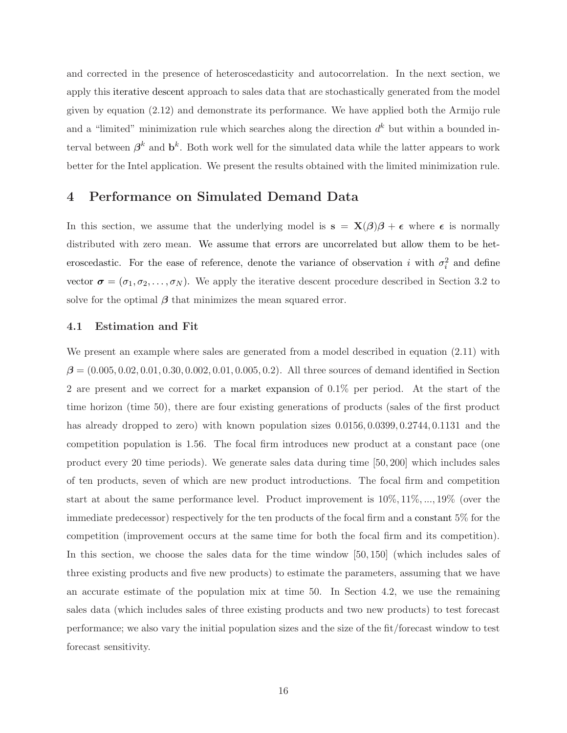and corrected in the presence of heteroscedasticity and autocorrelation. In the next section, we apply this iterative descent approach to sales data that are stochastically generated from the model given by equation (2.12) and demonstrate its performance. We have applied both the Armijo rule and a "limited" minimization rule which searches along the direction $d^k$ but within a bounded interval between $\boldsymbol{\beta}^k$ and $\mathbf{b}^k$. Both work well for the simulated data while the latter appears to work better for the Intel application. We present the results obtained with the limited minimization rule.

# 4 Performance on Simulated Demand Data

In this section, we assume that the underlying model is $\mathbf{s} = \mathbf{X}(\boldsymbol{\beta})\boldsymbol{\beta} + \boldsymbol{\epsilon}$ where $\boldsymbol{\epsilon}$ is normally distributed with zero mean. We assume that errors are uncorrelated but allow them to be heteroscedastic. For the ease of reference, denote the variance of observation $i$ with $\sigma_i^2$ and define vector $\boldsymbol{\sigma} = (\sigma_1, \sigma_2, \ldots, \sigma_N)$. We apply the iterative descent procedure described in Section 3.2 to solve for the optimal $\boldsymbol{\beta}$ that minimizes the mean squared error.

## 4.1 Estimation and Fit

We present an example where sales are generated from a model described in equation (2.11) with $\boldsymbol{\beta} = (0.005, 0.02, 0.01, 0.30, 0.002, 0.01, 0.005, 0.2)$. All three sources of demand identified in Section 2 are present and we correct for a market expansion of 0.1% per period. At the start of the time horizon (time 50), there are four existing generations of products (sales of the first product has already dropped to zero) with known population sizes 0.0156, 0.0399, 0.2744, 0.1131 and the competition population is 1.56. The focal firm introduces new product at a constant pace (one product every 20 time periods). We generate sales data during time $[50, 200]$ which includes sales of ten products, seven of which are new product introductions. The focal firm and competition start at about the same performance level. Product improvement is $10\%, 11\%, ..., 19\%$ (over the immediate predecessor) respectively for the ten products of the focal firm and a constant 5% for the competition (improvement occurs at the same time for both the focal firm and its competition). In this section, we choose the sales data for the time window $[50, 150]$ (which includes sales of three existing products and five new products) to estimate the parameters, assuming that we have an accurate estimate of the population mix at time 50. In Section 4.2, we use the remaining sales data (which includes sales of three existing products and two new products) to test forecast performance; we also vary the initial population sizes and the size of the fit/forecast window to test forecast sensitivity.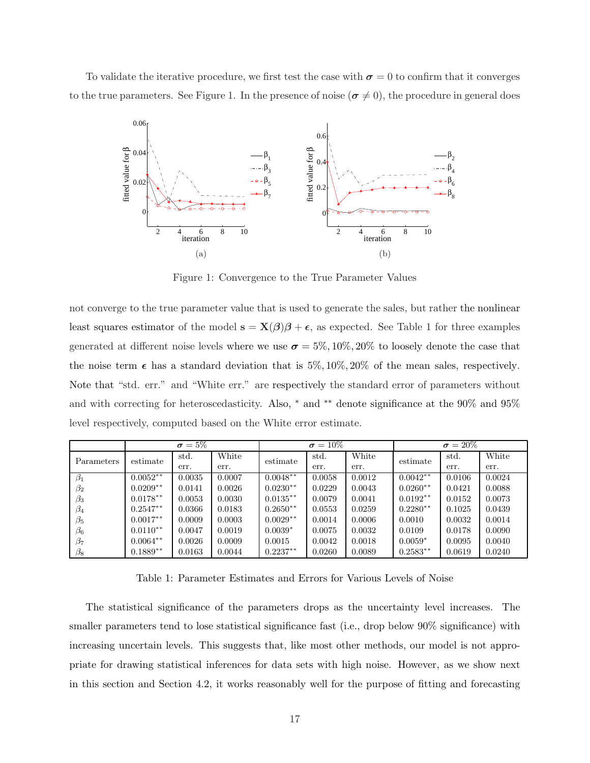To validate the iterative procedure, we first test the case with $\boldsymbol{\sigma} = 0$ to confirm that it converges to the true parameters. See Figure 1. In the presence of noise ($\boldsymbol{\sigma} \neq 0$), the procedure in general does

Figure 1: Convergence to the True Parameter Values

not converge to the true parameter value that is used to generate the sales, but rather the nonlinear least squares estimator of the model $\mathbf{s} = \mathbf{X}(\boldsymbol{\beta})\boldsymbol{\beta} + \boldsymbol{\epsilon}$, as expected. See Table 1 for three examples generated at different noise levels where we use $\boldsymbol{\sigma} = 5\%, 10\%, 20\%$ to loosely denote the case that the noise term $\boldsymbol{\epsilon}$ has a standard deviation that is $5\%, 10\%, 20\%$ of the mean sales, respectively. Note that "std. err." and "White err." are respectively the standard error of parameters without and with correcting for heteroscedasticity. Also, $^{*}$ and $^{**}$ denote significance at the 90% and 95% level respectively, computed based on the White error estimate.

| | $\boldsymbol{\sigma} = 5\%$ | | | $\boldsymbol{\sigma} = 10\%$ | | | $\boldsymbol{\sigma} = 20\%$ | | |
|---|---|---|---|---|---|---|---|---|---|
| Parameters | estimate | std. err. | White err. | estimate | std. err. | White err. | estimate | std. err. | White err. |
| $\beta_1$ | $0.0052^{**}$ | 0.0035 | 0.0007 | $0.0048^{**}$ | 0.0058 | 0.0012 | $0.0042^{**}$ | 0.0106 | 0.0024 |
| $\beta_2$ | $0.0209^{**}$ | 0.0141 | 0.0026 | $0.0230^{**}$ | 0.0229 | 0.0043 | $0.0260^{**}$ | 0.0421 | 0.0088 |
| $\beta_3$ | $0.0178^{**}$ | 0.0053 | 0.0030 | $0.0135^{**}$ | 0.0079 | 0.0041 | $0.0192^{**}$ | 0.0152 | 0.0073 |
| $\beta_4$ | $0.2547^{**}$ | 0.0366 | 0.0183 | $0.2650^{**}$ | 0.0553 | 0.0259 | $0.2280^{**}$ | 0.1025 | 0.0439 |
| $\beta_5$ | $0.0017^{**}$ | 0.0009 | 0.0003 | $0.0029^{**}$ | 0.0014 | 0.0006 | 0.0010 | 0.0032 | 0.0014 |
| $\beta_6$ | $0.0110^{**}$ | 0.0047 | 0.0019 | $0.0039^{*}$ | 0.0075 | 0.0032 | 0.0109 | 0.0178 | 0.0090 |
| $\beta_7$ | $0.0064^{**}$ | 0.0026 | 0.0009 | 0.0015 | 0.0042 | 0.0018 | $0.0059^{*}$ | 0.0095 | 0.0040 |
| $\beta_8$ | $0.1889^{**}$ | 0.0163 | 0.0044 | $0.2237^{**}$ | 0.0260 | 0.0089 | $0.2583^{**}$ | 0.0619 | 0.0240 |

Table 1: Parameter Estimates and Errors for Various Levels of Noise

The statistical significance of the parameters drops as the uncertainty level increases. The smaller parameters tend to lose statistical significance fast (i.e., drop below 90% significance) with increasing uncertain levels. This suggests that, like most other methods, our model is not appropriate for drawing statistical inferences for data sets with high noise. However, as we show next in this section and Section 4.2, it works reasonably well for the purpose of fitting and forecasting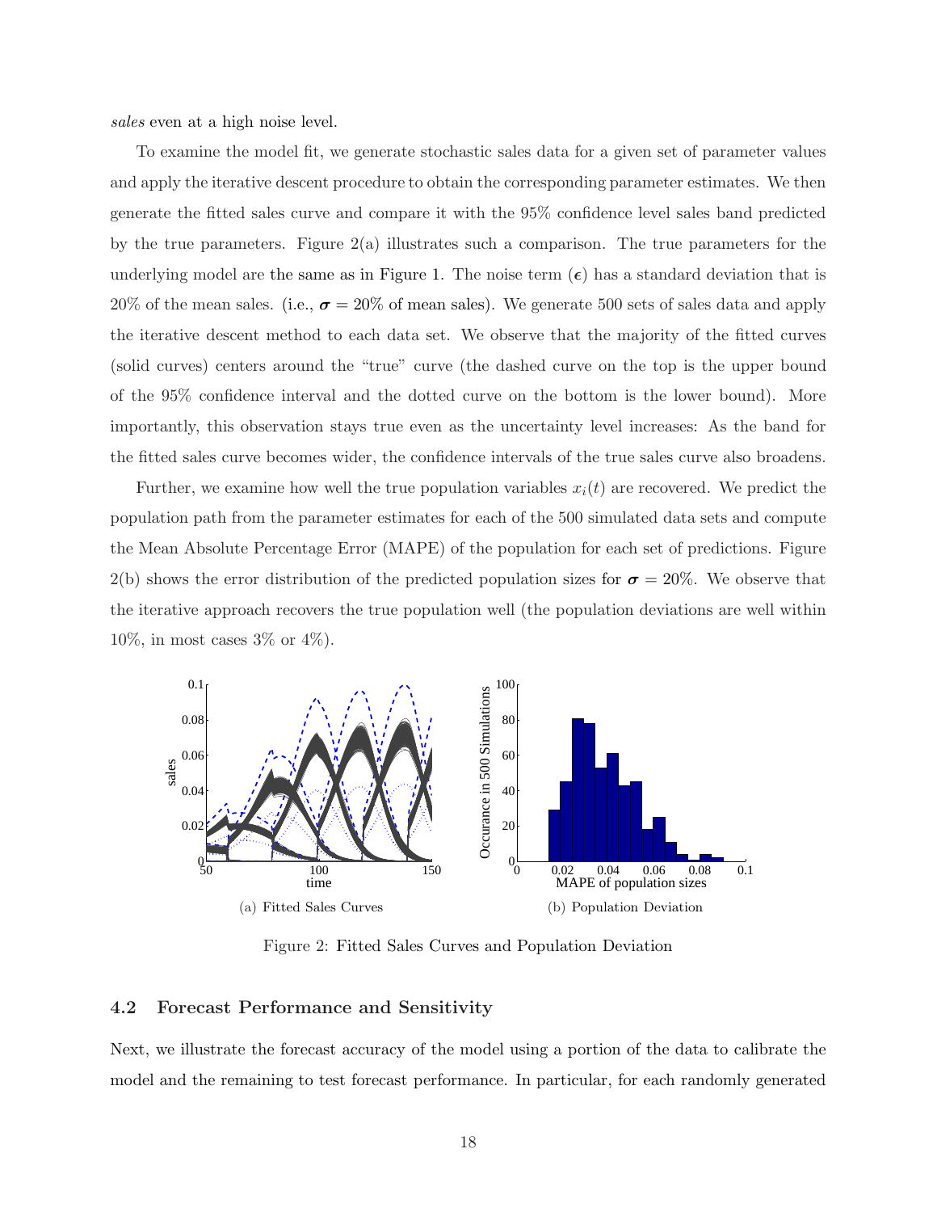*sales* even at a high noise level.

To examine the model fit, we generate stochastic sales data for a given set of parameter values and apply the iterative descent procedure to obtain the corresponding parameter estimates. We then generate the fitted sales curve and compare it with the 95% confidence level sales band predicted by the true parameters. Figure 2(a) illustrates such a comparison. The true parameters for the underlying model are the same as in Figure 1. The noise term ($\boldsymbol{\epsilon}$) has a standard deviation that is 20% of the mean sales. (i.e., $\boldsymbol{\sigma} = 20\%$ of mean sales). We generate 500 sets of sales data and apply the iterative descent method to each data set. We observe that the majority of the fitted curves (solid curves) centers around the "true" curve (the dashed curve on the top is the upper bound of the 95% confidence interval and the dotted curve on the bottom is the lower bound). More importantly, this observation stays true even as the uncertainty level increases: As the band for the fitted sales curve becomes wider, the confidence intervals of the true sales curve also broadens.

Further, we examine how well the true population variables $x_i(t)$ are recovered. We predict the population path from the parameter estimates for each of the 500 simulated data sets and compute the Mean Absolute Percentage Error (MAPE) of the population for each set of predictions. Figure 2(b) shows the error distribution of the predicted population sizes for $\boldsymbol{\sigma} = 20\%$. We observe that the iterative approach recovers the true population well (the population deviations are well within 10%, in most cases 3% or 4%).

(a) Fitted Sales Curves

(b) Population Deviation

Figure 2: Fitted Sales Curves and Population Deviation

### 4.2 Forecast Performance and Sensitivity

Next, we illustrate the forecast accuracy of the model using a portion of the data to calibrate the model and the remaining to test forecast performance. In particular, for each randomly generated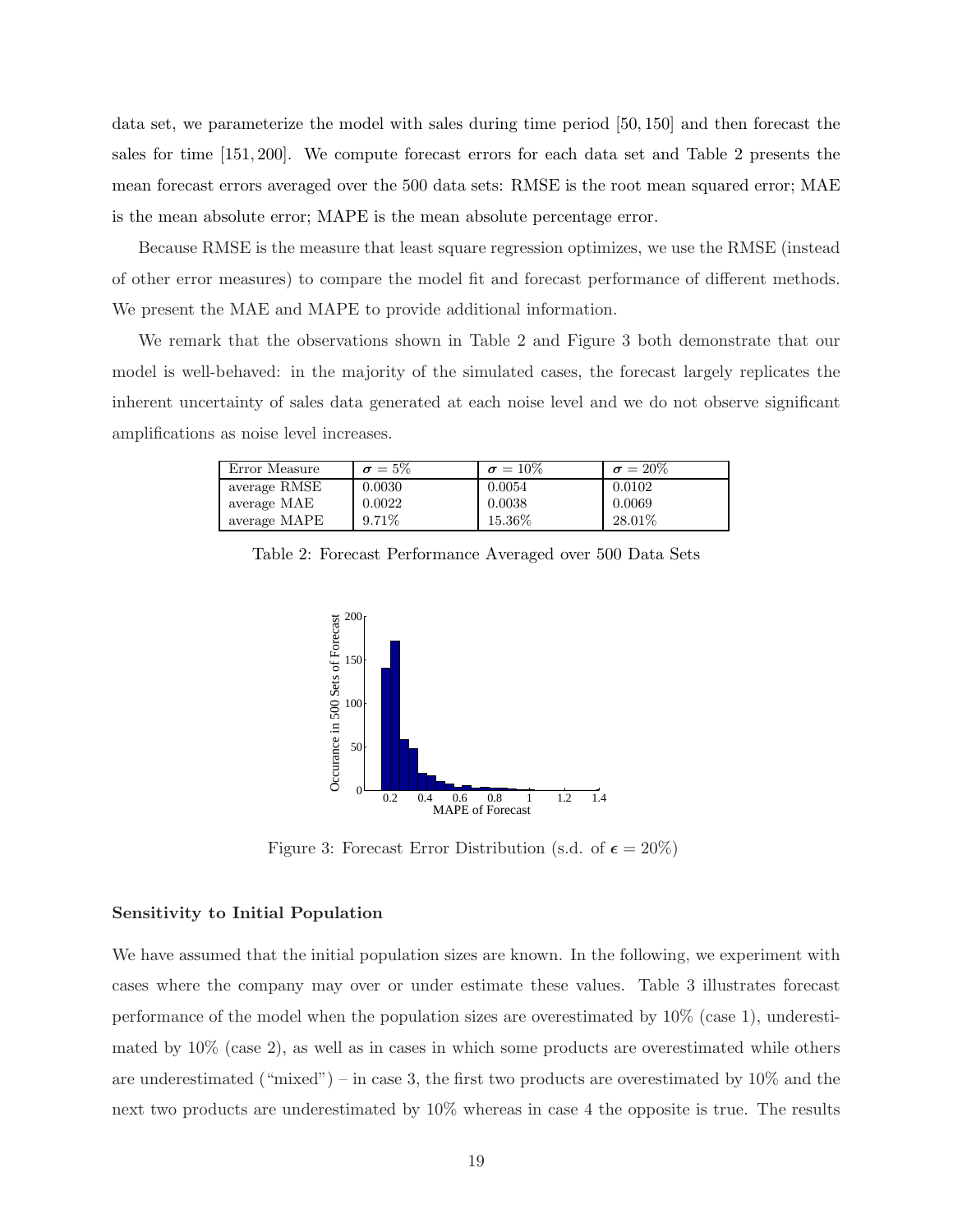data set, we parameterize the model with sales during time period $[50, 150]$ and then forecast the sales for time $[151, 200]$. We compute forecast errors for each data set and Table 2 presents the mean forecast errors averaged over the 500 data sets: RMSE is the root mean squared error; MAE is the mean absolute error; MAPE is the mean absolute percentage error.

Because RMSE is the measure that least square regression optimizes, we use the RMSE (instead of other error measures) to compare the model fit and forecast performance of different methods. We present the MAE and MAPE to provide additional information.

We remark that the observations shown in Table 2 and Figure 3 both demonstrate that our model is well-behaved: in the majority of the simulated cases, the forecast largely replicates the inherent uncertainty of sales data generated at each noise level and we do not observe significant amplifications as noise level increases.

| Error Measure | $\boldsymbol{\sigma} = 5\%$ | $\boldsymbol{\sigma} = 10\%$ | $\boldsymbol{\sigma} = 20\%$ |
|---|---|---|---|
| average RMSE | 0.0030 | 0.0054 | 0.0102 |
| average MAE | 0.0022 | 0.0038 | 0.0069 |
| average MAPE | 9.71% | 15.36% | 28.01% |

Table 2: Forecast Performance Averaged over 500 Data Sets

Figure 3: Forecast Error Distribution (s.d. of $\boldsymbol{\epsilon} = 20\%$)

### Sensitivity to Initial Population

We have assumed that the initial population sizes are known. In the following, we experiment with cases where the company may over or under estimate these values. Table 3 illustrates forecast performance of the model when the population sizes are overestimated by 10% (case 1), underestimated by 10% (case 2), as well as in cases in which some products are overestimated while others are underestimated ("mixed") – in case 3, the first two products are overestimated by 10% and the next two products are underestimated by 10% whereas in case 4 the opposite is true. The results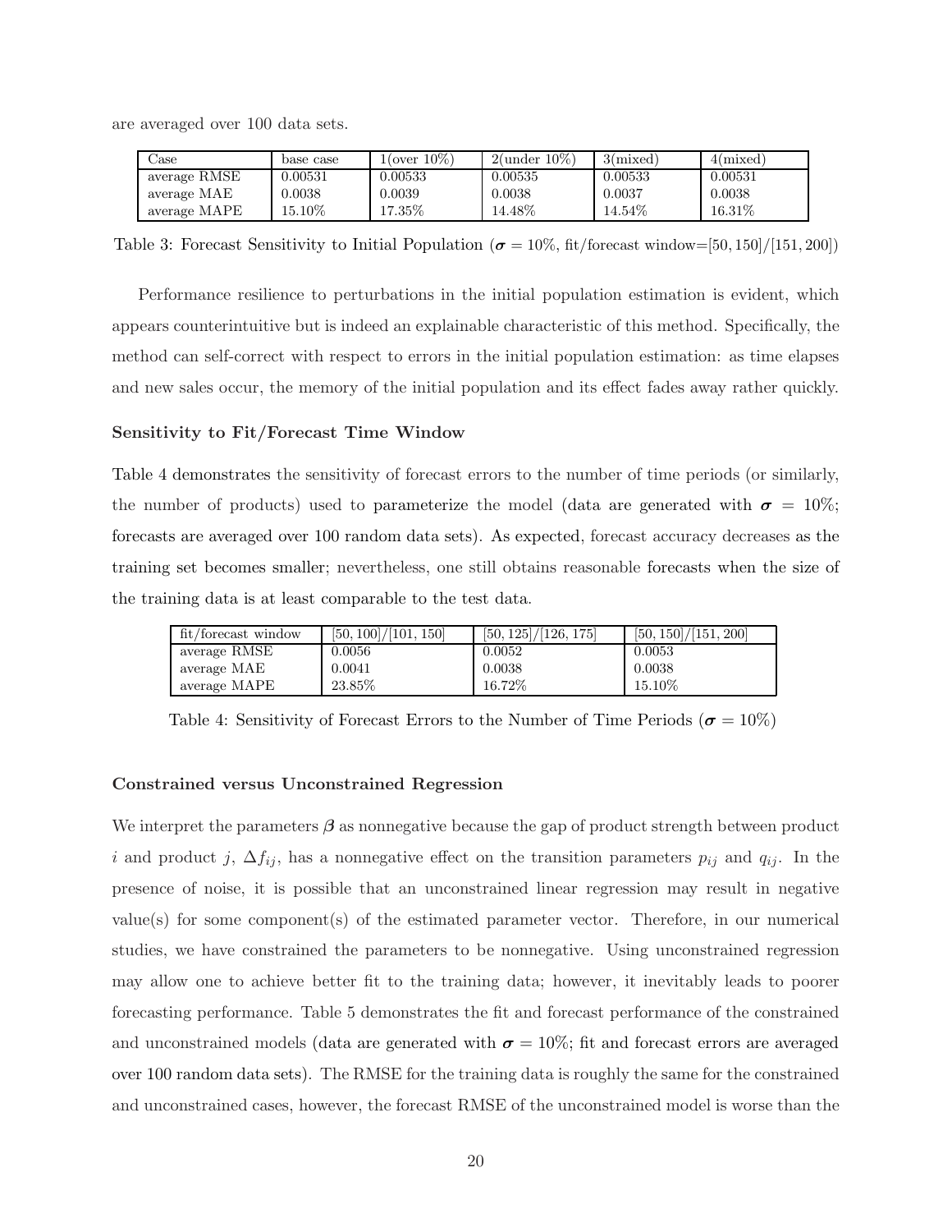are averaged over 100 data sets.

| Case | base case | 1(over 10%) | 2(under 10%) | 3(mixed) | 4(mixed) |
|---|---|---|---|---|---|
| average RMSE | 0.00531 | 0.00533 | 0.00535 | 0.00533 | 0.00531 |
| average MAE | 0.0038 | 0.0039 | 0.0038 | 0.0037 | 0.0038 |
| average MAPE | 15.10% | 17.35% | 14.48% | 14.54% | 16.31% |

Table 3: Forecast Sensitivity to Initial Population ($\boldsymbol{\sigma} = 10\%$, fit/forecast window=$[50, 150]/[151, 200]$)

Performance resilience to perturbations in the initial population estimation is evident, which appears counterintuitive but is indeed an explainable characteristic of this method. Specifically, the method can self-correct with respect to errors in the initial population estimation: as time elapses and new sales occur, the memory of the initial population and its effect fades away rather quickly.

**Sensitivity to Fit/Forecast Time Window**

Table 4 demonstrates the sensitivity of forecast errors to the number of time periods (or similarly, the number of products) used to parameterize the model (data are generated with $\boldsymbol{\sigma} = 10\%$; forecasts are averaged over 100 random data sets). As expected, forecast accuracy decreases as the training set becomes smaller; nevertheless, one still obtains reasonable forecasts when the size of the training data is at least comparable to the test data.

| fit/forecast window | [50, 100]/[101, 150] | [50, 125]/[126, 175] | [50, 150]/[151, 200] |
|---|---|---|---|
| average RMSE | 0.0056 | 0.0052 | 0.0053 |
| average MAE | 0.0041 | 0.0038 | 0.0038 |
| average MAPE | 23.85% | 16.72% | 15.10% |

Table 4: Sensitivity of Forecast Errors to the Number of Time Periods ($\boldsymbol{\sigma} = 10\%$)

**Constrained versus Unconstrained Regression**

We interpret the parameters $\boldsymbol{\beta}$ as nonnegative because the gap of product strength between product $i$ and product $j$, $\Delta f_{ij}$, has a nonnegative effect on the transition parameters $p_{ij}$ and $q_{ij}$. In the presence of noise, it is possible that an unconstrained linear regression may result in negative value(s) for some component(s) of the estimated parameter vector. Therefore, in our numerical studies, we have constrained the parameters to be nonnegative. Using unconstrained regression may allow one to achieve better fit to the training data; however, it inevitably leads to poorer forecasting performance. Table 5 demonstrates the fit and forecast performance of the constrained and unconstrained models (data are generated with $\boldsymbol{\sigma} = 10\%$; fit and forecast errors are averaged over 100 random data sets). The RMSE for the training data is roughly the same for the constrained and unconstrained cases, however, the forecast RMSE of the unconstrained model is worse than the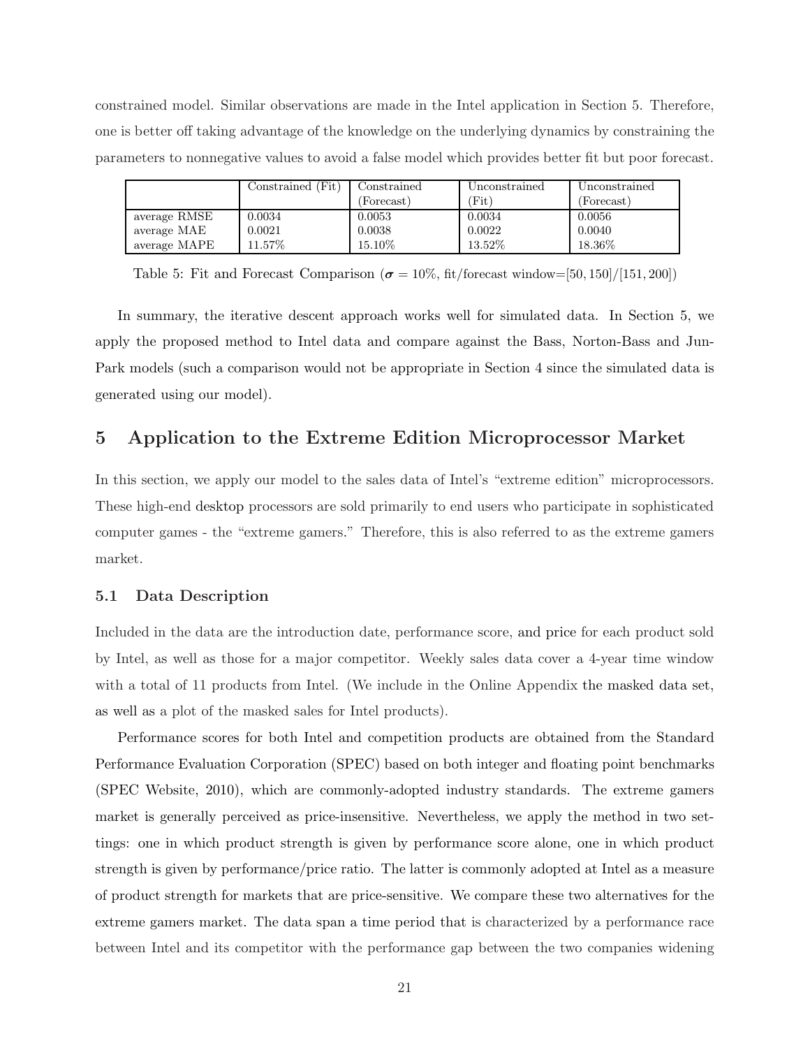constrained model. Similar observations are made in the Intel application in Section 5. Therefore, one is better off taking advantage of the knowledge on the underlying dynamics by constraining the parameters to nonnegative values to avoid a false model which provides better fit but poor forecast.

| | Constrained (Fit) | Constrained (Forecast) | Unconstrained (Fit) | Unconstrained (Forecast) |
|---|---|---|---|---|
| average RMSE | 0.0034 | 0.0053 | 0.0034 | 0.0056 |
| average MAE | 0.0021 | 0.0038 | 0.0022 | 0.0040 |
| average MAPE | 11.57% | 15.10% | 13.52% | 18.36% |

Table 5: Fit and Forecast Comparison ($\boldsymbol{\sigma} = 10\%$, fit/forecast window=[50, 150]/[151, 200])

In summary, the iterative descent approach works well for simulated data. In Section 5, we apply the proposed method to Intel data and compare against the Bass, Norton-Bass and Jun-Park models (such a comparison would not be appropriate in Section 4 since the simulated data is generated using our model).

## 5 Application to the Extreme Edition Microprocessor Market

In this section, we apply our model to the sales data of Intel's "extreme edition" microprocessors. These high-end desktop processors are sold primarily to end users who participate in sophisticated computer games - the "extreme gamers." Therefore, this is also referred to as the extreme gamers market.

### 5.1 Data Description

Included in the data are the introduction date, performance score, and price for each product sold by Intel, as well as those for a major competitor. Weekly sales data cover a 4-year time window with a total of 11 products from Intel. (We include in the Online Appendix the masked data set, as well as a plot of the masked sales for Intel products).

Performance scores for both Intel and competition products are obtained from the Standard Performance Evaluation Corporation (SPEC) based on both integer and floating point benchmarks (SPEC Website, 2010), which are commonly-adopted industry standards. The extreme gamers market is generally perceived as price-insensitive. Nevertheless, we apply the method in two settings: one in which product strength is given by performance score alone, one in which product strength is given by performance/price ratio. The latter is commonly adopted at Intel as a measure of product strength for markets that are price-sensitive. We compare these two alternatives for the extreme gamers market. The data span a time period that is characterized by a performance race between Intel and its competitor with the performance gap between the two companies widening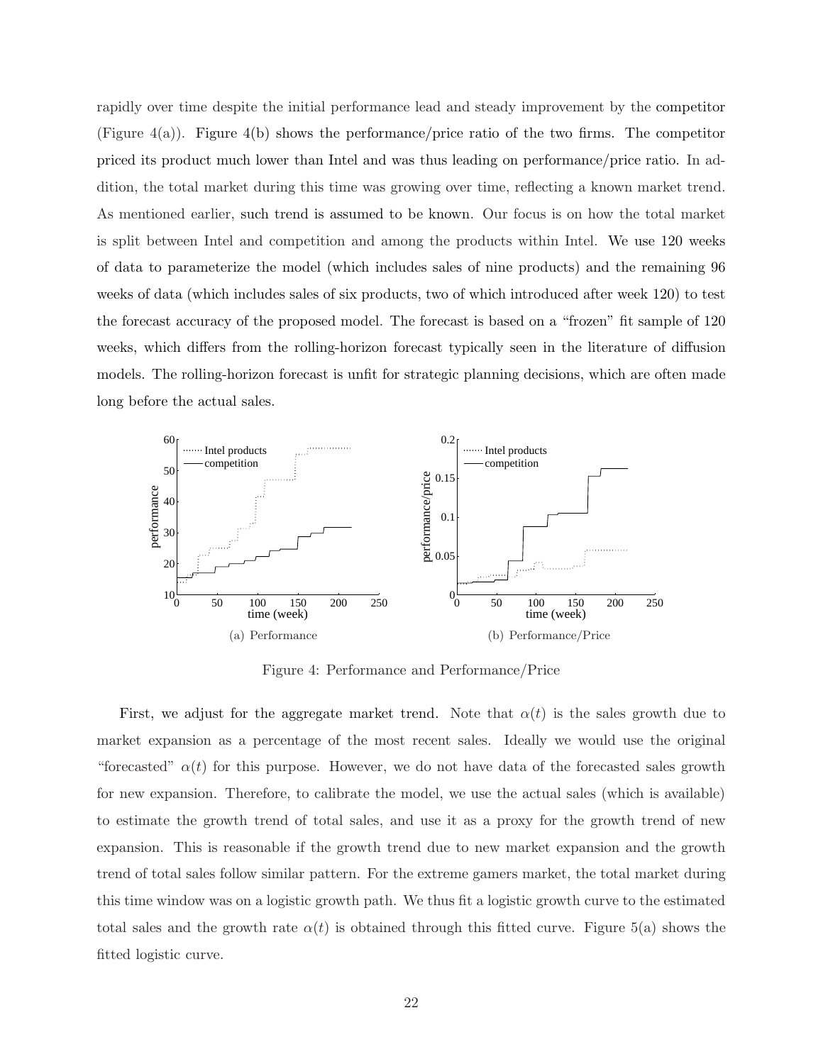rapidly over time despite the initial performance lead and steady improvement by the competitor (Figure 4(a)). Figure 4(b) shows the performance/price ratio of the two firms. The competitor priced its product much lower than Intel and was thus leading on performance/price ratio. In addition, the total market during this time was growing over time, reflecting a known market trend. As mentioned earlier, such trend is assumed to be known. Our focus is on how the total market is split between Intel and competition and among the products within Intel. We use 120 weeks of data to parameterize the model (which includes sales of nine products) and the remaining 96 weeks of data (which includes sales of six products, two of which introduced after week 120) to test the forecast accuracy of the proposed model. The forecast is based on a "frozen" fit sample of 120 weeks, which differs from the rolling-horizon forecast typically seen in the literature of diffusion models. The rolling-horizon forecast is unfit for strategic planning decisions, which are often made long before the actual sales.

(a) Performance

(b) Performance/Price

Figure 4: Performance and Performance/Price

First, we adjust for the aggregate market trend. Note that $\alpha(t)$ is the sales growth due to market expansion as a percentage of the most recent sales. Ideally we would use the original "forecasted" $\alpha(t)$ for this purpose. However, we do not have data of the forecasted sales growth for new expansion. Therefore, to calibrate the model, we use the actual sales (which is available) to estimate the growth trend of total sales, and use it as a proxy for the growth trend of new expansion. This is reasonable if the growth trend due to new market expansion and the growth trend of total sales follow similar pattern. For the extreme gamers market, the total market during this time window was on a logistic growth path. We thus fit a logistic growth curve to the estimated total sales and the growth rate $\alpha(t)$ is obtained through this fitted curve. Figure 5(a) shows the fitted logistic curve.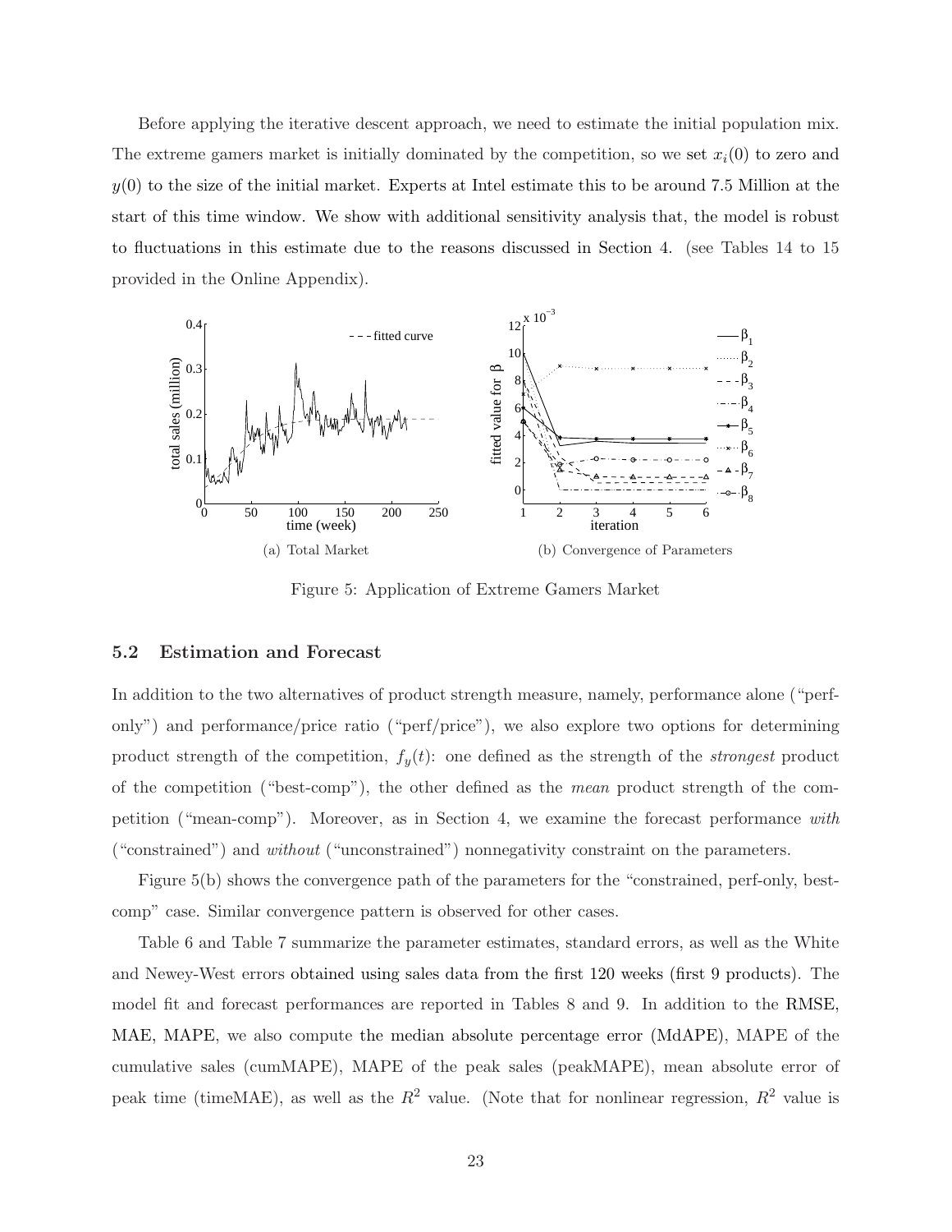Before applying the iterative descent approach, we need to estimate the initial population mix. The extreme gamers market is initially dominated by the competition, so we set $x_i(0)$ to zero and $y(0)$ to the size of the initial market. Experts at Intel estimate this to be around 7.5 Million at the start of this time window. We show with additional sensitivity analysis that, the model is robust to fluctuations in this estimate due to the reasons discussed in Section 4. (see Tables 14 to 15 provided in the Online Appendix).

(a) Total Market

(b) Convergence of Parameters

Figure 5: Application of Extreme Gamers Market

### 5.2 Estimation and Forecast

In addition to the two alternatives of product strength measure, namely, performance alone ("perf-only") and performance/price ratio ("perf/price"), we also explore two options for determining product strength of the competition, $f_y(t)$: one defined as the strength of the *strongest* product of the competition ("best-comp"), the other defined as the *mean* product strength of the competition ("mean-comp"). Moreover, as in Section 4, we examine the forecast performance *with* ("constrained") and *without* ("unconstrained") nonnegativity constraint on the parameters.

Figure 5(b) shows the convergence path of the parameters for the "constrained, perf-only, best-comp" case. Similar convergence pattern is observed for other cases.

Table 6 and Table 7 summarize the parameter estimates, standard errors, as well as the White and Newey-West errors obtained using sales data from the first 120 weeks (first 9 products). The model fit and forecast performances are reported in Tables 8 and 9. In addition to the RMSE, MAE, MAPE, we also compute the median absolute percentage error (MdAPE), MAPE of the cumulative sales (cumMAPE), MAPE of the peak sales (peakMAPE), mean absolute error of peak time (timeMAE), as well as the $R^2$ value. (Note that for nonlinear regression, $R^2$ value is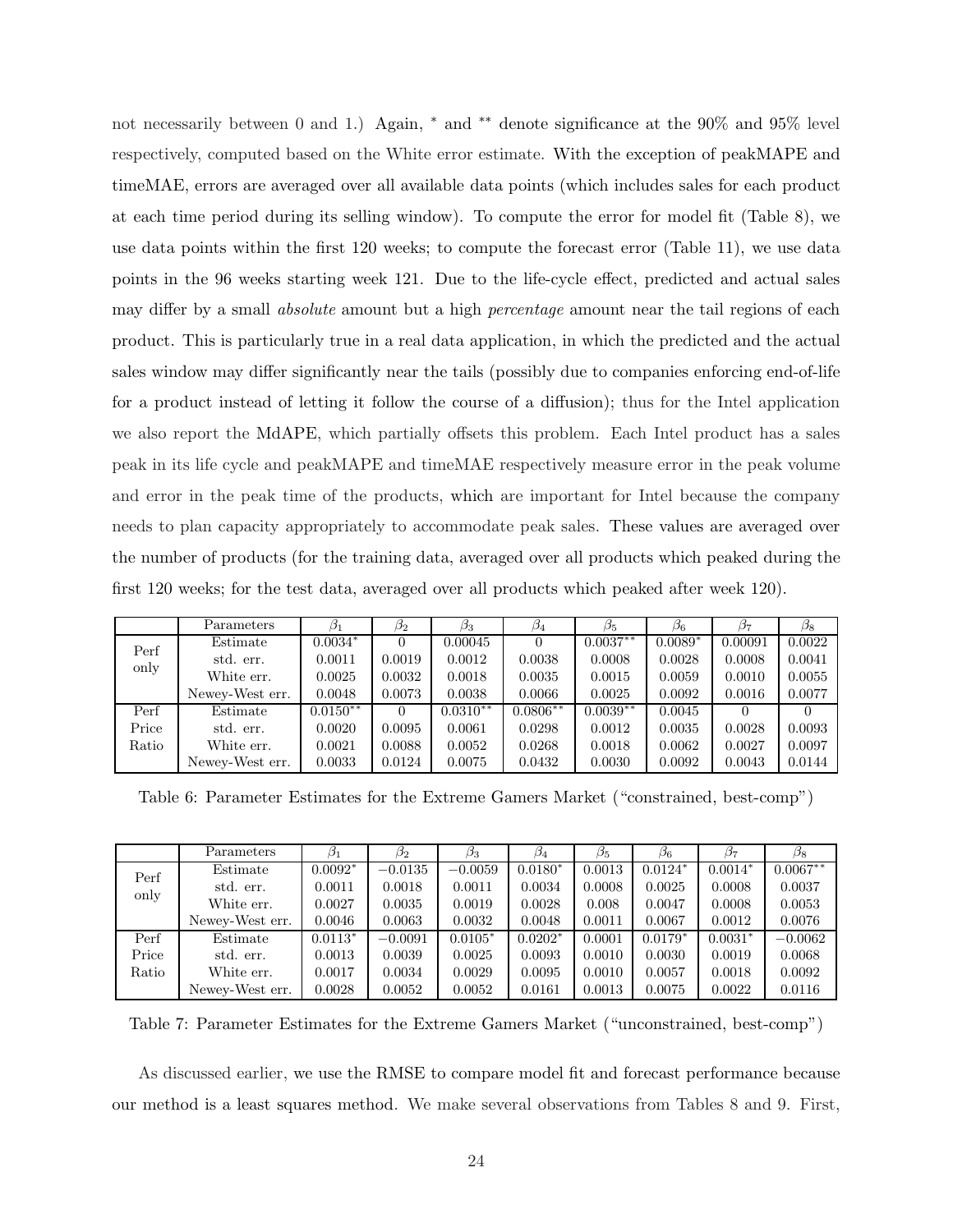not necessarily between 0 and 1.) Again, * and ** denote significance at the 90% and 95% level respectively, computed based on the White error estimate. With the exception of peakMAPE and timeMAE, errors are averaged over all available data points (which includes sales for each product at each time period during its selling window). To compute the error for model fit (Table 8), we use data points within the first 120 weeks; to compute the forecast error (Table 11), we use data points in the 96 weeks starting week 121. Due to the life-cycle effect, predicted and actual sales may differ by a small *absolute* amount but a high *percentage* amount near the tail regions of each product. This is particularly true in a real data application, in which the predicted and the actual sales window may differ significantly near the tails (possibly due to companies enforcing end-of-life for a product instead of letting it follow the course of a diffusion); thus for the Intel application we also report the MdAPE, which partially offsets this problem. Each Intel product has a sales peak in its life cycle and peakMAPE and timeMAE respectively measure error in the peak volume and error in the peak time of the products, which are important for Intel because the company needs to plan capacity appropriately to accommodate peak sales. These values are averaged over the number of products (for the training data, averaged over all products which peaked during the first 120 weeks; for the test data, averaged over all products which peaked after week 120).

| | Parameters | $\beta_1$ | $\beta_2$ | $\beta_3$ | $\beta_4$ | $\beta_5$ | $\beta_6$ | $\beta_7$ | $\beta_8$ |
|---|---|---|---|---|---|---|---|---|---|
| Perf only | Estimate | $0.0034^*$ | 0 | 0.00045 | 0 | $0.0037^{**}$ | $0.0089^*$ | 0.00091 | 0.0022 |
| | std. err. | 0.0011 | 0.0019 | 0.0012 | 0.0038 | 0.0008 | 0.0028 | 0.0008 | 0.0041 |
| | White err. | 0.0025 | 0.0032 | 0.0018 | 0.0035 | 0.0015 | 0.0059 | 0.0010 | 0.0055 |
| | Newey-West err. | 0.0048 | 0.0073 | 0.0038 | 0.0066 | 0.0025 | 0.0092 | 0.0016 | 0.0077 |
| Perf Price Ratio | Estimate | $0.0150^{**}$ | 0 | $0.0310^{**}$ | $0.0806^{**}$ | $0.0039^{**}$ | 0.0045 | 0 | 0 |
| | std. err. | 0.0020 | 0.0095 | 0.0061 | 0.0298 | 0.0012 | 0.0035 | 0.0028 | 0.0093 |
| | White err. | 0.0021 | 0.0088 | 0.0052 | 0.0268 | 0.0018 | 0.0062 | 0.0027 | 0.0097 |
| | Newey-West err. | 0.0033 | 0.0124 | 0.0075 | 0.0432 | 0.0030 | 0.0092 | 0.0043 | 0.0144 |

Table 6: Parameter Estimates for the Extreme Gamers Market ("constrained, best-comp")

| | Parameters | $\beta_1$ | $\beta_2$ | $\beta_3$ | $\beta_4$ | $\beta_5$ | $\beta_6$ | $\beta_7$ | $\beta_8$ |
|---|---|---|---|---|---|---|---|---|---|
| Perf only | Estimate | $0.0092^*$ | $-0.0135$ | $-0.0059$ | $0.0180^*$ | 0.0013 | $0.0124^*$ | $0.0014^*$ | $0.0067^{**}$ |
| | std. err. | 0.0011 | 0.0018 | 0.0011 | 0.0034 | 0.0008 | 0.0025 | 0.0008 | 0.0037 |
| | White err. | 0.0027 | 0.0035 | 0.0019 | 0.0028 | 0.008 | 0.0047 | 0.0008 | 0.0053 |
| | Newey-West err. | 0.0046 | 0.0063 | 0.0032 | 0.0048 | 0.0011 | 0.0067 | 0.0012 | 0.0076 |
| Perf Price Ratio | Estimate | $0.0113^*$ | $-0.0091$ | $0.0105^*$ | $0.0202^*$ | 0.0001 | $0.0179^*$ | $0.0031^*$ | $-0.0062$ |
| | std. err. | 0.0013 | 0.0039 | 0.0025 | 0.0093 | 0.0010 | 0.0030 | 0.0019 | 0.0068 |
| | White err. | 0.0017 | 0.0034 | 0.0029 | 0.0095 | 0.0010 | 0.0057 | 0.0018 | 0.0092 |
| | Newey-West err. | 0.0028 | 0.0052 | 0.0052 | 0.0161 | 0.0013 | 0.0075 | 0.0022 | 0.0116 |

Table 7: Parameter Estimates for the Extreme Gamers Market ("unconstrained, best-comp")

As discussed earlier, we use the RMSE to compare model fit and forecast performance because our method is a least squares method. We make several observations from Tables 8 and 9. First,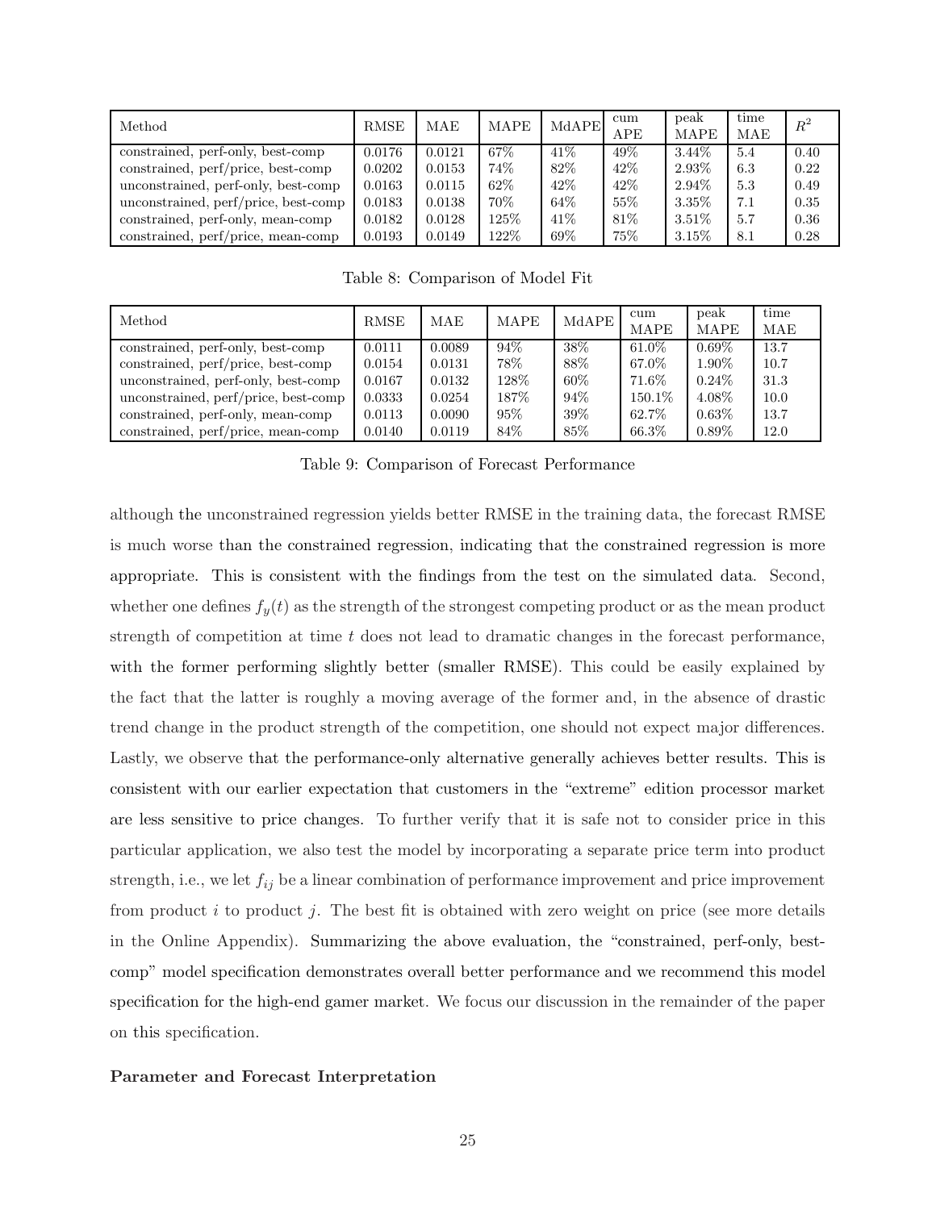| Method | RMSE | MAE | MAPE | MdAPE | cum APE | peak MAPE | time MAE | $R^2$ |
|---|---|---|---|---|---|---|---|---|
| constrained, perf-only, best-comp | 0.0176 | 0.0121 | 67% | 41% | 49% | 3.44% | 5.4 | 0.40 |
| constrained, perf/price, best-comp | 0.0202 | 0.0153 | 74% | 82% | 42% | 2.93% | 6.3 | 0.22 |
| unconstrained, perf-only, best-comp | 0.0163 | 0.0115 | 62% | 42% | 42% | 2.94% | 5.3 | 0.49 |
| unconstrained, perf/price, best-comp | 0.0183 | 0.0138 | 70% | 64% | 55% | 3.35% | 7.1 | 0.35 |
| constrained, perf-only, mean-comp | 0.0182 | 0.0128 | 125% | 41% | 81% | 3.51% | 5.7 | 0.36 |
| constrained, perf/price, mean-comp | 0.0193 | 0.0149 | 122% | 69% | 75% | 3.15% | 8.1 | 0.28 |

Table 8: Comparison of Model Fit

| Method | RMSE | MAE | MAPE | MdAPE | cum MAPE | peak MAPE | time MAE |
|---|---|---|---|---|---|---|---|
| constrained, perf-only, best-comp | 0.0111 | 0.0089 | 94% | 38% | 61.0% | 0.69% | 13.7 |
| constrained, perf/price, best-comp | 0.0154 | 0.0131 | 78% | 88% | 67.0% | 1.90% | 10.7 |
| unconstrained, perf-only, best-comp | 0.0167 | 0.0132 | 128% | 60% | 71.6% | 0.24% | 31.3 |
| unconstrained, perf/price, best-comp | 0.0333 | 0.0254 | 187% | 94% | 150.1% | 4.08% | 10.0 |
| constrained, perf-only, mean-comp | 0.0113 | 0.0090 | 95% | 39% | 62.7% | 0.63% | 13.7 |
| constrained, perf/price, mean-comp | 0.0140 | 0.0119 | 84% | 85% | 66.3% | 0.89% | 12.0 |

Table 9: Comparison of Forecast Performance

although the unconstrained regression yields better RMSE in the training data, the forecast RMSE is much worse than the constrained regression, indicating that the constrained regression is more appropriate. This is consistent with the findings from the test on the simulated data. Second, whether one defines $f_y(t)$ as the strength of the strongest competing product or as the mean product strength of competition at time $t$ does not lead to dramatic changes in the forecast performance, with the former performing slightly better (smaller RMSE). This could be easily explained by the fact that the latter is roughly a moving average of the former and, in the absence of drastic trend change in the product strength of the competition, one should not expect major differences. Lastly, we observe that the performance-only alternative generally achieves better results. This is consistent with our earlier expectation that customers in the "extreme" edition processor market are less sensitive to price changes. To further verify that it is safe not to consider price in this particular application, we also test the model by incorporating a separate price term into product strength, i.e., we let $f_{ij}$ be a linear combination of performance improvement and price improvement from product $i$ to product $j$. The best fit is obtained with zero weight on price (see more details in the Online Appendix). Summarizing the above evaluation, the "constrained, perf-only, best-comp" model specification demonstrates overall better performance and we recommend this model specification for the high-end gamer market. We focus our discussion in the remainder of the paper on this specification.

**Parameter and Forecast Interpretation**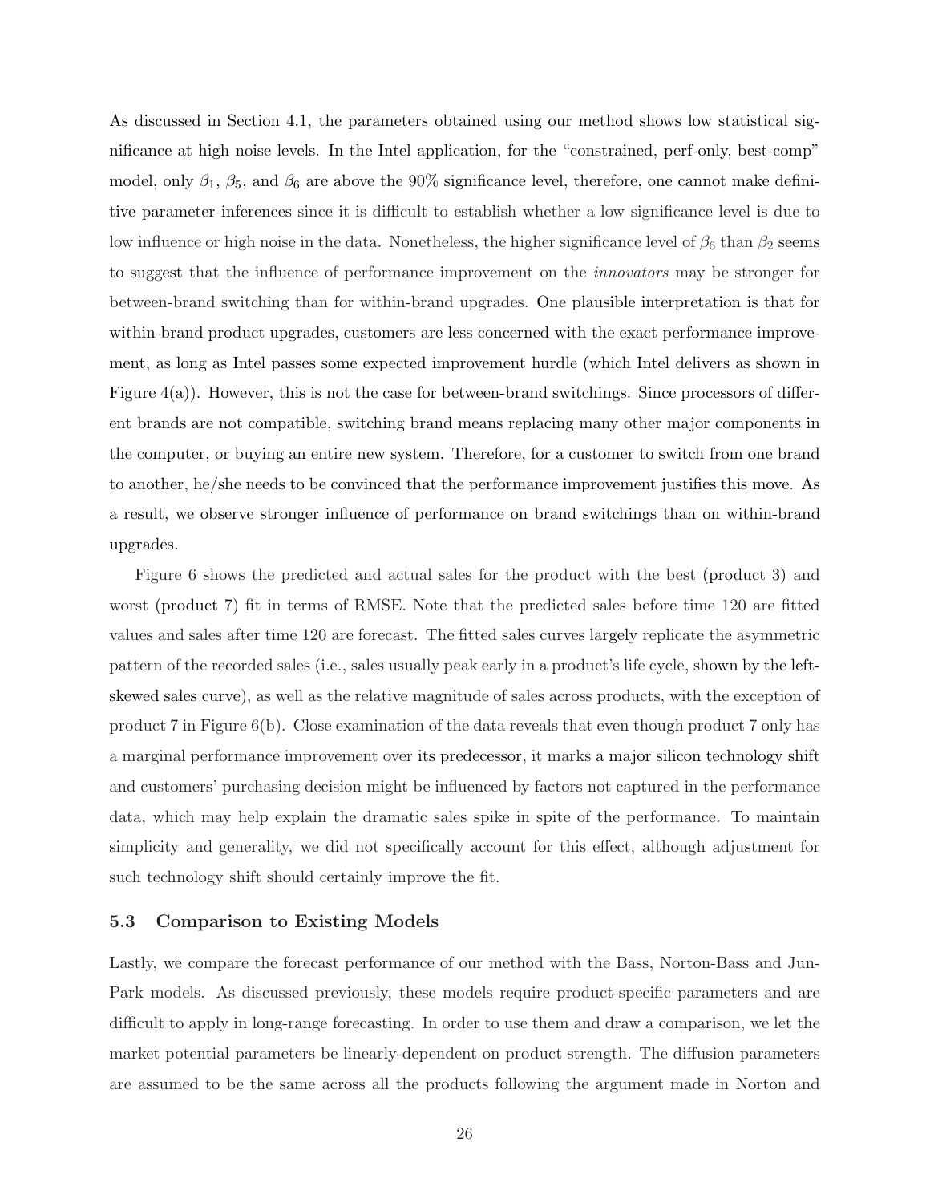As discussed in Section 4.1, the parameters obtained using our method shows low statistical significance at high noise levels. In the Intel application, for the "constrained, perf-only, best-comp" model, only $\beta_1$, $\beta_5$, and $\beta_6$ are above the 90% significance level, therefore, one cannot make definitive parameter inferences since it is difficult to establish whether a low significance level is due to low influence or high noise in the data. Nonetheless, the higher significance level of $\beta_6$ than $\beta_2$ seems to suggest that the influence of performance improvement on the *innovators* may be stronger for between-brand switching than for within-brand upgrades. One plausible interpretation is that for within-brand product upgrades, customers are less concerned with the exact performance improvement, as long as Intel passes some expected improvement hurdle (which Intel delivers as shown in Figure 4(a)). However, this is not the case for between-brand switchings. Since processors of different brands are not compatible, switching brand means replacing many other major components in the computer, or buying an entire new system. Therefore, for a customer to switch from one brand to another, he/she needs to be convinced that the performance improvement justifies this move. As a result, we observe stronger influence of performance on brand switchings than on within-brand upgrades.

Figure 6 shows the predicted and actual sales for the product with the best (product 3) and worst (product 7) fit in terms of RMSE. Note that the predicted sales before time 120 are fitted values and sales after time 120 are forecast. The fitted sales curves largely replicate the asymmetric pattern of the recorded sales (i.e., sales usually peak early in a product's life cycle, shown by the left-skewed sales curve), as well as the relative magnitude of sales across products, with the exception of product 7 in Figure 6(b). Close examination of the data reveals that even though product 7 only has a marginal performance improvement over its predecessor, it marks a major silicon technology shift and customers' purchasing decision might be influenced by factors not captured in the performance data, which may help explain the dramatic sales spike in spite of the performance. To maintain simplicity and generality, we did not specifically account for this effect, although adjustment for such technology shift should certainly improve the fit.

### 5.3 Comparison to Existing Models

Lastly, we compare the forecast performance of our method with the Bass, Norton-Bass and Jun-Park models. As discussed previously, these models require product-specific parameters and are difficult to apply in long-range forecasting. In order to use them and draw a comparison, we let the market potential parameters be linearly-dependent on product strength. The diffusion parameters are assumed to be the same across all the products following the argument made in Norton and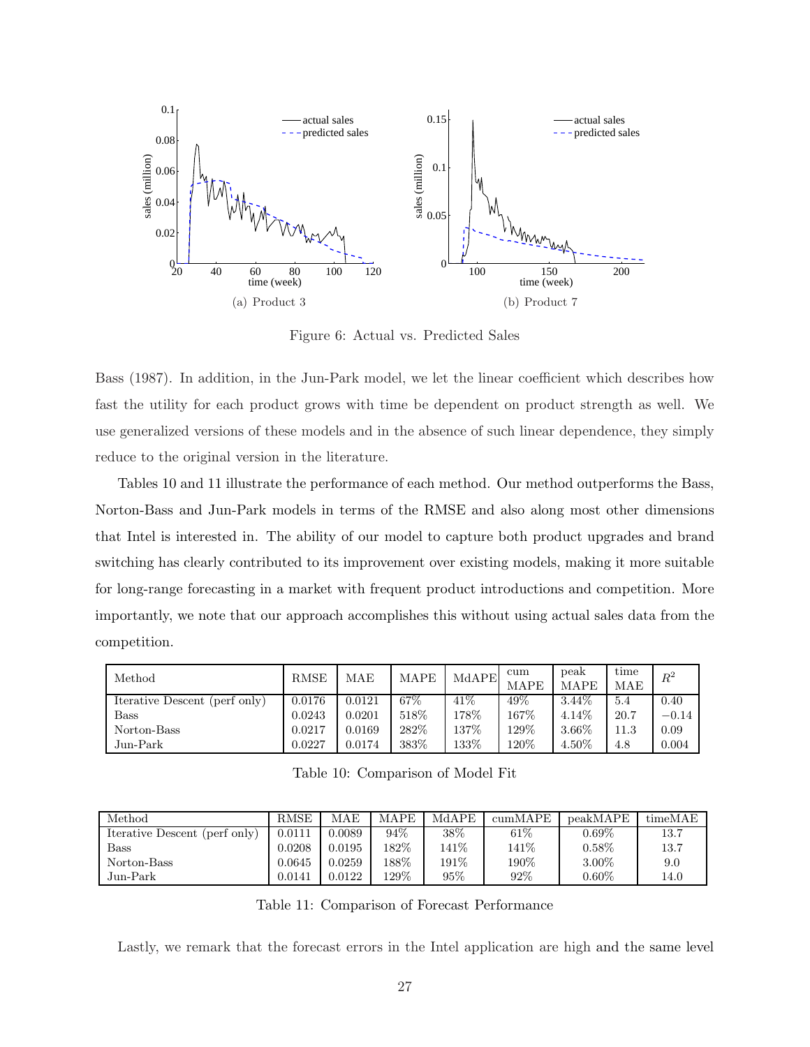(a) Product 3

(b) Product 7

Figure 6: Actual vs. Predicted Sales

Bass (1987). In addition, in the Jun-Park model, we let the linear coefficient which describes how fast the utility for each product grows with time be dependent on product strength as well. We use generalized versions of these models and in the absence of such linear dependence, they simply reduce to the original version in the literature.

Tables 10 and 11 illustrate the performance of each method. Our method outperforms the Bass, Norton-Bass and Jun-Park models in terms of the RMSE and also along most other dimensions that Intel is interested in. The ability of our model to capture both product upgrades and brand switching has clearly contributed to its improvement over existing models, making it more suitable for long-range forecasting in a market with frequent product introductions and competition. More importantly, we note that our approach accomplishes this without using actual sales data from the competition.

| Method | RMSE | MAE | MAPE | MdAPE | cum MAPE | peak MAPE | time MAE | $R^2$ |
|---|---|---|---|---|---|---|---|---|
| Iterative Descent (perf only) | 0.0176 | 0.0121 | 67% | 41% | 49% | 3.44% | 5.4 | 0.40 |
| Bass | 0.0243 | 0.0201 | 518% | 178% | 167% | 4.14% | 20.7 | $-0.14$ |
| Norton-Bass | 0.0217 | 0.0169 | 282% | 137% | 129% | 3.66% | 11.3 | 0.09 |
| Jun-Park | 0.0227 | 0.0174 | 383% | 133% | 120% | 4.50% | 4.8 | 0.004 |

Table 10: Comparison of Model Fit

| Method | RMSE | MAE | MAPE | MdAPE | cumMAPE | peakMAPE | timeMAE |
|---|---|---|---|---|---|---|---|
| Iterative Descent (perf only) | 0.0111 | 0.0089 | 94% | 38% | 61% | 0.69% | 13.7 |
| Bass | 0.0208 | 0.0195 | 182% | 141% | 141% | 0.58% | 13.7 |
| Norton-Bass | 0.0645 | 0.0259 | 188% | 191% | 190% | 3.00% | 9.0 |
| Jun-Park | 0.0141 | 0.0122 | 129% | 95% | 92% | 0.60% | 14.0 |

Table 11: Comparison of Forecast Performance

Lastly, we remark that the forecast errors in the Intel application are high and the same level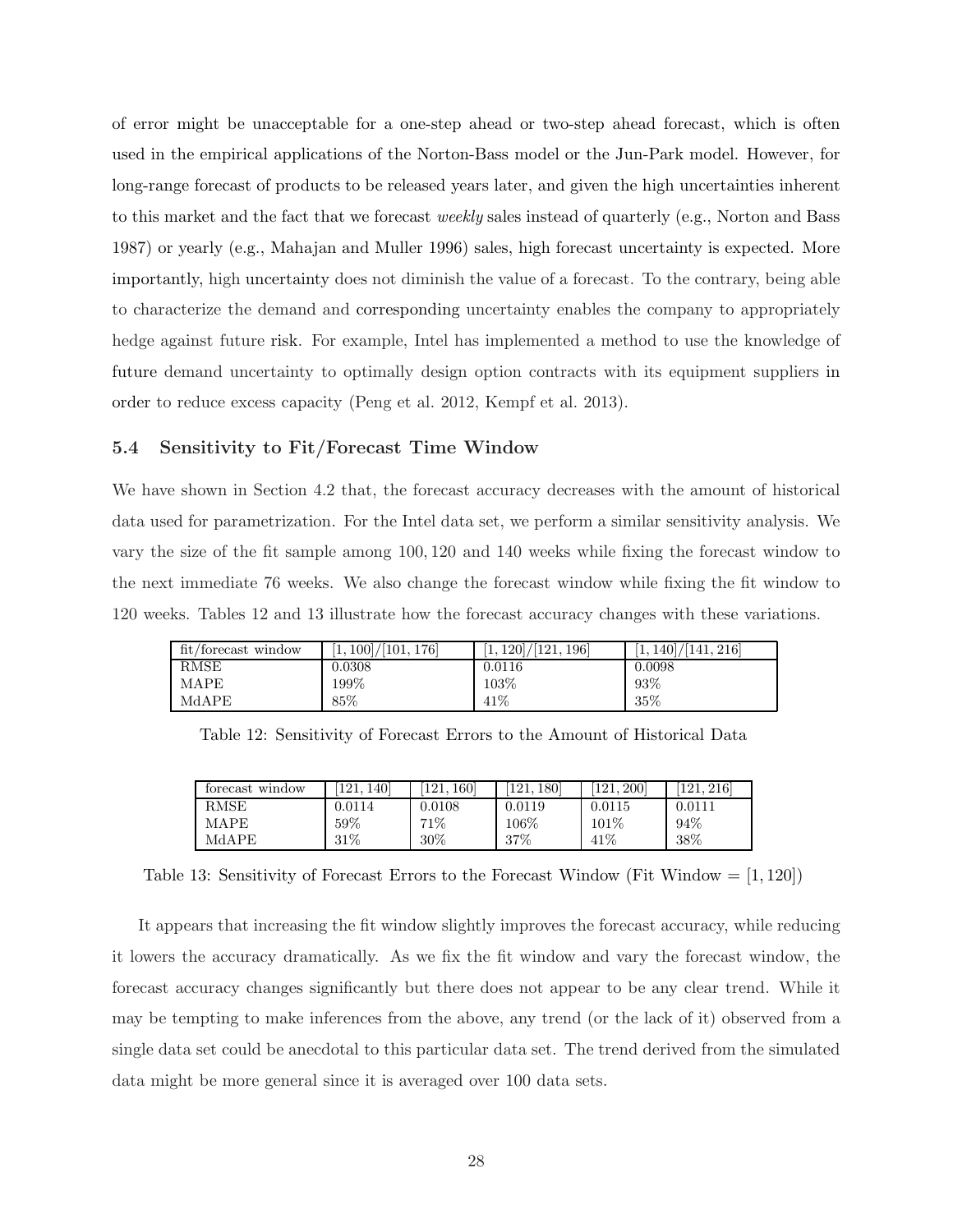of error might be unacceptable for a one-step ahead or two-step ahead forecast, which is often used in the empirical applications of the Norton-Bass model or the Jun-Park model. However, for long-range forecast of products to be released years later, and given the high uncertainties inherent to this market and the fact that we forecast *weekly* sales instead of quarterly (e.g., Norton and Bass 1987) or yearly (e.g., Mahajan and Muller 1996) sales, high forecast uncertainty is expected. More importantly, high uncertainty does not diminish the value of a forecast. To the contrary, being able to characterize the demand and corresponding uncertainty enables the company to appropriately hedge against future risk. For example, Intel has implemented a method to use the knowledge of future demand uncertainty to optimally design option contracts with its equipment suppliers in order to reduce excess capacity (Peng et al. 2012, Kempf et al. 2013).

### 5.4 Sensitivity to Fit/Forecast Time Window

We have shown in Section 4.2 that, the forecast accuracy decreases with the amount of historical data used for parametrization. For the Intel data set, we perform a similar sensitivity analysis. We vary the size of the fit sample among 100, 120 and 140 weeks while fixing the forecast window to the next immediate 76 weeks. We also change the forecast window while fixing the fit window to 120 weeks. Tables 12 and 13 illustrate how the forecast accuracy changes with these variations.

| fit/forecast window | $[1, 100]/[101, 176]$ | $[1, 120]/[121, 196]$ | $[1, 140]/[141, 216]$ |
|---|---|---|---|
| RMSE | 0.0308 | 0.0116 | 0.0098 |
| MAPE | 199% | 103% | 93% |
| MdAPE | 85% | 41% | 35% |

Table 12: Sensitivity of Forecast Errors to the Amount of Historical Data

| forecast window | $[121, 140]$ | $[121, 160]$ | $[121, 180]$ | $[121, 200]$ | $[121, 216]$ |
|---|---|---|---|---|---|
| RMSE | 0.0114 | 0.0108 | 0.0119 | 0.0115 | 0.0111 |
| MAPE | 59% | 71% | 106% | 101% | 94% |
| MdAPE | 31% | 30% | 37% | 41% | 38% |

Table 13: Sensitivity of Forecast Errors to the Forecast Window (Fit Window = $[1, 120]$)

It appears that increasing the fit window slightly improves the forecast accuracy, while reducing it lowers the accuracy dramatically. As we fix the fit window and vary the forecast window, the forecast accuracy changes significantly but there does not appear to be any clear trend. While it may be tempting to make inferences from the above, any trend (or the lack of it) observed from a single data set could be anecdotal to this particular data set. The trend derived from the simulated data might be more general since it is averaged over 100 data sets.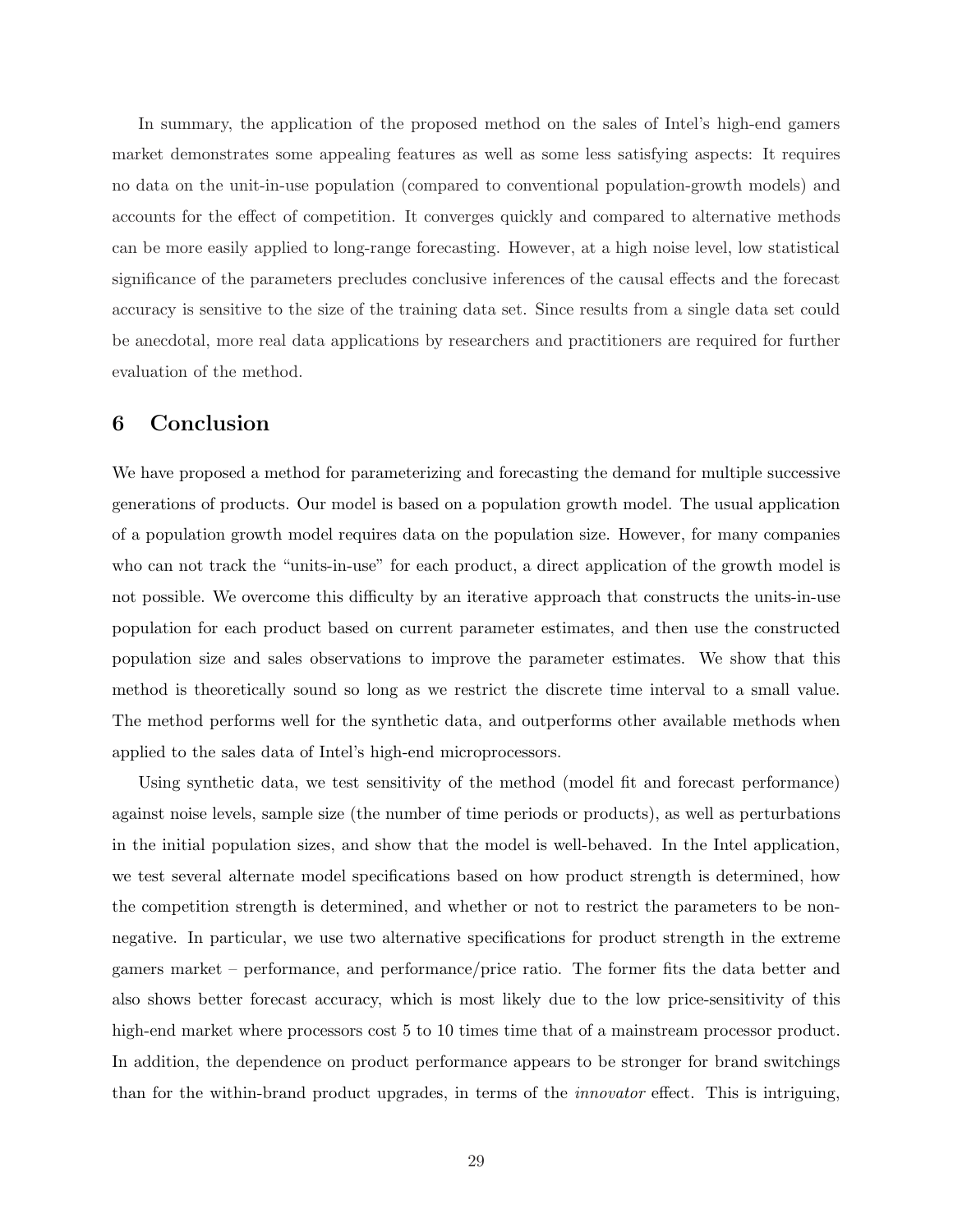In summary, the application of the proposed method on the sales of Intel's high-end gamers market demonstrates some appealing features as well as some less satisfying aspects: It requires no data on the unit-in-use population (compared to conventional population-growth models) and accounts for the effect of competition. It converges quickly and compared to alternative methods can be more easily applied to long-range forecasting. However, at a high noise level, low statistical significance of the parameters precludes conclusive inferences of the causal effects and the forecast accuracy is sensitive to the size of the training data set. Since results from a single data set could be anecdotal, more real data applications by researchers and practitioners are required for further evaluation of the method.

## 6 Conclusion

We have proposed a method for parameterizing and forecasting the demand for multiple successive generations of products. Our model is based on a population growth model. The usual application of a population growth model requires data on the population size. However, for many companies who can not track the "units-in-use" for each product, a direct application of the growth model is not possible. We overcome this difficulty by an iterative approach that constructs the units-in-use population for each product based on current parameter estimates, and then use the constructed population size and sales observations to improve the parameter estimates. We show that this method is theoretically sound so long as we restrict the discrete time interval to a small value. The method performs well for the synthetic data, and outperforms other available methods when applied to the sales data of Intel's high-end microprocessors.

Using synthetic data, we test sensitivity of the method (model fit and forecast performance) against noise levels, sample size (the number of time periods or products), as well as perturbations in the initial population sizes, and show that the model is well-behaved. In the Intel application, we test several alternate model specifications based on how product strength is determined, how the competition strength is determined, and whether or not to restrict the parameters to be non-negative. In particular, we use two alternative specifications for product strength in the extreme gamers market – performance, and performance/price ratio. The former fits the data better and also shows better forecast accuracy, which is most likely due to the low price-sensitivity of this high-end market where processors cost 5 to 10 times time that of a mainstream processor product. In addition, the dependence on product performance appears to be stronger for brand switchings than for the within-brand product upgrades, in terms of the *innovator* effect. This is intriguing,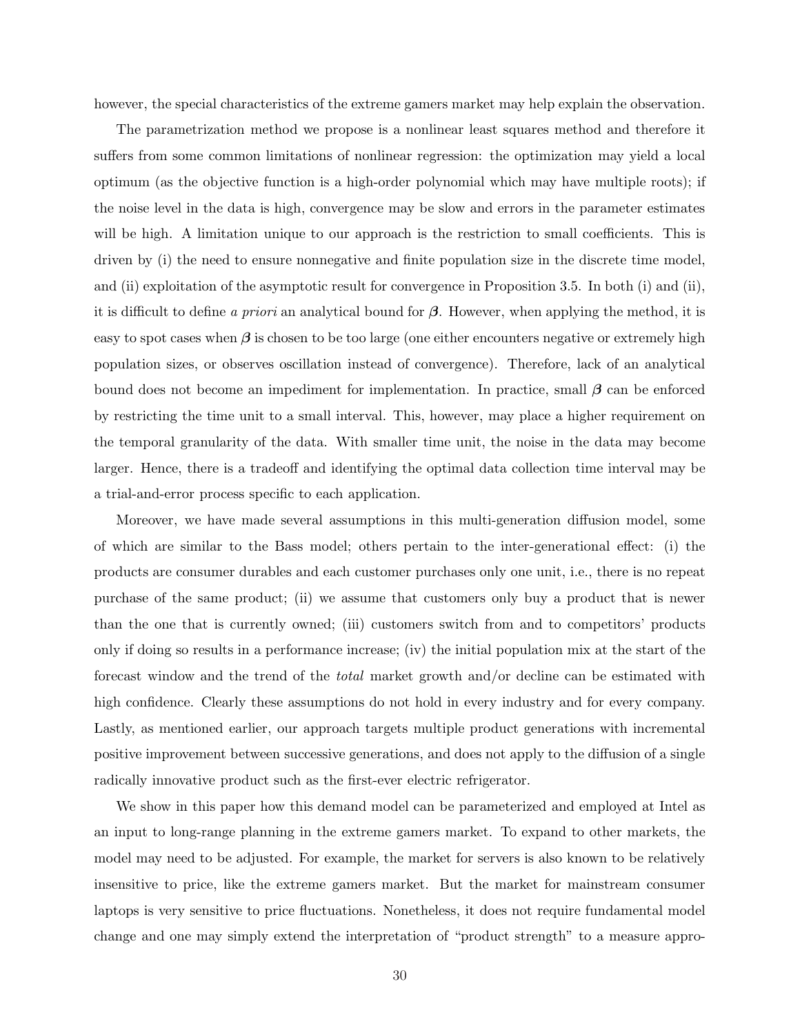however, the special characteristics of the extreme gamers market may help explain the observation.

The parametrization method we propose is a nonlinear least squares method and therefore it suffers from some common limitations of nonlinear regression: the optimization may yield a local optimum (as the objective function is a high-order polynomial which may have multiple roots); if the noise level in the data is high, convergence may be slow and errors in the parameter estimates will be high. A limitation unique to our approach is the restriction to small coefficients. This is driven by (i) the need to ensure nonnegative and finite population size in the discrete time model, and (ii) exploitation of the asymptotic result for convergence in Proposition 3.5. In both (i) and (ii), it is difficult to define *a priori* an analytical bound for $\boldsymbol{\beta}$. However, when applying the method, it is easy to spot cases when $\boldsymbol{\beta}$ is chosen to be too large (one either encounters negative or extremely high population sizes, or observes oscillation instead of convergence). Therefore, lack of an analytical bound does not become an impediment for implementation. In practice, small $\boldsymbol{\beta}$ can be enforced by restricting the time unit to a small interval. This, however, may place a higher requirement on the temporal granularity of the data. With smaller time unit, the noise in the data may become larger. Hence, there is a tradeoff and identifying the optimal data collection time interval may be a trial-and-error process specific to each application.

Moreover, we have made several assumptions in this multi-generation diffusion model, some of which are similar to the Bass model; others pertain to the inter-generational effect: (i) the products are consumer durables and each customer purchases only one unit, i.e., there is no repeat purchase of the same product; (ii) we assume that customers only buy a product that is newer than the one that is currently owned; (iii) customers switch from and to competitors' products only if doing so results in a performance increase; (iv) the initial population mix at the start of the forecast window and the trend of the *total* market growth and/or decline can be estimated with high confidence. Clearly these assumptions do not hold in every industry and for every company. Lastly, as mentioned earlier, our approach targets multiple product generations with incremental positive improvement between successive generations, and does not apply to the diffusion of a single radically innovative product such as the first-ever electric refrigerator.

We show in this paper how this demand model can be parameterized and employed at Intel as an input to long-range planning in the extreme gamers market. To expand to other markets, the model may need to be adjusted. For example, the market for servers is also known to be relatively insensitive to price, like the extreme gamers market. But the market for mainstream consumer laptops is very sensitive to price fluctuations. Nonetheless, it does not require fundamental model change and one may simply extend the interpretation of "product strength" to a measure appro-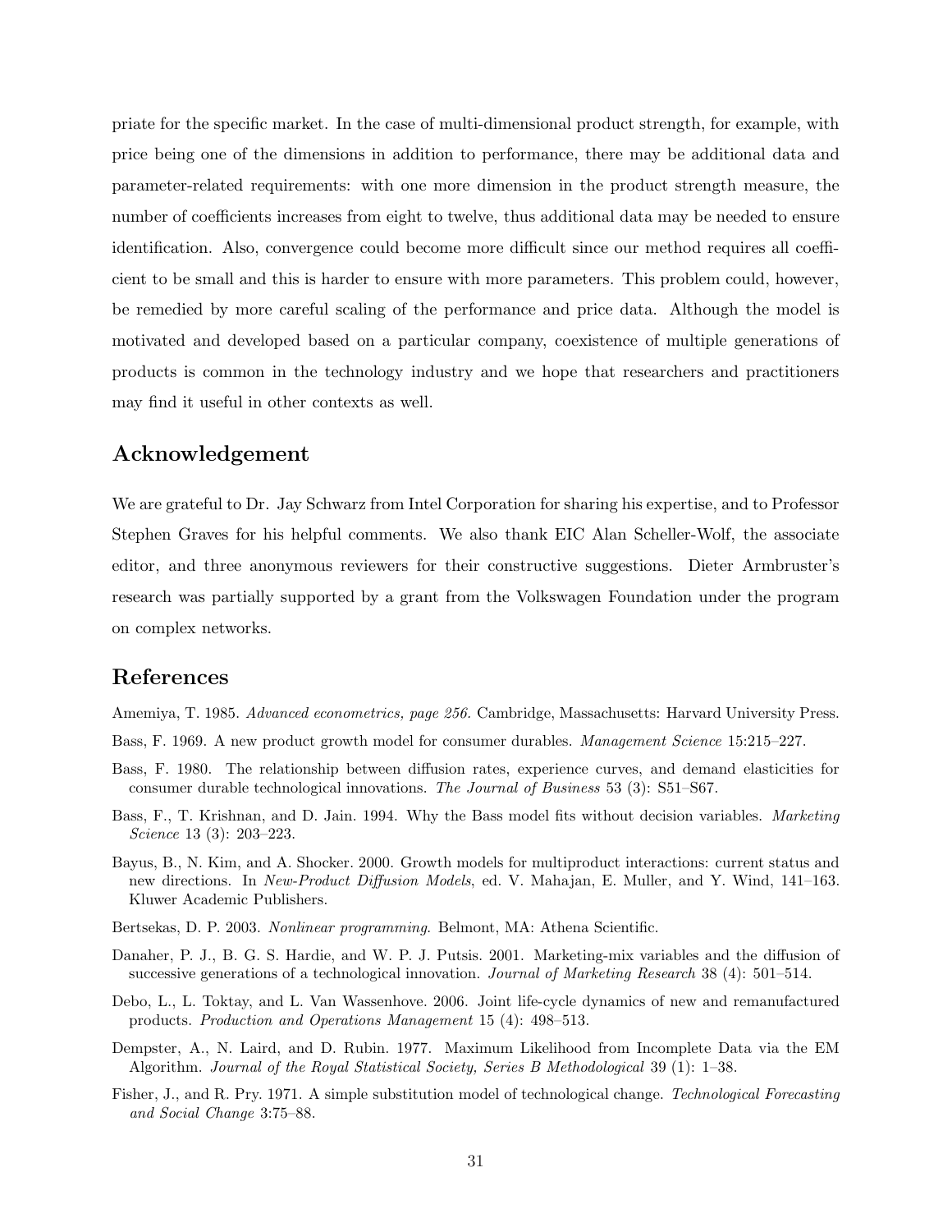priate for the specific market. In the case of multi-dimensional product strength, for example, with price being one of the dimensions in addition to performance, there may be additional data and parameter-related requirements: with one more dimension in the product strength measure, the number of coefficients increases from eight to twelve, thus additional data may be needed to ensure identification. Also, convergence could become more difficult since our method requires all coefficient to be small and this is harder to ensure with more parameters. This problem could, however, be remedied by more careful scaling of the performance and price data. Although the model is motivated and developed based on a particular company, coexistence of multiple generations of products is common in the technology industry and we hope that researchers and practitioners may find it useful in other contexts as well.

## Acknowledgement

We are grateful to Dr. Jay Schwarz from Intel Corporation for sharing his expertise, and to Professor Stephen Graves for his helpful comments. We also thank EIC Alan Scheller-Wolf, the associate editor, and three anonymous reviewers for their constructive suggestions. Dieter Armbruster's research was partially supported by a grant from the Volkswagen Foundation under the program on complex networks.

## References

Amemiya, T. 1985. *Advanced econometrics, page 256.* Cambridge, Massachusetts: Harvard University Press.

Bass, F. 1969. A new product growth model for consumer durables. *Management Science* 15:215–227.

Bass, F. 1980. The relationship between diffusion rates, experience curves, and demand elasticities for consumer durable technological innovations. *The Journal of Business* 53 (3): S51–S67.

Bass, F., T. Krishnan, and D. Jain. 1994. Why the Bass model fits without decision variables. *Marketing Science* 13 (3): 203–223.

Bayus, B., N. Kim, and A. Shocker. 2000. Growth models for multiproduct interactions: current status and new directions. In *New-Product Diffusion Models*, ed. V. Mahajan, E. Muller, and Y. Wind, 141–163. Kluwer Academic Publishers.

Bertsekas, D. P. 2003. *Nonlinear programming*. Belmont, MA: Athena Scientific.

Danaher, P. J., B. G. S. Hardie, and W. P. J. Putsis. 2001. Marketing-mix variables and the diffusion of successive generations of a technological innovation. *Journal of Marketing Research* 38 (4): 501–514.

Debo, L., L. Toktay, and L. Van Wassenhove. 2006. Joint life-cycle dynamics of new and remanufactured products. *Production and Operations Management* 15 (4): 498–513.

Dempster, A., N. Laird, and D. Rubin. 1977. Maximum Likelihood from Incomplete Data via the EM Algorithm. *Journal of the Royal Statistical Society, Series B Methodological* 39 (1): 1–38.

Fisher, J., and R. Pry. 1971. A simple substitution model of technological change. *Technological Forecasting and Social Change* 3:75–88.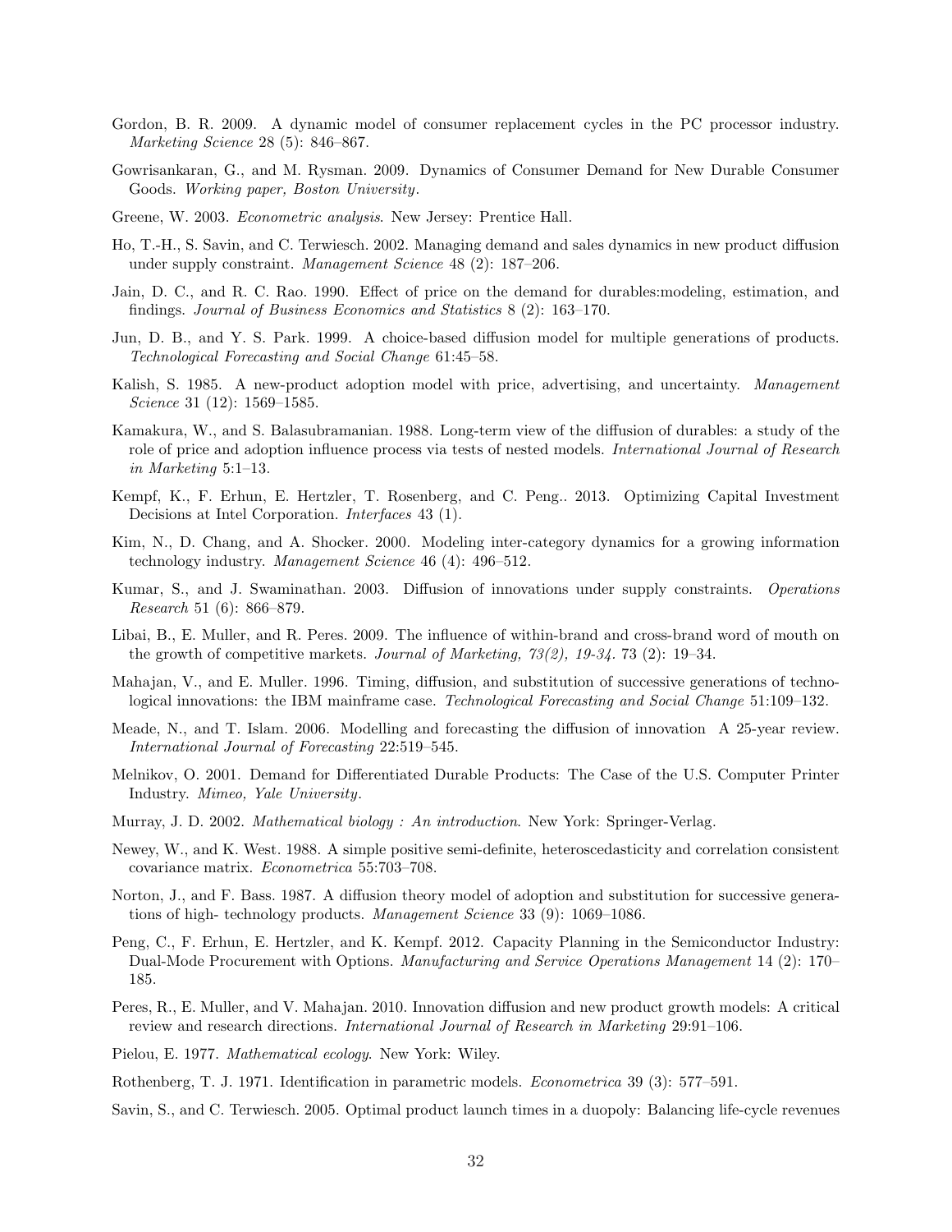Gordon, B. R. 2009. A dynamic model of consumer replacement cycles in the PC processor industry. *Marketing Science* 28 (5): 846–867.

Gowrisankaran, G., and M. Rysman. 2009. Dynamics of Consumer Demand for New Durable Consumer Goods. *Working paper, Boston University*.

Greene, W. 2003. *Econometric analysis*. New Jersey: Prentice Hall.

Ho, T.-H., S. Savin, and C. Terwiesch. 2002. Managing demand and sales dynamics in new product diffusion under supply constraint. *Management Science* 48 (2): 187–206.

Jain, D. C., and R. C. Rao. 1990. Effect of price on the demand for durables:modeling, estimation, and findings. *Journal of Business Economics and Statistics* 8 (2): 163–170.

Jun, D. B., and Y. S. Park. 1999. A choice-based diffusion model for multiple generations of products. *Technological Forecasting and Social Change* 61:45–58.

Kalish, S. 1985. A new-product adoption model with price, advertising, and uncertainty. *Management Science* 31 (12): 1569–1585.

Kamakura, W., and S. Balasubramanian. 1988. Long-term view of the diffusion of durables: a study of the role of price and adoption influence process via tests of nested models. *International Journal of Research in Marketing* 5:1–13.

Kempf, K., F. Erhun, E. Hertzler, T. Rosenberg, and C. Peng.. 2013. Optimizing Capital Investment Decisions at Intel Corporation. *Interfaces* 43 (1).

Kim, N., D. Chang, and A. Shocker. 2000. Modeling inter-category dynamics for a growing information technology industry. *Management Science* 46 (4): 496–512.

Kumar, S., and J. Swaminathan. 2003. Diffusion of innovations under supply constraints. *Operations Research* 51 (6): 866–879.

Libai, B., E. Muller, and R. Peres. 2009. The influence of within-brand and cross-brand word of mouth on the growth of competitive markets. *Journal of Marketing, 73(2), 19-34*. 73 (2): 19–34.

Mahajan, V., and E. Muller. 1996. Timing, diffusion, and substitution of successive generations of technological innovations: the IBM mainframe case. *Technological Forecasting and Social Change* 51:109–132.

Meade, N., and T. Islam. 2006. Modelling and forecasting the diffusion of innovation A 25-year review. *International Journal of Forecasting* 22:519–545.

Melnikov, O. 2001. Demand for Differentiated Durable Products: The Case of the U.S. Computer Printer Industry. *Mimeo, Yale University*.

Murray, J. D. 2002. *Mathematical biology : An introduction*. New York: Springer-Verlag.

Newey, W., and K. West. 1988. A simple positive semi-definite, heteroscedasticity and correlation consistent covariance matrix. *Econometrica* 55:703–708.

Norton, J., and F. Bass. 1987. A diffusion theory model of adoption and substitution for successive generations of high- technology products. *Management Science* 33 (9): 1069–1086.

Peng, C., F. Erhun, E. Hertzler, and K. Kempf. 2012. Capacity Planning in the Semiconductor Industry: Dual-Mode Procurement with Options. *Manufacturing and Service Operations Management* 14 (2): 170–185.

Peres, R., E. Muller, and V. Mahajan. 2010. Innovation diffusion and new product growth models: A critical review and research directions. *International Journal of Research in Marketing* 29:91–106.

Pielou, E. 1977. *Mathematical ecology*. New York: Wiley.

Rothenberg, T. J. 1971. Identification in parametric models. *Econometrica* 39 (3): 577–591.

Savin, S., and C. Terwiesch. 2005. Optimal product launch times in a duopoly: Balancing life-cycle revenues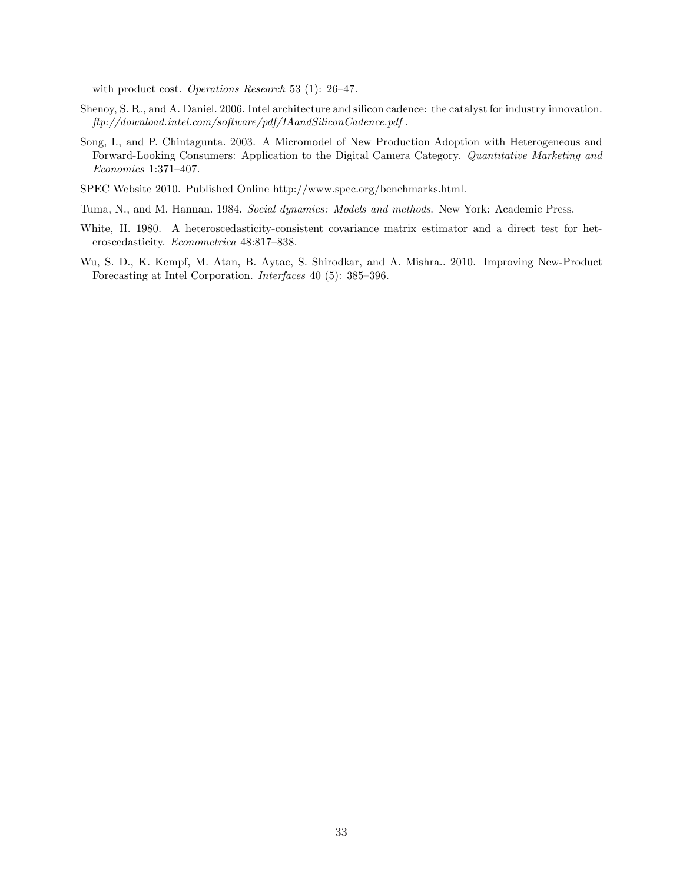with product cost. *Operations Research* 53 (1): 26–47.

Shenoy, S. R., and A. Daniel. 2006. Intel architecture and silicon cadence: the catalyst for industry innovation. *ftp://download.intel.com/software/pdf/IAandSiliconCadence.pdf* .

Song, I., and P. Chintagunta. 2003. A Micromodel of New Production Adoption with Heterogeneous and Forward-Looking Consumers: Application to the Digital Camera Category. *Quantitative Marketing and Economics* 1:371–407.

SPEC Website 2010. Published Online http://www.spec.org/benchmarks.html.

Tuma, N., and M. Hannan. 1984. *Social dynamics: Models and methods*. New York: Academic Press.

White, H. 1980. A heteroscedasticity-consistent covariance matrix estimator and a direct test for heteroscedasticity. *Econometrica* 48:817–838.

Wu, S. D., K. Kempf, M. Atan, B. Aytac, S. Shirodkar, and A. Mishra.. 2010. Improving New-Product Forecasting at Intel Corporation. *Interfaces* 40 (5): 385–396.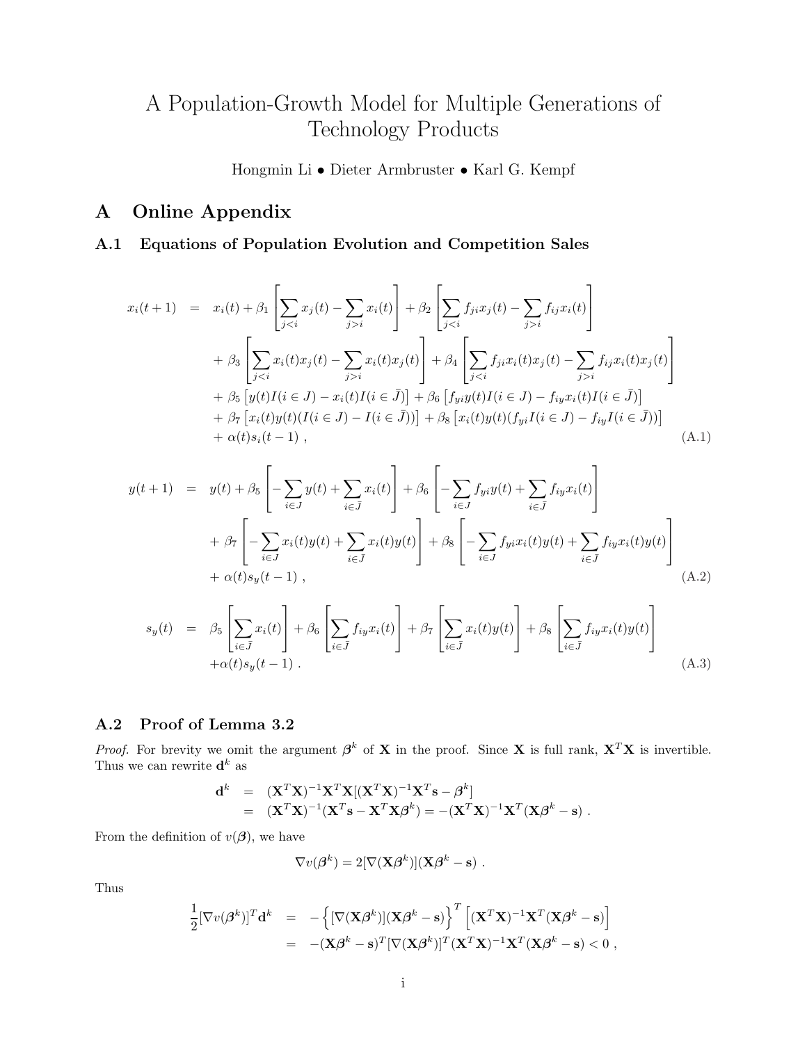# A Population-Growth Model for Multiple Generations of Technology Products

Hongmin Li • Dieter Armbruster • Karl G. Kempf

## A Online Appendix

### A.1 Equations of Population Evolution and Competition Sales

$$
\begin{aligned}
x_i(t+1) \;=\;& x_i(t) + \beta_1 \left[ \sum_{j<i} x_j(t) - \sum_{j>i} x_i(t) \right] + \beta_2 \left[ \sum_{j<i} f_{ji} x_j(t) - \sum_{j>i} f_{ij} x_i(t) \right] \\
&+ \beta_3 \left[ \sum_{j<i} x_i(t) x_j(t) - \sum_{j>i} x_i(t) x_j(t) \right] + \beta_4 \left[ \sum_{j<i} f_{ji} x_i(t) x_j(t) - \sum_{j>i} f_{ij} x_i(t) x_j(t) \right] \\
&+ \beta_5 \left[ y(t) I(i \in J) - x_i(t) I(i \in \bar{J}) \right] + \beta_6 \left[ f_{yi} y(t) I(i \in J) - f_{iy} x_i(t) I(i \in \bar{J}) \right] \\
&+ \beta_7 \left[ x_i(t) y(t) (I(i \in J) - I(i \in \bar{J})) \right] + \beta_8 \left[ x_i(t) y(t) (f_{yi} I(i \in J) - f_{iy} I(i \in \bar{J})) \right] \\
&+ \alpha(t) s_i(t-1) \;, 
\end{aligned} \tag{A.1}
$$

$$
\begin{aligned}
y(t+1) \;=\;& y(t) + \beta_5 \left[ -\sum_{i \in J} y(t) + \sum_{i \in \bar{J}} x_i(t) \right] + \beta_6 \left[ -\sum_{i \in J} f_{yi} y(t) + \sum_{i \in \bar{J}} f_{iy} x_i(t) \right] \\
&+ \beta_7 \left[ -\sum_{i \in J} x_i(t) y(t) + \sum_{i \in \bar{J}} x_i(t) y(t) \right] + \beta_8 \left[ -\sum_{i \in J} f_{yi} x_i(t) y(t) + \sum_{i \in \bar{J}} f_{iy} x_i(t) y(t) \right] \\
&+ \alpha(t) s_y(t-1) \;,
\end{aligned} \tag{A.2}
$$

$$
\begin{aligned}
s_y(t) \;=\;& \beta_5 \left[ \sum_{i \in \bar{J}} x_i(t) \right] + \beta_6 \left[ \sum_{i \in \bar{J}} f_{iy} x_i(t) \right] + \beta_7 \left[ \sum_{i \in \bar{J}} x_i(t) y(t) \right] + \beta_8 \left[ \sum_{i \in \bar{J}} f_{iy} x_i(t) y(t) \right] \\
&+ \alpha(t) s_y(t-1) \;.
\end{aligned} \tag{A.3}
$$

### A.2 Proof of Lemma 3.2

*Proof.* For brevity we omit the argument $\boldsymbol{\beta}^k$ of $\mathbf{X}$ in the proof. Since $\mathbf{X}$ is full rank, $\mathbf{X}^T\mathbf{X}$ is invertible. Thus we can rewrite $\mathbf{d}^k$ as

$$
\begin{aligned}
\mathbf{d}^k &= (\mathbf{X}^T\mathbf{X})^{-1}\mathbf{X}^T\mathbf{X}[(\mathbf{X}^T\mathbf{X})^{-1}\mathbf{X}^T\mathbf{s} - \boldsymbol{\beta}^k] \\
&= (\mathbf{X}^T\mathbf{X})^{-1}(\mathbf{X}^T\mathbf{s} - \mathbf{X}^T\mathbf{X}\boldsymbol{\beta}^k) = -(\mathbf{X}^T\mathbf{X})^{-1}\mathbf{X}^T(\mathbf{X}\boldsymbol{\beta}^k - \mathbf{s}) \;.
\end{aligned}
$$

From the definition of $v(\boldsymbol{\beta})$, we have

$$
\nabla v(\boldsymbol{\beta}^k) = 2[\nabla(\mathbf{X}\boldsymbol{\beta}^k)](\mathbf{X}\boldsymbol{\beta}^k - \mathbf{s}) \;.
$$

Thus

$$
\begin{aligned}
\frac{1}{2}[\nabla v(\boldsymbol{\beta}^k)]^T\mathbf{d}^k &= -\left\{[\nabla(\mathbf{X}\boldsymbol{\beta}^k)](\mathbf{X}\boldsymbol{\beta}^k - \mathbf{s})\right\}^T \left[(\mathbf{X}^T\mathbf{X})^{-1}\mathbf{X}^T(\mathbf{X}\boldsymbol{\beta}^k - \mathbf{s})\right] \\
&= -(\mathbf{X}\boldsymbol{\beta}^k - \mathbf{s})^T[\nabla(\mathbf{X}\boldsymbol{\beta}^k)]^T(\mathbf{X}^T\mathbf{X})^{-1}\mathbf{X}^T(\mathbf{X}\boldsymbol{\beta}^k - \mathbf{s}) < 0 \;,
\end{aligned}
$$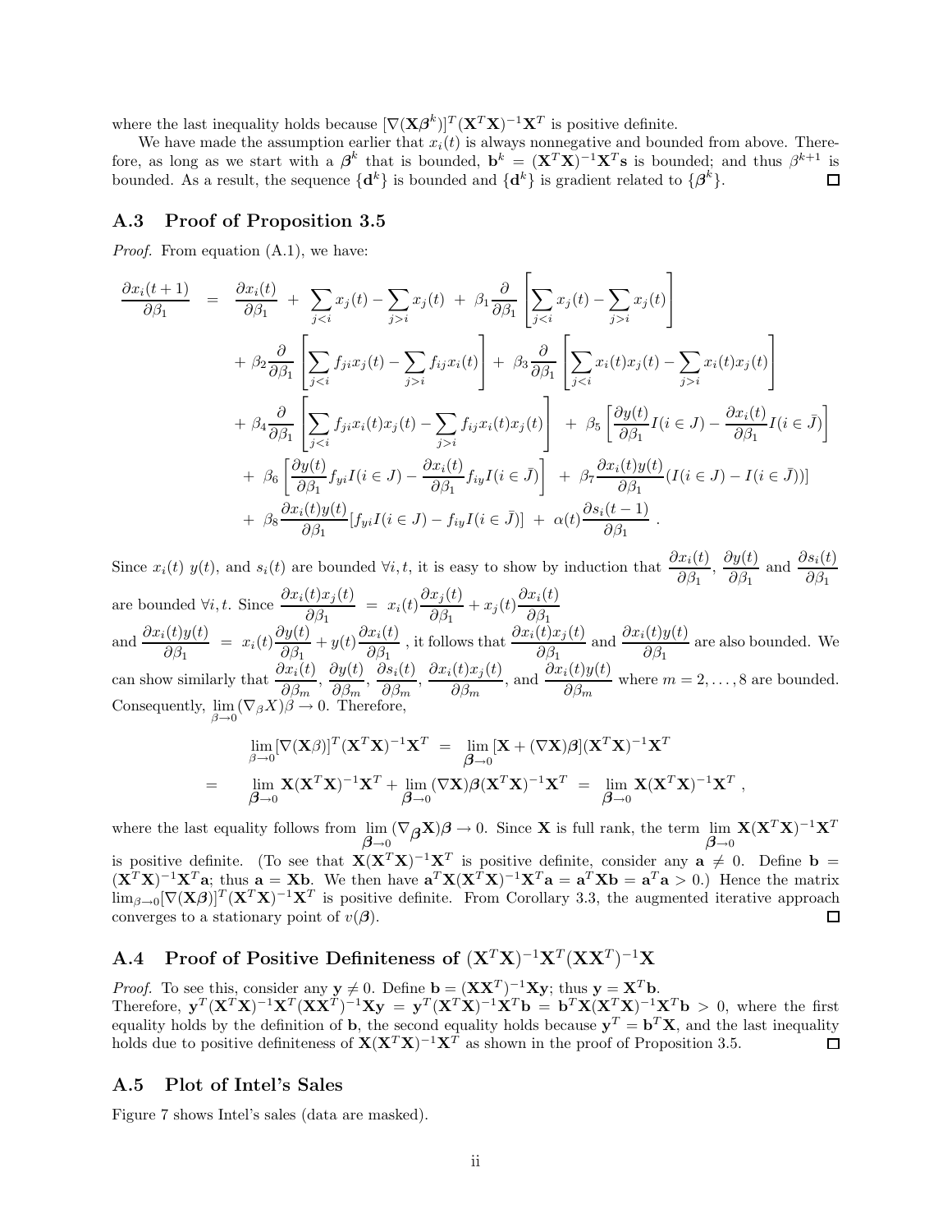where the last inequality holds because $[\nabla(\mathbf{X}\boldsymbol{\beta}^k)]^T(\mathbf{X}^T\mathbf{X})^{-1}\mathbf{X}^T$ is positive definite.

We have made the assumption earlier that $x_i(t)$ is always nonnegative and bounded from above. Therefore, as long as we start with a $\boldsymbol{\beta}^k$ that is bounded, $\mathbf{b}^k = (\mathbf{X}^T\mathbf{X})^{-1}\mathbf{X}^T\mathbf{s}$ is bounded; and thus $\beta^{k+1}$ is bounded. As a result, the sequence $\{\mathbf{d}^k\}$ is bounded and $\{\mathbf{d}^k\}$ is gradient related to $\{\boldsymbol{\beta}^k\}$. ☐

## A.3 Proof of Proposition 3.5

*Proof.* From equation (A.1), we have:

$$
\begin{aligned}
\frac{\partial x_i(t+1)}{\partial \beta_1} \;=\;& \frac{\partial x_i(t)}{\partial \beta_1} \;+\; \sum_{j<i} x_j(t) - \sum_{j>i} x_j(t) \;+\; \beta_1 \frac{\partial}{\partial \beta_1}\left[\sum_{j<i} x_j(t) - \sum_{j>i} x_j(t)\right] \\
&+ \beta_2 \frac{\partial}{\partial \beta_1}\left[\sum_{j<i} f_{ji} x_j(t) - \sum_{j>i} f_{ij} x_i(t)\right] + \;\beta_3 \frac{\partial}{\partial \beta_1}\left[\sum_{j<i} x_i(t)x_j(t) - \sum_{j>i} x_i(t)x_j(t)\right] \\
&+ \beta_4 \frac{\partial}{\partial \beta_1}\left[\sum_{j<i} f_{ji} x_i(t)x_j(t) - \sum_{j>i} f_{ij} x_i(t)x_j(t)\right] \;+\; \beta_5\left[\frac{\partial y(t)}{\partial \beta_1} I(i\in J) - \frac{\partial x_i(t)}{\partial \beta_1} I(i \in \bar{J})\right] \\
&+\; \beta_6\left[\frac{\partial y(t)}{\partial \beta_1} f_{yi} I(i\in J) - \frac{\partial x_i(t)}{\partial \beta_1} f_{iy} I(i \in \bar{J})\right] \;+\; \beta_7 \frac{\partial x_i(t)y(t)}{\partial \beta_1}(I(i\in J) - I(i\in\bar{J}))] \\
&+\; \beta_8 \frac{\partial x_i(t)y(t)}{\partial \beta_1}[f_{yi} I(i\in J) - f_{iy} I(i \in \bar{J})] \;+\; \alpha(t)\frac{\partial s_i(t-1)}{\partial \beta_1}\,.
\end{aligned}
$$

Since $x_i(t)$ $y(t)$, and $s_i(t)$ are bounded $\forall i,t$, it is easy to show by induction that $\dfrac{\partial x_i(t)}{\partial \beta_1}$, $\dfrac{\partial y(t)}{\partial \beta_1}$ and $\dfrac{\partial s_i(t)}{\partial \beta_1}$ are bounded $\forall i,t$. Since $\dfrac{\partial x_i(t)x_j(t)}{\partial \beta_1} \;=\; x_i(t)\dfrac{\partial x_j(t)}{\partial \beta_1} + x_j(t)\dfrac{\partial x_i(t)}{\partial \beta_1}$ and $\dfrac{\partial x_i(t)y(t)}{\partial \beta_1} \;=\; x_i(t)\dfrac{\partial y(t)}{\partial \beta_1} + y(t)\dfrac{\partial x_i(t)}{\partial \beta_1}$ , it follows that $\dfrac{\partial x_i(t)x_j(t)}{\partial \beta_1}$ and $\dfrac{\partial x_i(t)y(t)}{\partial \beta_1}$ are also bounded. We can show similarly that $\dfrac{\partial x_i(t)}{\partial \beta_m}$, $\dfrac{\partial y(t)}{\partial \beta_m}$, $\dfrac{\partial s_i(t)}{\partial \beta_m}$, $\dfrac{\partial x_i(t)x_j(t)}{\partial \beta_m}$, and $\dfrac{\partial x_i(t)y(t)}{\partial \beta_m}$ where $m = 2,\ldots,8$ are bounded. Consequently, $\lim_{\beta\to 0}(\nabla_\beta X)\beta \to 0$. Therefore,

$$
\begin{aligned}
&\lim_{\beta\to 0}[\nabla(\mathbf{X}\beta)]^T(\mathbf{X}^T\mathbf{X})^{-1}\mathbf{X}^T \;=\; \lim_{\boldsymbol{\beta}\to 0}[\mathbf{X} + (\nabla\mathbf{X})\boldsymbol{\beta}](\mathbf{X}^T\mathbf{X})^{-1}\mathbf{X}^T \\
=\;& \lim_{\boldsymbol{\beta}\to 0}\mathbf{X}(\mathbf{X}^T\mathbf{X})^{-1}\mathbf{X}^T + \lim_{\boldsymbol{\beta}\to 0}(\nabla\mathbf{X})\boldsymbol{\beta}(\mathbf{X}^T\mathbf{X})^{-1}\mathbf{X}^T \;=\; \lim_{\boldsymbol{\beta}\to 0}\mathbf{X}(\mathbf{X}^T\mathbf{X})^{-1}\mathbf{X}^T\,,
\end{aligned}
$$

where the last equality follows from $\lim_{\boldsymbol{\beta}\to 0}(\nabla_{\boldsymbol{\beta}}\mathbf{X})\boldsymbol{\beta} \to 0$. Since $\mathbf{X}$ is full rank, the term $\lim_{\boldsymbol{\beta}\to 0}\mathbf{X}(\mathbf{X}^T\mathbf{X})^{-1}\mathbf{X}^T$ is positive definite. (To see that $\mathbf{X}(\mathbf{X}^T\mathbf{X})^{-1}\mathbf{X}^T$ is positive definite, consider any $\mathbf{a} \neq 0$. Define $\mathbf{b} = (\mathbf{X}^T\mathbf{X})^{-1}\mathbf{X}^T\mathbf{a}$; thus $\mathbf{a} = \mathbf{X}\mathbf{b}$. We then have $\mathbf{a}^T\mathbf{X}(\mathbf{X}^T\mathbf{X})^{-1}\mathbf{X}^T\mathbf{a} = \mathbf{a}^T\mathbf{X}\mathbf{b} = \mathbf{a}^T\mathbf{a} > 0$.) Hence the matrix $\lim_{\beta\to 0}[\nabla(\mathbf{X}\boldsymbol{\beta})]^T(\mathbf{X}^T\mathbf{X})^{-1}\mathbf{X}^T$ is positive definite. From Corollary 3.3, the augmented iterative approach converges to a stationary point of $v(\boldsymbol{\beta})$. ☐

## A.4 Proof of Positive Definiteness of $(\mathbf{X}^T\mathbf{X})^{-1}\mathbf{X}^T(\mathbf{X}\mathbf{X}^T)^{-1}\mathbf{X}$

*Proof.* To see this, consider any $\mathbf{y} \neq 0$. Define $\mathbf{b} = (\mathbf{X}\mathbf{X}^T)^{-1}\mathbf{X}\mathbf{y}$; thus $\mathbf{y} = \mathbf{X}^T\mathbf{b}$.
Therefore, $\mathbf{y}^T(\mathbf{X}^T\mathbf{X})^{-1}\mathbf{X}^T(\mathbf{X}\mathbf{X}^T)^{-1}\mathbf{X}\mathbf{y} \;=\; \mathbf{y}^T(\mathbf{X}^T\mathbf{X})^{-1}\mathbf{X}^T\mathbf{b} \;=\; \mathbf{b}^T\mathbf{X}(\mathbf{X}^T\mathbf{X})^{-1}\mathbf{X}^T\mathbf{b} \;>\; 0$, where the first equality holds by the definition of $\mathbf{b}$, the second equality holds because $\mathbf{y}^T = \mathbf{b}^T\mathbf{X}$, and the last inequality holds due to positive definiteness of $\mathbf{X}(\mathbf{X}^T\mathbf{X})^{-1}\mathbf{X}^T$ as shown in the proof of Proposition 3.5. ☐

## A.5 Plot of Intel's Sales

Figure 7 shows Intel's sales (data are masked).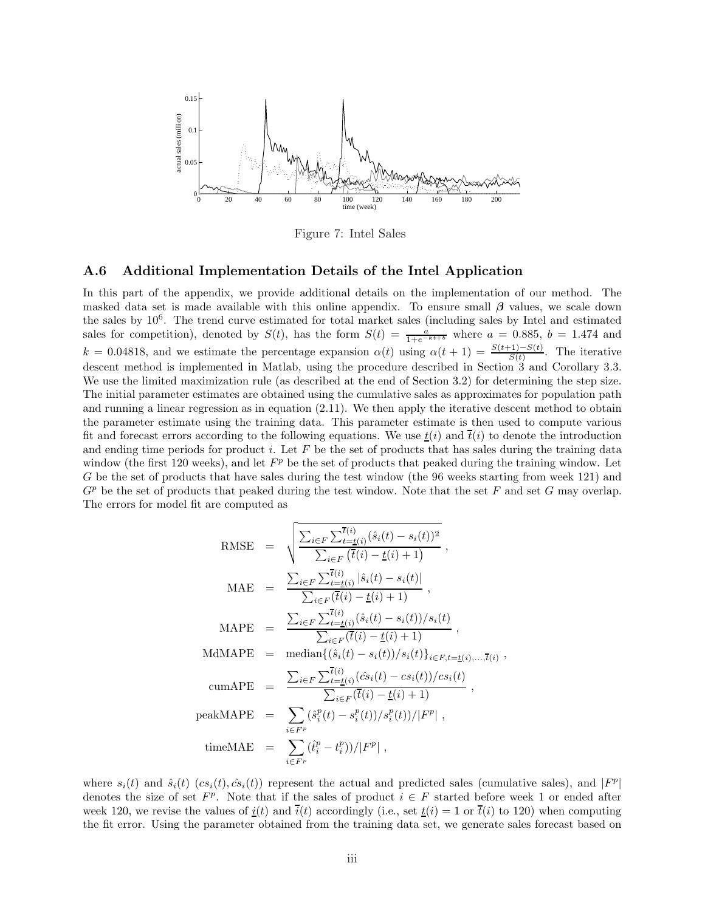Figure 7: Intel Sales

### A.6 Additional Implementation Details of the Intel Application

In this part of the appendix, we provide additional details on the implementation of our method. The masked data set is made available with this online appendix. To ensure small $\boldsymbol{\beta}$ values, we scale down the sales by $10^6$. The trend curve estimated for total market sales (including sales by Intel and estimated sales for competition), denoted by $S(t)$, has the form $S(t) = \frac{a}{1+e^{-kt+b}}$ where $a = 0.885$, $b = 1.474$ and $k = 0.04818$, and we estimate the percentage expansion $\alpha(t)$ using $\alpha(t+1) = \frac{S(t+1)-S(t)}{S(t)}$. The iterative descent method is implemented in Matlab, using the procedure described in Section 3 and Corollary 3.3. We use the limited maximization rule (as described at the end of Section 3.2) for determining the step size. The initial parameter estimates are obtained using the cumulative sales as approximates for population path and running a linear regression as in equation (2.11). We then apply the iterative descent method to obtain the parameter estimate using the training data. This parameter estimate is then used to compute various fit and forecast errors according to the following equations. We use $\underline{t}(i)$ and $\overline{t}(i)$ to denote the introduction and ending time periods for product $i$. Let $F$ be the set of products that has sales during the training data window (the first 120 weeks), and let $F^p$ be the set of products that peaked during the training window. Let $G$ be the set of products that have sales during the test window (the 96 weeks starting from week 121) and $G^p$ be the set of products that peaked during the test window. Note that the set $F$ and set $G$ may overlap. The errors for model fit are computed as

$$
\begin{aligned}
\text{RMSE} &= \sqrt{\frac{\sum_{i\in F}\sum_{t=\underline{t}(i)}^{\overline{t}(i)}(\hat{s}_i(t)-s_i(t))^2}{\sum_{i\in F}\left(\overline{t}(i)-\underline{t}(i)+1\right)}}\ , \\
\text{MAE} &= \frac{\sum_{i\in F}\sum_{t=\underline{t}(i)}^{\overline{t}(i)}|\hat{s}_i(t)-s_i(t)|}{\sum_{i\in F}(\overline{t}(i)-\underline{t}(i)+1)}\ , \\
\text{MAPE} &= \frac{\sum_{i\in F}\sum_{t=\underline{t}(i)}^{\overline{t}(i)}(\hat{s}_i(t)-s_i(t))/s_i(t)}{\sum_{i\in F}(\overline{t}(i)-\underline{t}(i)+1)}\ , \\
\text{MdMAPE} &= \text{median}\{(\hat{s}_i(t)-s_i(t))/s_i(t)\}_{i\in F, t=\underline{t}(i),\ldots,\overline{t}(i)}\ , \\
\text{cumAPE} &= \frac{\sum_{i\in F}\sum_{t=\underline{t}(i)}^{\overline{t}(i)}(\hat{cs}_i(t)-cs_i(t))/cs_i(t)}{\sum_{i\in F}(\overline{t}(i)-\underline{t}(i)+1)}\ , \\
\text{peakMAPE} &= \sum_{i\in F^p}(\hat{s}_i^p(t)-s_i^p(t))/s_i^p(t))/|F^p|\ , \\
\text{timeMAE} &= \sum_{i\in F^p}(\hat{t}_i^p-t_i^p))/|F^p|\ ,
\end{aligned}
$$

where $s_i(t)$ and $\hat{s}_i(t)$ ($cs_i(t), \hat{cs}_i(t)$) represent the actual and predicted sales (cumulative sales), and $|F^p|$ denotes the size of set $F^p$. Note that if the sales of product $i \in F$ started before week 1 or ended after week 120, we revise the values of $\underline{i}(t)$ and $\overline{i}(t)$ accordingly (i.e., set $\underline{t}(i) = 1$ or $\overline{t}(i)$ to 120) when computing the fit error. Using the parameter obtained from the training data set, we generate sales forecast based on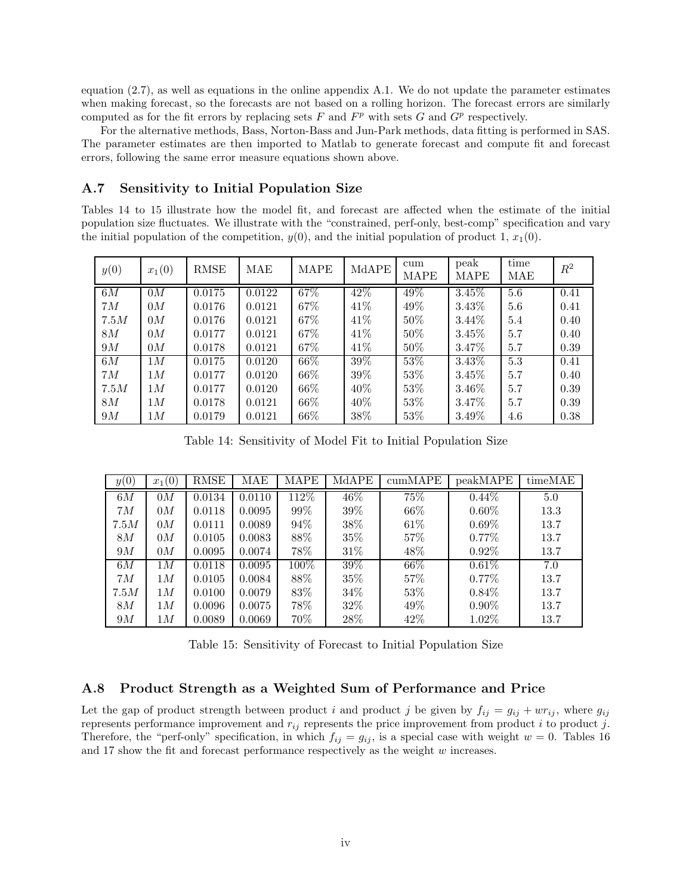equation (2.7), as well as equations in the online appendix A.1. We do not update the parameter estimates when making forecast, so the forecasts are not based on a rolling horizon. The forecast errors are similarly computed as for the fit errors by replacing sets $F$ and $F^p$ with sets $G$ and $G^p$ respectively.

For the alternative methods, Bass, Norton-Bass and Jun-Park methods, data fitting is performed in SAS. The parameter estimates are then imported to Matlab to generate forecast and compute fit and forecast errors, following the same error measure equations shown above.

## A.7 Sensitivity to Initial Population Size

Tables 14 to 15 illustrate how the model fit, and forecast are affected when the estimate of the initial population size fluctuates. We illustrate with the "constrained, perf-only, best-comp" specification and vary the initial population of the competition, $y(0)$, and the initial population of product 1, $x_1(0)$.

| $y(0)$ | $x_1(0)$ | RMSE | MAE | MAPE | MdAPE | cum MAPE | peak MAPE | time MAE | $R^2$ |
|---|---|---|---|---|---|---|---|---|---|
| $6M$ | $0M$ | 0.0175 | 0.0122 | 67% | 42% | 49% | 3.45% | 5.6 | 0.41 |
| $7M$ | $0M$ | 0.0176 | 0.0121 | 67% | 41% | 49% | 3.43% | 5.6 | 0.41 |
| $7.5M$ | $0M$ | 0.0176 | 0.0121 | 67% | 41% | 50% | 3.44% | 5.4 | 0.40 |
| $8M$ | $0M$ | 0.0177 | 0.0121 | 67% | 41% | 50% | 3.45% | 5.7 | 0.40 |
| $9M$ | $0M$ | 0.0178 | 0.0121 | 67% | 41% | 50% | 3.47% | 5.7 | 0.39 |
| $6M$ | $1M$ | 0.0175 | 0.0120 | 66% | 39% | 53% | 3.43% | 5.3 | 0.41 |
| $7M$ | $1M$ | 0.0177 | 0.0120 | 66% | 39% | 53% | 3.45% | 5.7 | 0.40 |
| $7.5M$ | $1M$ | 0.0177 | 0.0120 | 66% | 40% | 53% | 3.46% | 5.7 | 0.39 |
| $8M$ | $1M$ | 0.0178 | 0.0121 | 66% | 40% | 53% | 3.47% | 5.7 | 0.39 |
| $9M$ | $1M$ | 0.0179 | 0.0121 | 66% | 38% | 53% | 3.49% | 4.6 | 0.38 |

Table 14: Sensitivity of Model Fit to Initial Population Size

| $y(0)$ | $x_1(0)$ | RMSE | MAE | MAPE | MdAPE | cumMAPE | peakMAPE | timeMAE |
|---|---|---|---|---|---|---|---|---|
| $6M$ | $0M$ | 0.0134 | 0.0110 | 112% | 46% | 75% | 0.44% | 5.0 |
| $7M$ | $0M$ | 0.0118 | 0.0095 | 99% | 39% | 66% | 0.60% | 13.3 |
| $7.5M$ | $0M$ | 0.0111 | 0.0089 | 94% | 38% | 61% | 0.69% | 13.7 |
| $8M$ | $0M$ | 0.0105 | 0.0083 | 88% | 35% | 57% | 0.77% | 13.7 |
| $9M$ | $0M$ | 0.0095 | 0.0074 | 78% | 31% | 48% | 0.92% | 13.7 |
| $6M$ | $1M$ | 0.0118 | 0.0095 | 100% | 39% | 66% | 0.61% | 7.0 |
| $7M$ | $1M$ | 0.0105 | 0.0084 | 88% | 35% | 57% | 0.77% | 13.7 |
| $7.5M$ | $1M$ | 0.0100 | 0.0079 | 83% | 34% | 53% | 0.84% | 13.7 |
| $8M$ | $1M$ | 0.0096 | 0.0075 | 78% | 32% | 49% | 0.90% | 13.7 |
| $9M$ | $1M$ | 0.0089 | 0.0069 | 70% | 28% | 42% | 1.02% | 13.7 |

Table 15: Sensitivity of Forecast to Initial Population Size

## A.8 Product Strength as a Weighted Sum of Performance and Price

Let the gap of product strength between product $i$ and product $j$ be given by $f_{ij} = g_{ij} + wr_{ij}$, where $g_{ij}$ represents performance improvement and $r_{ij}$ represents the price improvement from product $i$ to product $j$. Therefore, the "perf-only" specification, in which $f_{ij} = g_{ij}$, is a special case with weight $w = 0$. Tables 16 and 17 show the fit and forecast performance respectively as the weight $w$ increases.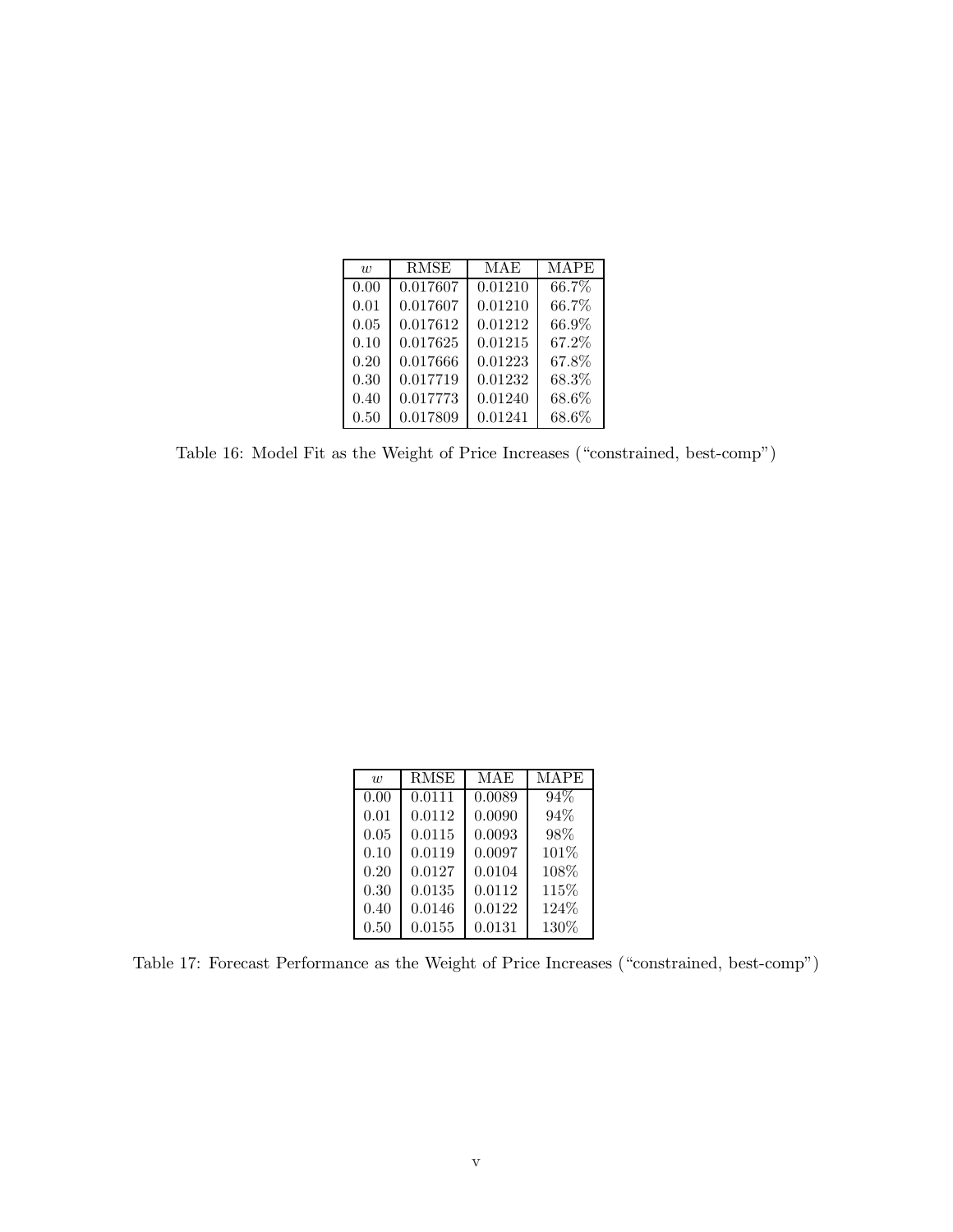| $w$ | RMSE | MAE | MAPE |
|---|---|---|---|
| 0.00 | 0.017607 | 0.01210 | 66.7% |
| 0.01 | 0.017607 | 0.01210 | 66.7% |
| 0.05 | 0.017612 | 0.01212 | 66.9% |
| 0.10 | 0.017625 | 0.01215 | 67.2% |
| 0.20 | 0.017666 | 0.01223 | 67.8% |
| 0.30 | 0.017719 | 0.01232 | 68.3% |
| 0.40 | 0.017773 | 0.01240 | 68.6% |
| 0.50 | 0.017809 | 0.01241 | 68.6% |

Table 16: Model Fit as the Weight of Price Increases ("constrained, best-comp")

| $w$ | RMSE | MAE | MAPE |
|---|---|---|---|
| 0.00 | 0.0111 | 0.0089 | 94% |
| 0.01 | 0.0112 | 0.0090 | 94% |
| 0.05 | 0.0115 | 0.0093 | 98% |
| 0.10 | 0.0119 | 0.0097 | 101% |
| 0.20 | 0.0127 | 0.0104 | 108% |
| 0.30 | 0.0135 | 0.0112 | 115% |
| 0.40 | 0.0146 | 0.0122 | 124% |
| 0.50 | 0.0155 | 0.0131 | 130% |

Table 17: Forecast Performance as the Weight of Price Increases ("constrained, best-comp")